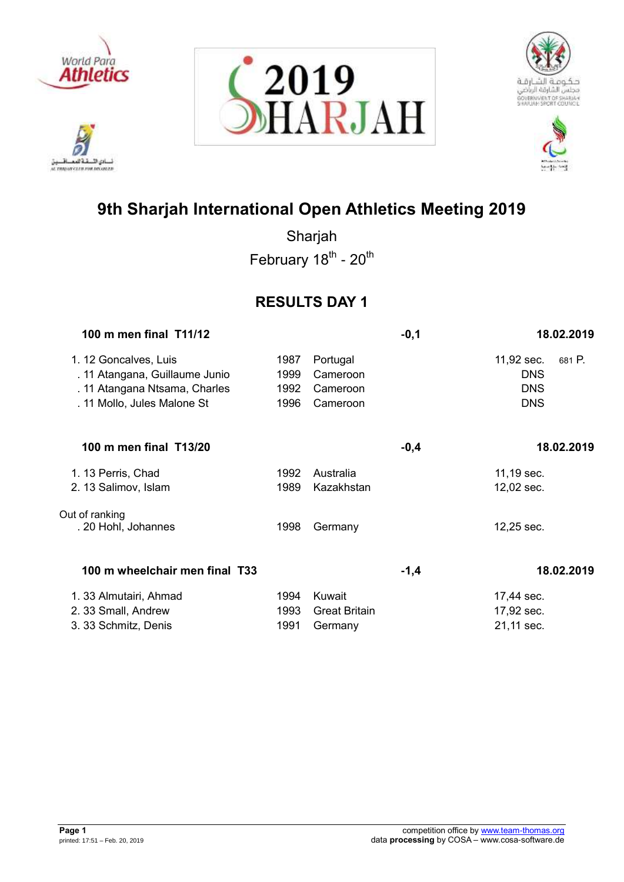# 9th Sharjah International Open Athletics Meeting 2019

Sharjah

February 18th - 20th

## RESULTS DAY 1

### 100 m men final T11/12 — -0,1 — 18.02.2019

| Rank | Class | Name | Year | Country | Result | Points |
|---|---|---|---|---|---|---|
| 1. | 12 | Goncalves, Luis | 1987 | Portugal | 11,92 sec. | 681 P. |
| . | 11 | Atangana, Guillaume Junio | 1999 | Cameroon | DNS | |
| . | 11 | Atangana Ntsama, Charles | 1992 | Cameroon | DNS | |
| . | 11 | Mollo, Jules Malone St | 1996 | Cameroon | DNS | |

### 100 m men final T13/20 — -0,4 — 18.02.2019

| Rank | Class | Name | Year | Country | Result |
|---|---|---|---|---|---|
| 1. | 13 | Perris, Chad | 1992 | Australia | 11,19 sec. |
| 2. | 13 | Salimov, Islam | 1989 | Kazakhstan | 12,02 sec. |

Out of ranking

| Rank | Class | Name | Year | Country | Result |
|---|---|---|---|---|---|
| . | 20 | Hohl, Johannes | 1998 | Germany | 12,25 sec. |

### 100 m wheelchair men final T33 — -1,4 — 18.02.2019

| Rank | Class | Name | Year | Country | Result |
|---|---|---|---|---|---|
| 1. | 33 | Almutairi, Ahmad | 1994 | Kuwait | 17,44 sec. |
| 2. | 33 | Small, Andrew | 1993 | Great Britain | 17,92 sec. |
| 3. | 33 | Schmitz, Denis | 1991 | Germany | 21,11 sec. |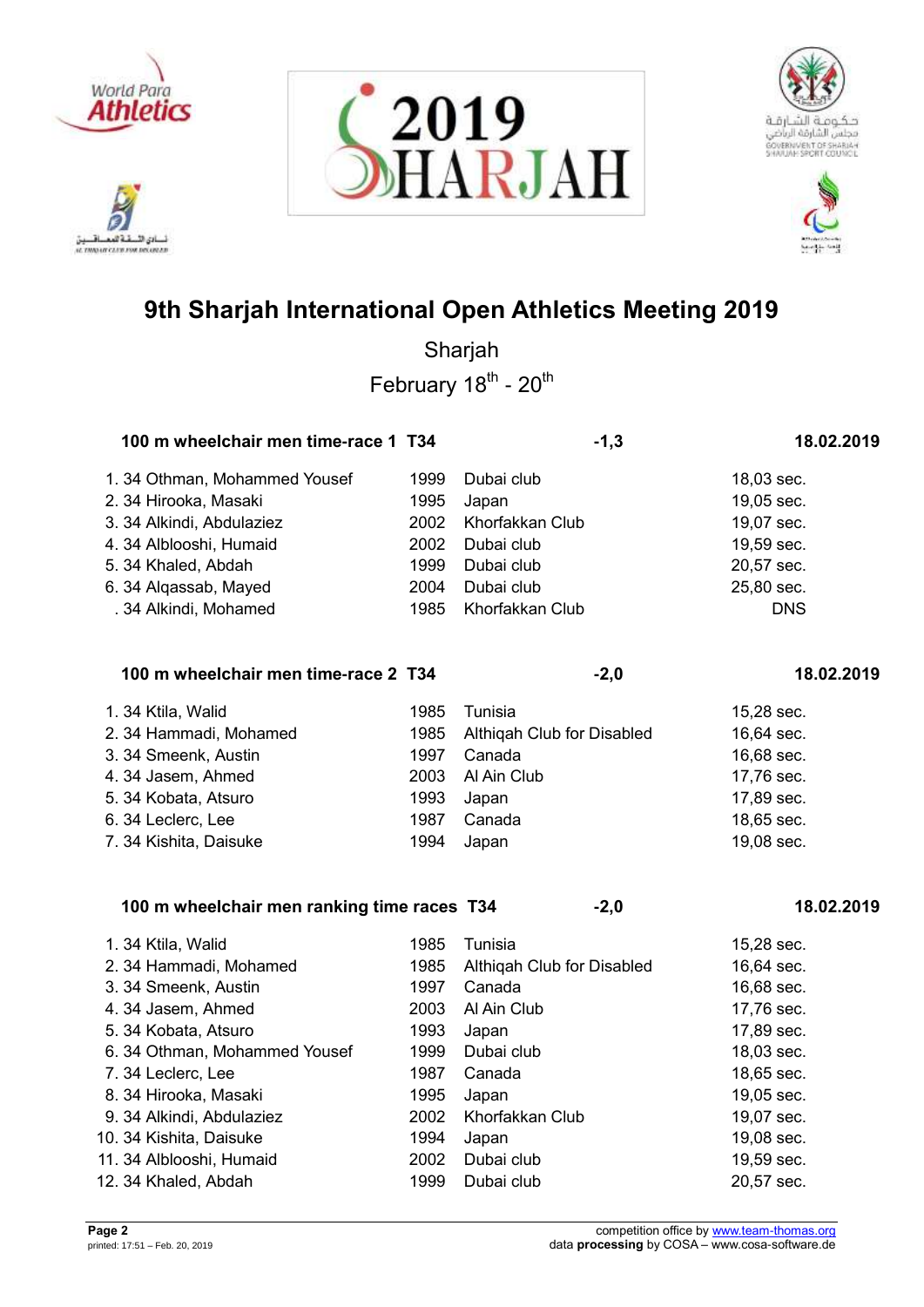# 9th Sharjah International Open Athletics Meeting 2019

Sharjah

February 18th - 20th

### 100 m wheelchair men time-race 1 T34 — -1,3 — 18.02.2019

| Rank | Class | Name | Year | Club | Result |
|---|---|---|---|---|---|
| 1. | 34 | Othman, Mohammed Yousef | 1999 | Dubai club | 18,03 sec. |
| 2. | 34 | Hirooka, Masaki | 1995 | Japan | 19,05 sec. |
| 3. | 34 | Alkindi, Abdulaziez | 2002 | Khorfakkan Club | 19,07 sec. |
| 4. | 34 | Alblooshi, Humaid | 2002 | Dubai club | 19,59 sec. |
| 5. | 34 | Khaled, Abdah | 1999 | Dubai club | 20,57 sec. |
| 6. | 34 | Alqassab, Mayed | 2004 | Dubai club | 25,80 sec. |
| . | 34 | Alkindi, Mohamed | 1985 | Khorfakkan Club | DNS |

### 100 m wheelchair men time-race 2 T34 — -2,0 — 18.02.2019

| Rank | Class | Name | Year | Club | Result |
|---|---|---|---|---|---|
| 1. | 34 | Ktila, Walid | 1985 | Tunisia | 15,28 sec. |
| 2. | 34 | Hammadi, Mohamed | 1985 | Althiqah Club for Disabled | 16,64 sec. |
| 3. | 34 | Smeenk, Austin | 1997 | Canada | 16,68 sec. |
| 4. | 34 | Jasem, Ahmed | 2003 | Al Ain Club | 17,76 sec. |
| 5. | 34 | Kobata, Atsuro | 1993 | Japan | 17,89 sec. |
| 6. | 34 | Leclerc, Lee | 1987 | Canada | 18,65 sec. |
| 7. | 34 | Kishita, Daisuke | 1994 | Japan | 19,08 sec. |

### 100 m wheelchair men ranking time races T34 — -2,0 — 18.02.2019

| Rank | Class | Name | Year | Club | Result |
|---|---|---|---|---|---|
| 1. | 34 | Ktila, Walid | 1985 | Tunisia | 15,28 sec. |
| 2. | 34 | Hammadi, Mohamed | 1985 | Althiqah Club for Disabled | 16,64 sec. |
| 3. | 34 | Smeenk, Austin | 1997 | Canada | 16,68 sec. |
| 4. | 34 | Jasem, Ahmed | 2003 | Al Ain Club | 17,76 sec. |
| 5. | 34 | Kobata, Atsuro | 1993 | Japan | 17,89 sec. |
| 6. | 34 | Othman, Mohammed Yousef | 1999 | Dubai club | 18,03 sec. |
| 7. | 34 | Leclerc, Lee | 1987 | Canada | 18,65 sec. |
| 8. | 34 | Hirooka, Masaki | 1995 | Japan | 19,05 sec. |
| 9. | 34 | Alkindi, Abdulaziez | 2002 | Khorfakkan Club | 19,07 sec. |
| 10. | 34 | Kishita, Daisuke | 1994 | Japan | 19,08 sec. |
| 11. | 34 | Alblooshi, Humaid | 2002 | Dubai club | 19,59 sec. |
| 12. | 34 | Khaled, Abdah | 1999 | Dubai club | 20,57 sec. |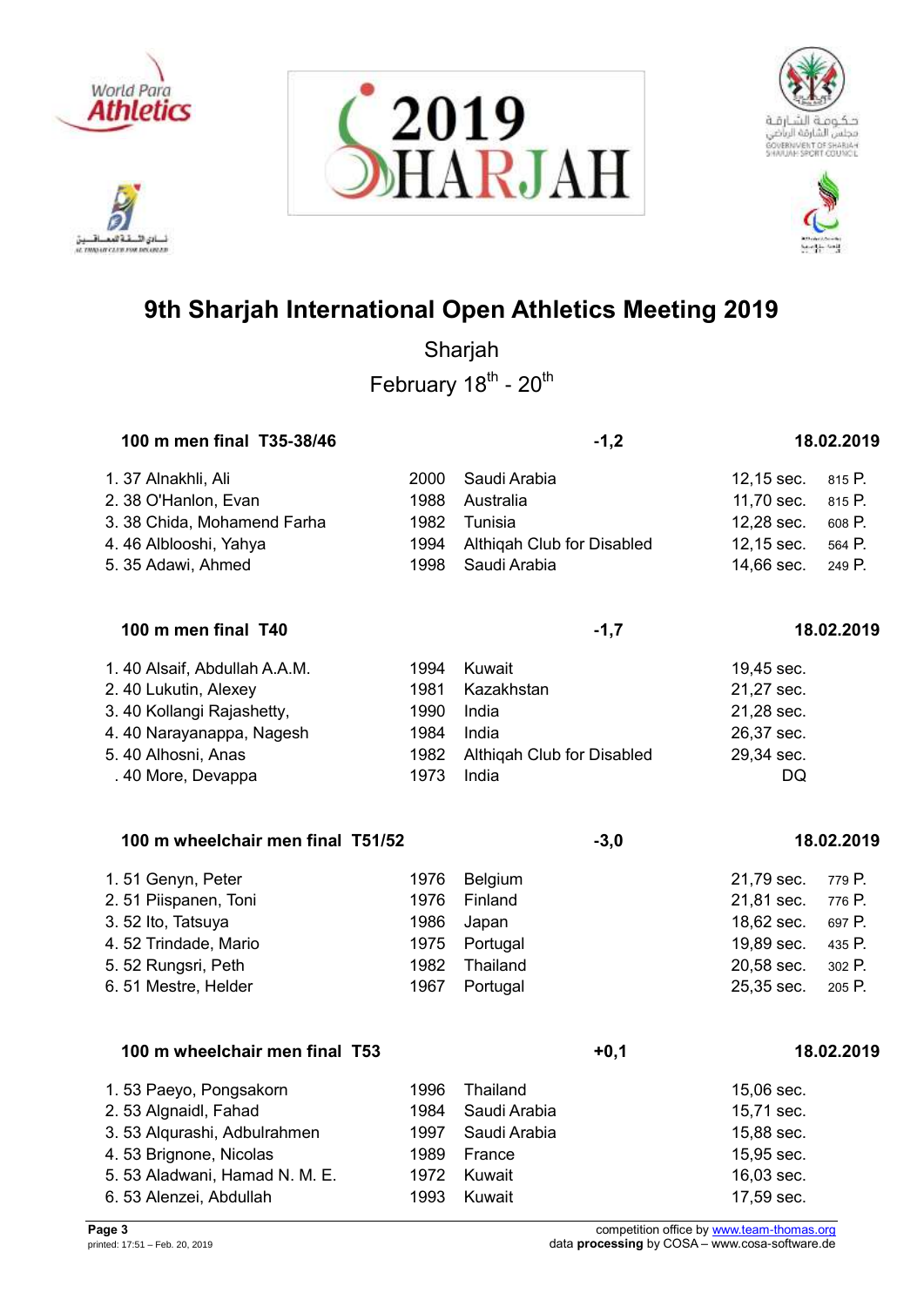# 9th Sharjah International Open Athletics Meeting 2019

Sharjah

February 18th - 20th

## 100 m men final T35-38/46 — -1,2 — 18.02.2019

| Place | Class | Name | Year | Country | Result | Points |
|---|---|---|---|---|---|---|
| 1. | 37 | Alnakhli, Ali | 2000 | Saudi Arabia | 12,15 sec. | 815 P. |
| 2. | 38 | O'Hanlon, Evan | 1988 | Australia | 11,70 sec. | 815 P. |
| 3. | 38 | Chida, Mohamend Farha | 1982 | Tunisia | 12,28 sec. | 608 P. |
| 4. | 46 | Alblooshi, Yahya | 1994 | Althiqah Club for Disabled | 12,15 sec. | 564 P. |
| 5. | 35 | Adawi, Ahmed | 1998 | Saudi Arabia | 14,66 sec. | 249 P. |

## 100 m men final T40 — -1,7 — 18.02.2019

| Place | Class | Name | Year | Country | Result |
|---|---|---|---|---|---|
| 1. | 40 | Alsaif, Abdullah A.A.M. | 1994 | Kuwait | 19,45 sec. |
| 2. | 40 | Lukutin, Alexey | 1981 | Kazakhstan | 21,27 sec. |
| 3. | 40 | Kollangi Rajashetty, | 1990 | India | 21,28 sec. |
| 4. | 40 | Narayanappa, Nagesh | 1984 | India | 26,37 sec. |
| 5. | 40 | Alhosni, Anas | 1982 | Althiqah Club for Disabled | 29,34 sec. |
| . | 40 | More, Devappa | 1973 | India | DQ |

## 100 m wheelchair men final T51/52 — -3,0 — 18.02.2019

| Place | Class | Name | Year | Country | Result | Points |
|---|---|---|---|---|---|---|
| 1. | 51 | Genyn, Peter | 1976 | Belgium | 21,79 sec. | 779 P. |
| 2. | 51 | Piispanen, Toni | 1976 | Finland | 21,81 sec. | 776 P. |
| 3. | 52 | Ito, Tatsuya | 1986 | Japan | 18,62 sec. | 697 P. |
| 4. | 52 | Trindade, Mario | 1975 | Portugal | 19,89 sec. | 435 P. |
| 5. | 52 | Rungsri, Peth | 1982 | Thailand | 20,58 sec. | 302 P. |
| 6. | 51 | Mestre, Helder | 1967 | Portugal | 25,35 sec. | 205 P. |

## 100 m wheelchair men final T53 — +0,1 — 18.02.2019

| Place | Class | Name | Year | Country | Result |
|---|---|---|---|---|---|
| 1. | 53 | Paeyo, Pongsakorn | 1996 | Thailand | 15,06 sec. |
| 2. | 53 | Algnaidl, Fahad | 1984 | Saudi Arabia | 15,71 sec. |
| 3. | 53 | Alqurashi, Adbulrahmen | 1997 | Saudi Arabia | 15,88 sec. |
| 4. | 53 | Brignone, Nicolas | 1989 | France | 15,95 sec. |
| 5. | 53 | Aladwani, Hamad N. M. E. | 1972 | Kuwait | 16,03 sec. |
| 6. | 53 | Alenzei, Abdullah | 1993 | Kuwait | 17,59 sec. |

competition office by www.team-thomas.org
data **processing** by COSA – www.cosa-software.de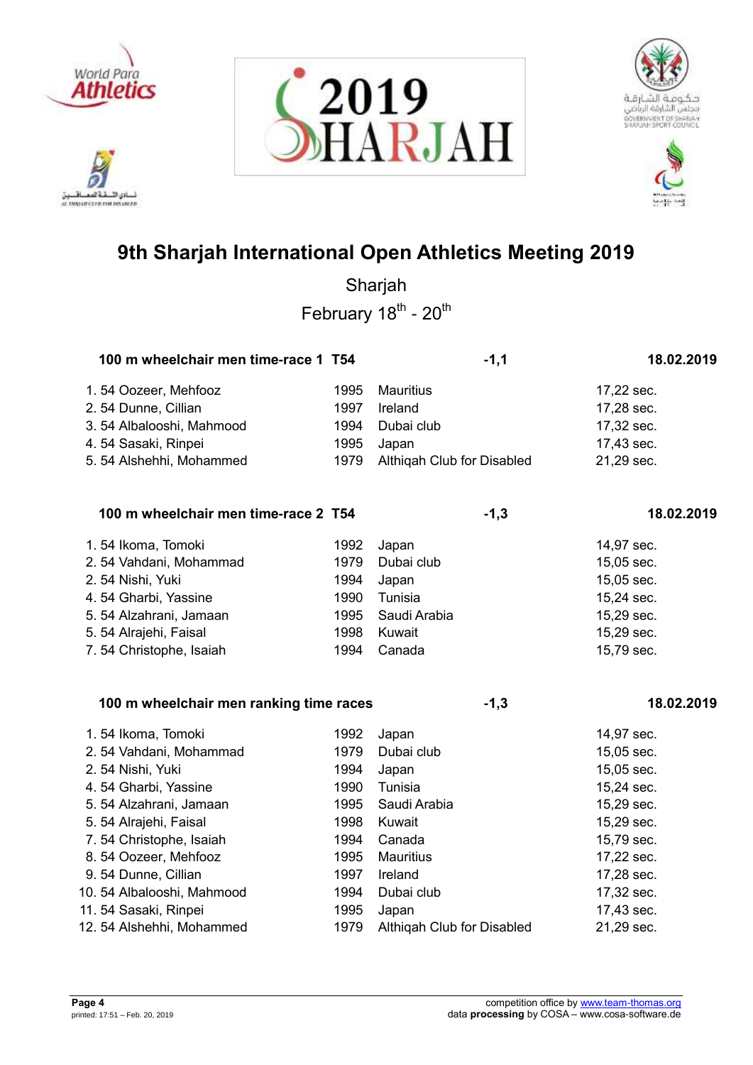# 9th Sharjah International Open Athletics Meeting 2019

Sharjah

February 18$^{th}$ - 20$^{th}$

### 100 m wheelchair men time-race 1 T54 — -1,1 — 18.02.2019

| Rank | Class | Name | Year | Country/Club | Result |
|---|---|---|---|---|---|
| 1. | 54 | Oozeer, Mehfooz | 1995 | Mauritius | 17,22 sec. |
| 2. | 54 | Dunne, Cillian | 1997 | Ireland | 17,28 sec. |
| 3. | 54 | Albalooshi, Mahmood | 1994 | Dubai club | 17,32 sec. |
| 4. | 54 | Sasaki, Rinpei | 1995 | Japan | 17,43 sec. |
| 5. | 54 | Alshehhi, Mohammed | 1979 | Althiqah Club for Disabled | 21,29 sec. |

### 100 m wheelchair men time-race 2 T54 — -1,3 — 18.02.2019

| Rank | Class | Name | Year | Country/Club | Result |
|---|---|---|---|---|---|
| 1. | 54 | Ikoma, Tomoki | 1992 | Japan | 14,97 sec. |
| 2. | 54 | Vahdani, Mohammad | 1979 | Dubai club | 15,05 sec. |
| 2. | 54 | Nishi, Yuki | 1994 | Japan | 15,05 sec. |
| 4. | 54 | Gharbi, Yassine | 1990 | Tunisia | 15,24 sec. |
| 5. | 54 | Alzahrani, Jamaan | 1995 | Saudi Arabia | 15,29 sec. |
| 5. | 54 | Alrajehi, Faisal | 1998 | Kuwait | 15,29 sec. |
| 7. | 54 | Christophe, Isaiah | 1994 | Canada | 15,79 sec. |

### 100 m wheelchair men ranking time races — -1,3 — 18.02.2019

| Rank | Class | Name | Year | Country/Club | Result |
|---|---|---|---|---|---|
| 1. | 54 | Ikoma, Tomoki | 1992 | Japan | 14,97 sec. |
| 2. | 54 | Vahdani, Mohammad | 1979 | Dubai club | 15,05 sec. |
| 2. | 54 | Nishi, Yuki | 1994 | Japan | 15,05 sec. |
| 4. | 54 | Gharbi, Yassine | 1990 | Tunisia | 15,24 sec. |
| 5. | 54 | Alzahrani, Jamaan | 1995 | Saudi Arabia | 15,29 sec. |
| 5. | 54 | Alrajehi, Faisal | 1998 | Kuwait | 15,29 sec. |
| 7. | 54 | Christophe, Isaiah | 1994 | Canada | 15,79 sec. |
| 8. | 54 | Oozeer, Mehfooz | 1995 | Mauritius | 17,22 sec. |
| 9. | 54 | Dunne, Cillian | 1997 | Ireland | 17,28 sec. |
| 10. | 54 | Albalooshi, Mahmood | 1994 | Dubai club | 17,32 sec. |
| 11. | 54 | Sasaki, Rinpei | 1995 | Japan | 17,43 sec. |
| 12. | 54 | Alshehhi, Mohammed | 1979 | Althiqah Club for Disabled | 21,29 sec. |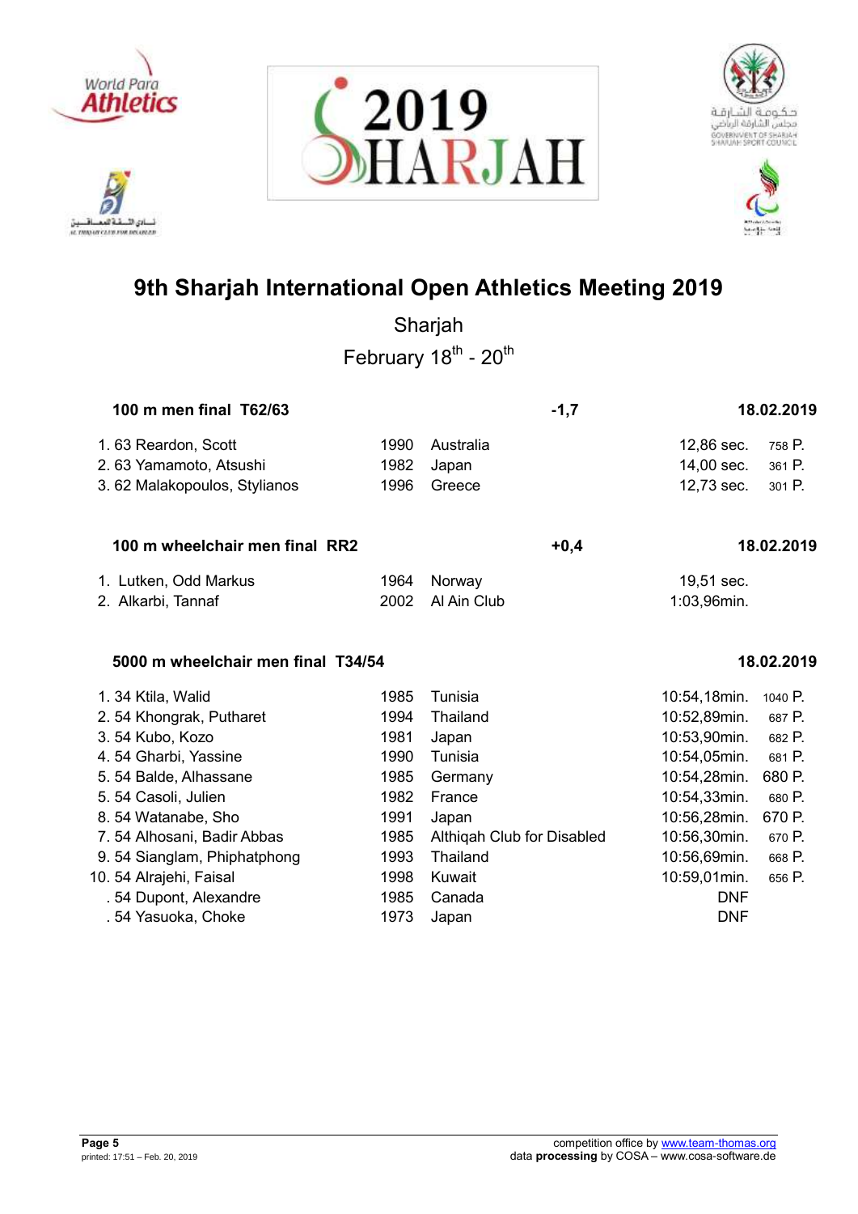# 9th Sharjah International Open Athletics Meeting 2019

Sharjah

February 18th - 20th

**100 m men final T62/63** | **-1,7** | **18.02.2019**

| Rank | Class | Name | Year | Country | Result | Points |
|---|---|---|---|---|---|---|
| 1. | 63 | Reardon, Scott | 1990 | Australia | 12,86 sec. | 758 P. |
| 2. | 63 | Yamamoto, Atsushi | 1982 | Japan | 14,00 sec. | 361 P. |
| 3. | 62 | Malakopoulos, Stylianos | 1996 | Greece | 12,73 sec. | 301 P. |

**100 m wheelchair men final RR2** | **+0,4** | **18.02.2019**

| Rank | Name | Year | Country | Result |
|---|---|---|---|---|
| 1. | Lutken, Odd Markus | 1964 | Norway | 19,51 sec. |
| 2. | Alkarbi, Tannaf | 2002 | Al Ain Club | 1:03,96min. |

**5000 m wheelchair men final T34/54** | **18.02.2019**

| Rank | Class | Name | Year | Country | Result | Points |
|---|---|---|---|---|---|---|
| 1. | 34 | Ktila, Walid | 1985 | Tunisia | 10:54,18min. | 1040 P. |
| 2. | 54 | Khongrak, Putharet | 1994 | Thailand | 10:52,89min. | 687 P. |
| 3. | 54 | Kubo, Kozo | 1981 | Japan | 10:53,90min. | 682 P. |
| 4. | 54 | Gharbi, Yassine | 1990 | Tunisia | 10:54,05min. | 681 P. |
| 5. | 54 | Balde, Alhassane | 1985 | Germany | 10:54,28min. | 680 P. |
| 5. | 54 | Casoli, Julien | 1982 | France | 10:54,33min. | 680 P. |
| 8. | 54 | Watanabe, Sho | 1991 | Japan | 10:56,28min. | 670 P. |
| 7. | 54 | Alhosani, Badir Abbas | 1985 | Althiqah Club for Disabled | 10:56,30min. | 670 P. |
| 9. | 54 | Sianglam, Phiphatphong | 1993 | Thailand | 10:56,69min. | 668 P. |
| 10. | 54 | Alrajehi, Faisal | 1998 | Kuwait | 10:59,01min. | 656 P. |
| . | 54 | Dupont, Alexandre | 1985 | Canada | DNF | |
| . | 54 | Yasuoka, Choke | 1973 | Japan | DNF | |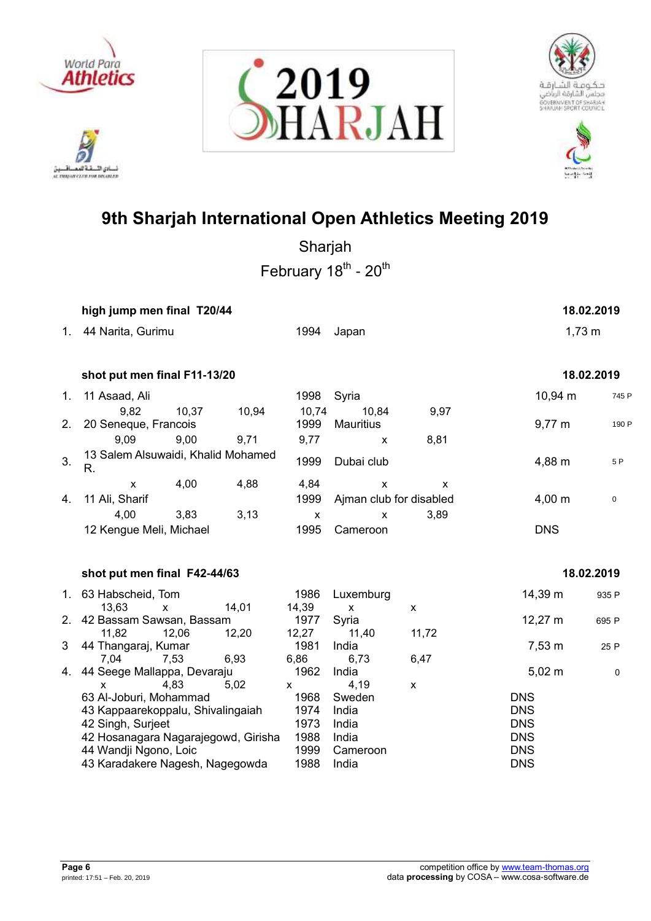# 9th Sharjah International Open Athletics Meeting 2019

Sharjah

February 18th - 20th

### high jump men final T20/44 — 18.02.2019

| Rank | Class / Name | Year | Country | Result |
|---|---|---|---|---|
| 1. | 44 Narita, Gurimu | 1994 | Japan | 1,73 m |

### shot put men final F11-13/20 — 18.02.2019

| Rank | Class / Name | Year | Country | Result | Points |
|---|---|---|---|---|---|
| 1. | 11 Asaad, Ali | 1998 | Syria | 10,94 m | 745 P |
| | 9,82 · 10,37 · 10,94 · 10,74 · 10,84 · 9,97 | | | | |
| 2. | 20 Seneque, Francois | 1999 | Mauritius | 9,77 m | 190 P |
| | 9,09 · 9,00 · 9,71 · 9,77 · x · 8,81 | | | | |
| 3. | 13 Salem Alsuwaidi, Khalid Mohamed R. | 1999 | Dubai club | 4,88 m | 5 P |
| | x · 4,00 · 4,88 · 4,84 · x · x | | | | |
| 4. | 11 Ali, Sharif | 1999 | Ajman club for disabled | 4,00 m | 0 |
| | 4,00 · 3,83 · 3,13 · x · x · 3,89 | | | | |
| | 12 Kengue Meli, Michael | 1995 | Cameroon | DNS | |

### shot put men final F42-44/63 — 18.02.2019

| Rank | Class / Name | Year | Country | Result | Points |
|---|---|---|---|---|---|
| 1. | 63 Habscheid, Tom | 1986 | Luxemburg | 14,39 m | 935 P |
| | 13,63 · x · 14,01 · 14,39 · x · x | | | | |
| 2. | 42 Bassam Sawsan, Bassam | 1977 | Syria | 12,27 m | 695 P |
| | 11,82 · 12,06 · 12,20 · 12,27 · 11,40 · 11,72 | | | | |
| 3 | 44 Thangaraj, Kumar | 1981 | India | 7,53 m | 25 P |
| | 7,04 · 7,53 · 6,93 · 6,86 · 6,73 · 6,47 | | | | |
| 4. | 44 Seege Mallappa, Devaraju | 1962 | India | 5,02 m | 0 |
| | x · 4,83 · 5,02 · x · 4,19 · x | | | | |
| | 63 Al-Joburi, Mohammad | 1968 | Sweden | DNS | |
| | 43 Kappaarekoppalu, Shivalingaiah | 1974 | India | DNS | |
| | 42 Singh, Surjeet | 1973 | India | DNS | |
| | 42 Hosanagara Nagarajegowd, Girisha | 1988 | India | DNS | |
| | 44 Wandji Ngono, Loic | 1999 | Cameroon | DNS | |
| | 43 Karadakere Nagesh, Nagegowda | 1988 | India | DNS | |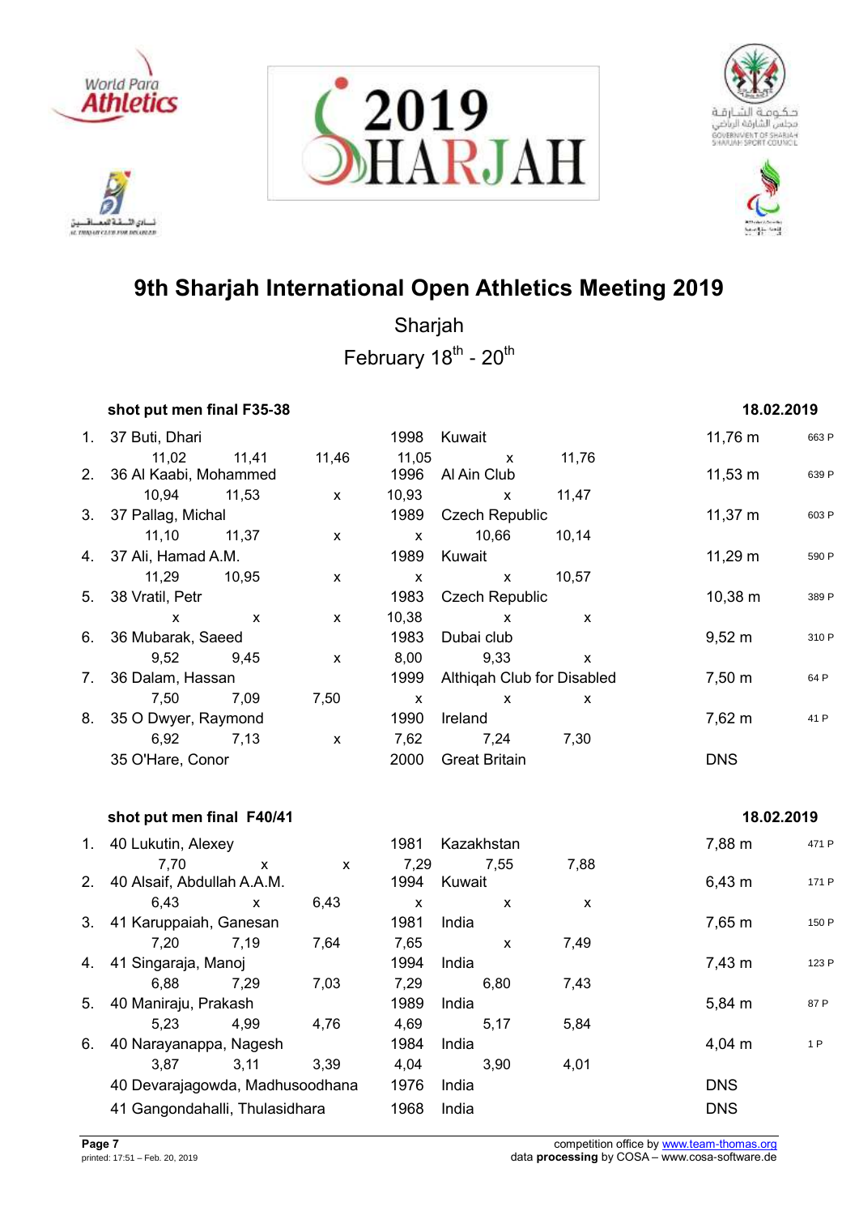# 9th Sharjah International Open Athletics Meeting 2019

Sharjah

February 18th - 20th

### shot put men final F35-38 — 18.02.2019

| Rank | Class, Name | Year | Country/Club | Result | Points |
|---|---|---|---|---|---|
| 1. | 37 Buti, Dhari | 1998 | Kuwait | 11,76 m | 663 P |
| | 11,02 · 11,41 · 11,46 · 11,05 · x · 11,76 | | | | |
| 2. | 36 Al Kaabi, Mohammed | 1996 | Al Ain Club | 11,53 m | 639 P |
| | 10,94 · 11,53 · x · 10,93 · x · 11,47 | | | | |
| 3. | 37 Pallag, Michal | 1989 | Czech Republic | 11,37 m | 603 P |
| | 11,10 · 11,37 · x · x · 10,66 · 10,14 | | | | |
| 4. | 37 Ali, Hamad A.M. | 1989 | Kuwait | 11,29 m | 590 P |
| | 11,29 · 10,95 · x · x · x · 10,57 | | | | |
| 5. | 38 Vratil, Petr | 1983 | Czech Republic | 10,38 m | 389 P |
| | x · x · x · 10,38 · x · x | | | | |
| 6. | 36 Mubarak, Saeed | 1983 | Dubai club | 9,52 m | 310 P |
| | 9,52 · 9,45 · x · 8,00 · 9,33 · x | | | | |
| 7. | 36 Dalam, Hassan | 1999 | Althiqah Club for Disabled | 7,50 m | 64 P |
| | 7,50 · 7,09 · 7,50 · x · x · x | | | | |
| 8. | 35 O Dwyer, Raymond | 1990 | Ireland | 7,62 m | 41 P |
| | 6,92 · 7,13 · x · 7,62 · 7,24 · 7,30 | | | | |
| | 35 O'Hare, Conor | 2000 | Great Britain | DNS | |

### shot put men final F40/41 — 18.02.2019

| Rank | Class, Name | Year | Country/Club | Result | Points |
|---|---|---|---|---|---|
| 1. | 40 Lukutin, Alexey | 1981 | Kazakhstan | 7,88 m | 471 P |
| | 7,70 · x · x · 7,29 · 7,55 · 7,88 | | | | |
| 2. | 40 Alsaif, Abdullah A.A.M. | 1994 | Kuwait | 6,43 m | 171 P |
| | 6,43 · x · 6,43 · x · x · x | | | | |
| 3. | 41 Karuppaiah, Ganesan | 1981 | India | 7,65 m | 150 P |
| | 7,20 · 7,19 · 7,64 · 7,65 · x · 7,49 | | | | |
| 4. | 41 Singaraja, Manoj | 1994 | India | 7,43 m | 123 P |
| | 6,88 · 7,29 · 7,03 · 7,29 · 6,80 · 7,43 | | | | |
| 5. | 40 Maniraju, Prakash | 1989 | India | 5,84 m | 87 P |
| | 5,23 · 4,99 · 4,76 · 4,69 · 5,17 · 5,84 | | | | |
| 6. | 40 Narayanappa, Nagesh | 1984 | India | 4,04 m | 1 P |
| | 3,87 · 3,11 · 3,39 · 4,04 · 3,90 · 4,01 | | | | |
| | 40 Devarajagowda, Madhusoodhana | 1976 | India | DNS | |
| | 41 Gangondahalli, Thulasidhara | 1968 | India | DNS | |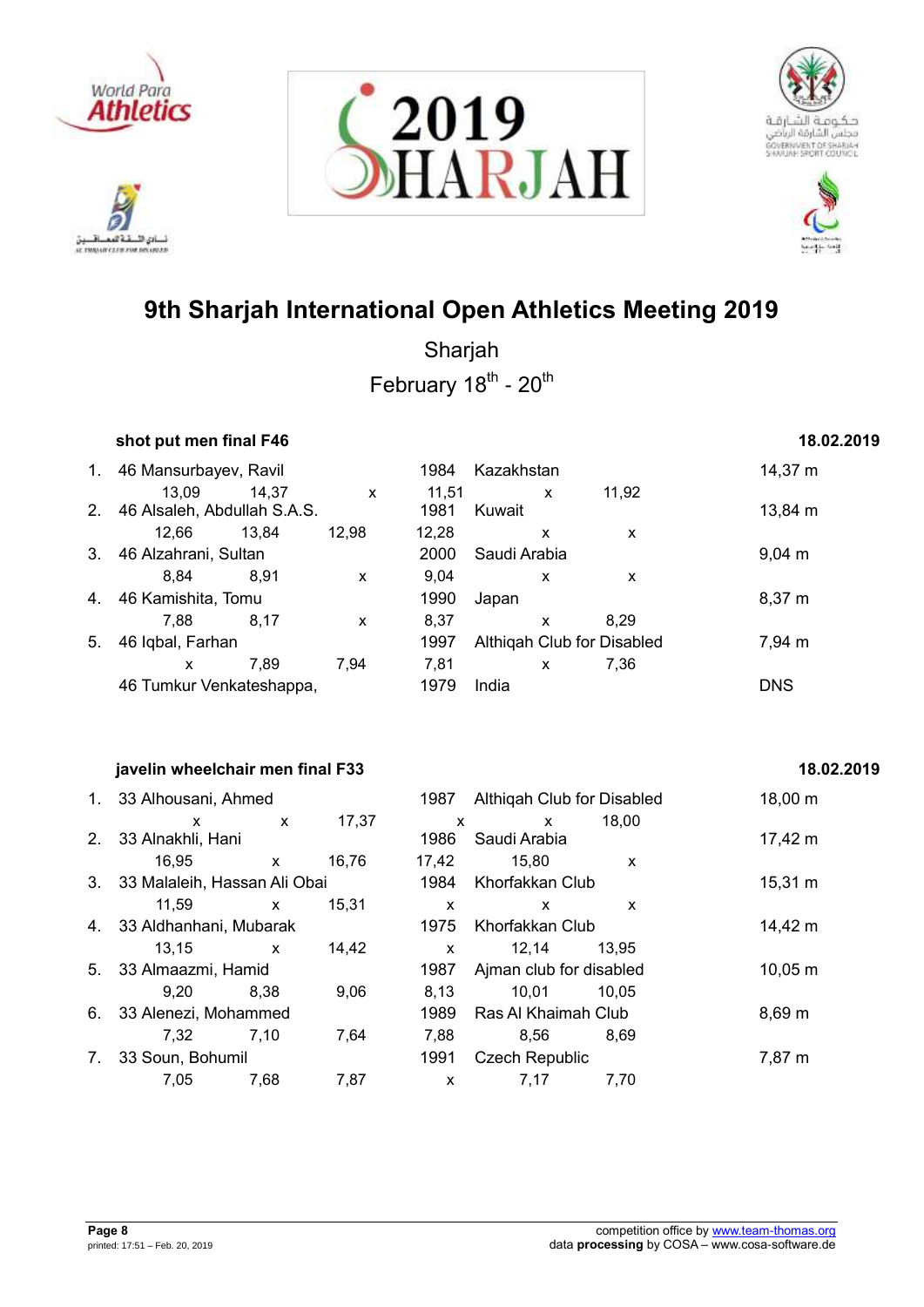# 9th Sharjah International Open Athletics Meeting 2019

Sharjah

February 18th - 20th

## shot put men final F46

18.02.2019

| Rank | Class | Name | Year | Country/Club | Result |
|---|---|---|---|---|---|
| 1. | 46 | Mansurbayev, Ravil | 1984 | Kazakhstan | 14,37 m |
| | | 13,09 &nbsp; 14,37 &nbsp; x &nbsp; 11,51 &nbsp; x &nbsp; 11,92 | | | |
| 2. | 46 | Alsaleh, Abdullah S.A.S. | 1981 | Kuwait | 13,84 m |
| | | 12,66 &nbsp; 13,84 &nbsp; 12,98 &nbsp; 12,28 &nbsp; x &nbsp; x | | | |
| 3. | 46 | Alzahrani, Sultan | 2000 | Saudi Arabia | 9,04 m |
| | | 8,84 &nbsp; 8,91 &nbsp; x &nbsp; 9,04 &nbsp; x &nbsp; x | | | |
| 4. | 46 | Kamishita, Tomu | 1990 | Japan | 8,37 m |
| | | 7,88 &nbsp; 8,17 &nbsp; x &nbsp; 8,37 &nbsp; x &nbsp; 8,29 | | | |
| 5. | 46 | Iqbal, Farhan | 1997 | Althiqah Club for Disabled | 7,94 m |
| | | x &nbsp; 7,89 &nbsp; 7,94 &nbsp; 7,81 &nbsp; x &nbsp; 7,36 | | | |
| | 46 | Tumkur Venkateshappa, | 1979 | India | DNS |

## javelin wheelchair men final F33

18.02.2019

| Rank | Class | Name | Year | Country/Club | Result |
|---|---|---|---|---|---|
| 1. | 33 | Alhousani, Ahmed | 1987 | Althiqah Club for Disabled | 18,00 m |
| | | x &nbsp; x &nbsp; 17,37 &nbsp; x &nbsp; x &nbsp; 18,00 | | | |
| 2. | 33 | Alnakhli, Hani | 1986 | Saudi Arabia | 17,42 m |
| | | 16,95 &nbsp; x &nbsp; 16,76 &nbsp; 17,42 &nbsp; 15,80 &nbsp; x | | | |
| 3. | 33 | Malaleih, Hassan Ali Obai | 1984 | Khorfakkan Club | 15,31 m |
| | | 11,59 &nbsp; x &nbsp; 15,31 &nbsp; x &nbsp; x &nbsp; x | | | |
| 4. | 33 | Aldhanhani, Mubarak | 1975 | Khorfakkan Club | 14,42 m |
| | | 13,15 &nbsp; x &nbsp; 14,42 &nbsp; x &nbsp; 12,14 &nbsp; 13,95 | | | |
| 5. | 33 | Almaazmi, Hamid | 1987 | Ajman club for disabled | 10,05 m |
| | | 9,20 &nbsp; 8,38 &nbsp; 9,06 &nbsp; 8,13 &nbsp; 10,01 &nbsp; 10,05 | | | |
| 6. | 33 | Alenezi, Mohammed | 1989 | Ras Al Khaimah Club | 8,69 m |
| | | 7,32 &nbsp; 7,10 &nbsp; 7,64 &nbsp; 7,88 &nbsp; 8,56 &nbsp; 8,69 | | | |
| 7. | 33 | Soun, Bohumil | 1991 | Czech Republic | 7,87 m |
| | | 7,05 &nbsp; 7,68 &nbsp; 7,87 &nbsp; x &nbsp; 7,17 &nbsp; 7,70 | | | |

competition office by www.team-thomas.org
data **processing** by COSA – www.cosa-software.de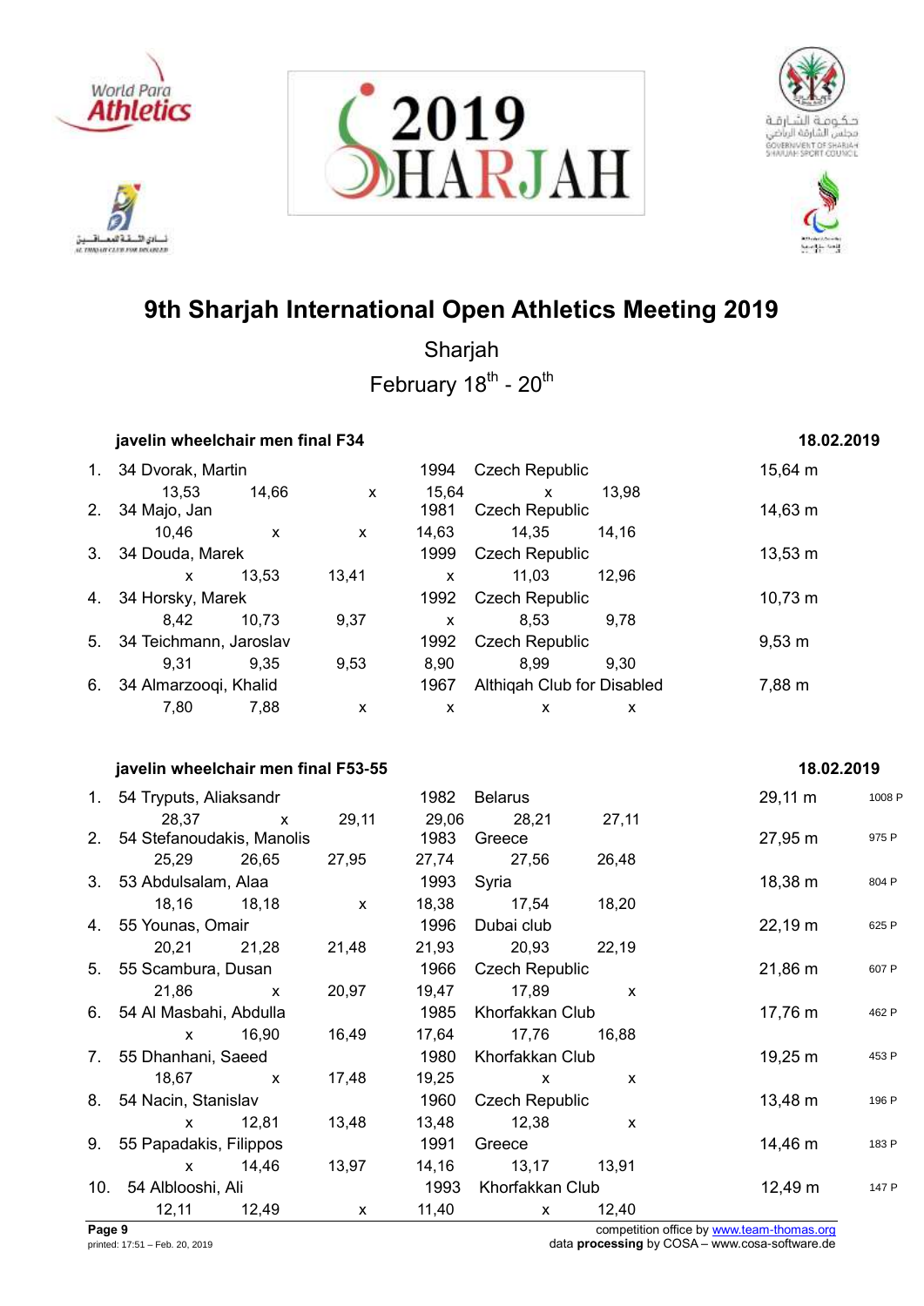# 9th Sharjah International Open Athletics Meeting 2019

Sharjah

February 18th - 20th

### javelin wheelchair men final F34 — 18.02.2019

| Rank | Class | Name | Year | Club/Country | Result |
|---|---|---|---|---|---|
| 1. | 34 | Dvorak, Martin | 1994 | Czech Republic | 15,64 m |
| | | 13,53 / 14,66 / x / 15,64 / x / 13,98 | | | |
| 2. | 34 | Majo, Jan | 1981 | Czech Republic | 14,63 m |
| | | 10,46 / x / x / 14,63 / 14,35 / 14,16 | | | |
| 3. | 34 | Douda, Marek | 1999 | Czech Republic | 13,53 m |
| | | x / 13,53 / 13,41 / x / 11,03 / 12,96 | | | |
| 4. | 34 | Horsky, Marek | 1992 | Czech Republic | 10,73 m |
| | | 8,42 / 10,73 / 9,37 / x / 8,53 / 9,78 | | | |
| 5. | 34 | Teichmann, Jaroslav | 1992 | Czech Republic | 9,53 m |
| | | 9,31 / 9,35 / 9,53 / 8,90 / 8,99 / 9,30 | | | |
| 6. | 34 | Almarzooqi, Khalid | 1967 | Althiqah Club for Disabled | 7,88 m |
| | | 7,80 / 7,88 / x / x / x / x | | | |

### javelin wheelchair men final F53-55 — 18.02.2019

| Rank | Class | Name | Year | Club/Country | Result | Points |
|---|---|---|---|---|---|---|
| 1. | 54 | Tryputs, Aliaksandr | 1982 | Belarus | 29,11 m | 1008 P |
| | | 28,37 / x / 29,11 / 29,06 / 28,21 / 27,11 | | | | |
| 2. | 54 | Stefanoudakis, Manolis | 1983 | Greece | 27,95 m | 975 P |
| | | 25,29 / 26,65 / 27,95 / 27,74 / 27,56 / 26,48 | | | | |
| 3. | 53 | Abdulsalam, Alaa | 1993 | Syria | 18,38 m | 804 P |
| | | 18,16 / 18,18 / x / 18,38 / 17,54 / 18,20 | | | | |
| 4. | 55 | Younas, Omair | 1996 | Dubai club | 22,19 m | 625 P |
| | | 20,21 / 21,28 / 21,48 / 21,93 / 20,93 / 22,19 | | | | |
| 5. | 55 | Scambura, Dusan | 1966 | Czech Republic | 21,86 m | 607 P |
| | | 21,86 / x / 20,97 / 19,47 / 17,89 / x | | | | |
| 6. | 54 | Al Masbahi, Abdulla | 1985 | Khorfakkan Club | 17,76 m | 462 P |
| | | x / 16,90 / 16,49 / 17,64 / 17,76 / 16,88 | | | | |
| 7. | 55 | Dhanhani, Saeed | 1980 | Khorfakkan Club | 19,25 m | 453 P |
| | | 18,67 / x / 17,48 / 19,25 / x / x | | | | |
| 8. | 54 | Nacin, Stanislav | 1960 | Czech Republic | 13,48 m | 196 P |
| | | x / 12,81 / 13,48 / 13,48 / 12,38 / x | | | | |
| 9. | 55 | Papadakis, Filippos | 1991 | Greece | 14,46 m | 183 P |
| | | x / 14,46 / 13,97 / 14,16 / 13,17 / 13,91 | | | | |
| 10. | 54 | Alblooshi, Ali | 1993 | Khorfakkan Club | 12,49 m | 147 P |
| | | 12,11 / 12,49 / x / 11,40 / x / 12,40 | | | | |

printed: 17:51 – Feb. 20, 2019

competition office by www.team-thomas.org
data **processing** by COSA – www.cosa-software.de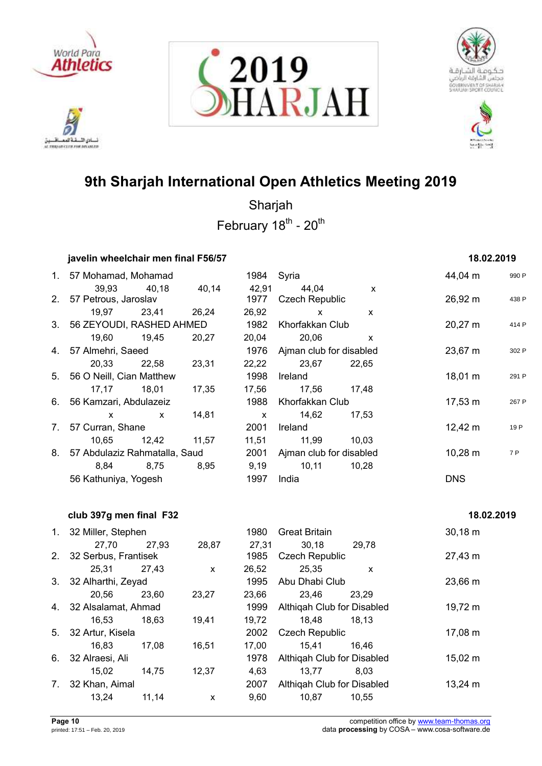# 9th Sharjah International Open Athletics Meeting 2019

Sharjah

February 18th - 20th

### javelin wheelchair men final F56/57 — 18.02.2019

| Rank | Class | Name | Year | Club/Country | Result | Points |
|---|---|---|---|---|---|---|
| 1. | 57 | Mohamad, Mohamad | 1984 | Syria | 44,04 m | 990 P |
| | | 39,93 / 40,18 / 40,14 / 42,91 / 44,04 / x | | | | |
| 2. | 57 | Petrous, Jaroslav | 1977 | Czech Republic | 26,92 m | 438 P |
| | | 19,97 / 23,41 / 26,24 / 26,92 / x / x | | | | |
| 3. | 56 | ZEYOUDI, RASHED AHMED | 1982 | Khorfakkan Club | 20,27 m | 414 P |
| | | 19,60 / 19,45 / 20,27 / 20,04 / 20,06 / x | | | | |
| 4. | 57 | Almehri, Saeed | 1976 | Ajman club for disabled | 23,67 m | 302 P |
| | | 20,33 / 22,58 / 23,31 / 22,22 / 23,67 / 22,65 | | | | |
| 5. | 56 | O Neill, Cian Matthew | 1998 | Ireland | 18,01 m | 291 P |
| | | 17,17 / 18,01 / 17,35 / 17,56 / 17,56 / 17,48 | | | | |
| 6. | 56 | Kamzari, Abdulazeiz | 1988 | Khorfakkan Club | 17,53 m | 267 P |
| | | x / x / 14,81 / x / 14,62 / 17,53 | | | | |
| 7. | 57 | Curran, Shane | 2001 | Ireland | 12,42 m | 19 P |
| | | 10,65 / 12,42 / 11,57 / 11,51 / 11,99 / 10,03 | | | | |
| 8. | 57 | Abdulaziz Rahmatalla, Saud | 2001 | Ajman club for disabled | 10,28 m | 7 P |
| | | 8,84 / 8,75 / 8,95 / 9,19 / 10,11 / 10,28 | | | | |
| | 56 | Kathuniya, Yogesh | 1997 | India | DNS | |

### club 397g men final F32 — 18.02.2019

| Rank | Class | Name | Year | Club/Country | Result |
|---|---|---|---|---|---|
| 1. | 32 | Miller, Stephen | 1980 | Great Britain | 30,18 m |
| | | 27,70 / 27,93 / 28,87 / 27,31 / 30,18 / 29,78 | | | |
| 2. | 32 | Serbus, Frantisek | 1985 | Czech Republic | 27,43 m |
| | | 25,31 / 27,43 / x / 26,52 / 25,35 / x | | | |
| 3. | 32 | Alharthi, Zeyad | 1995 | Abu Dhabi Club | 23,66 m |
| | | 20,56 / 23,60 / 23,27 / 23,66 / 23,46 / 23,29 | | | |
| 4. | 32 | Alsalamat, Ahmad | 1999 | Althiqah Club for Disabled | 19,72 m |
| | | 16,53 / 18,63 / 19,41 / 19,72 / 18,48 / 18,13 | | | |
| 5. | 32 | Artur, Kisela | 2002 | Czech Republic | 17,08 m |
| | | 16,83 / 17,08 / 16,51 / 17,00 / 15,41 / 16,46 | | | |
| 6. | 32 | Alraesi, Ali | 1978 | Althiqah Club for Disabled | 15,02 m |
| | | 15,02 / 14,75 / 12,37 / 4,63 / 13,77 / 8,03 | | | |
| 7. | 32 | Khan, Aimal | 2007 | Althiqah Club for Disabled | 13,24 m |
| | | 13,24 / 11,14 / x / 9,60 / 10,87 / 10,55 | | | |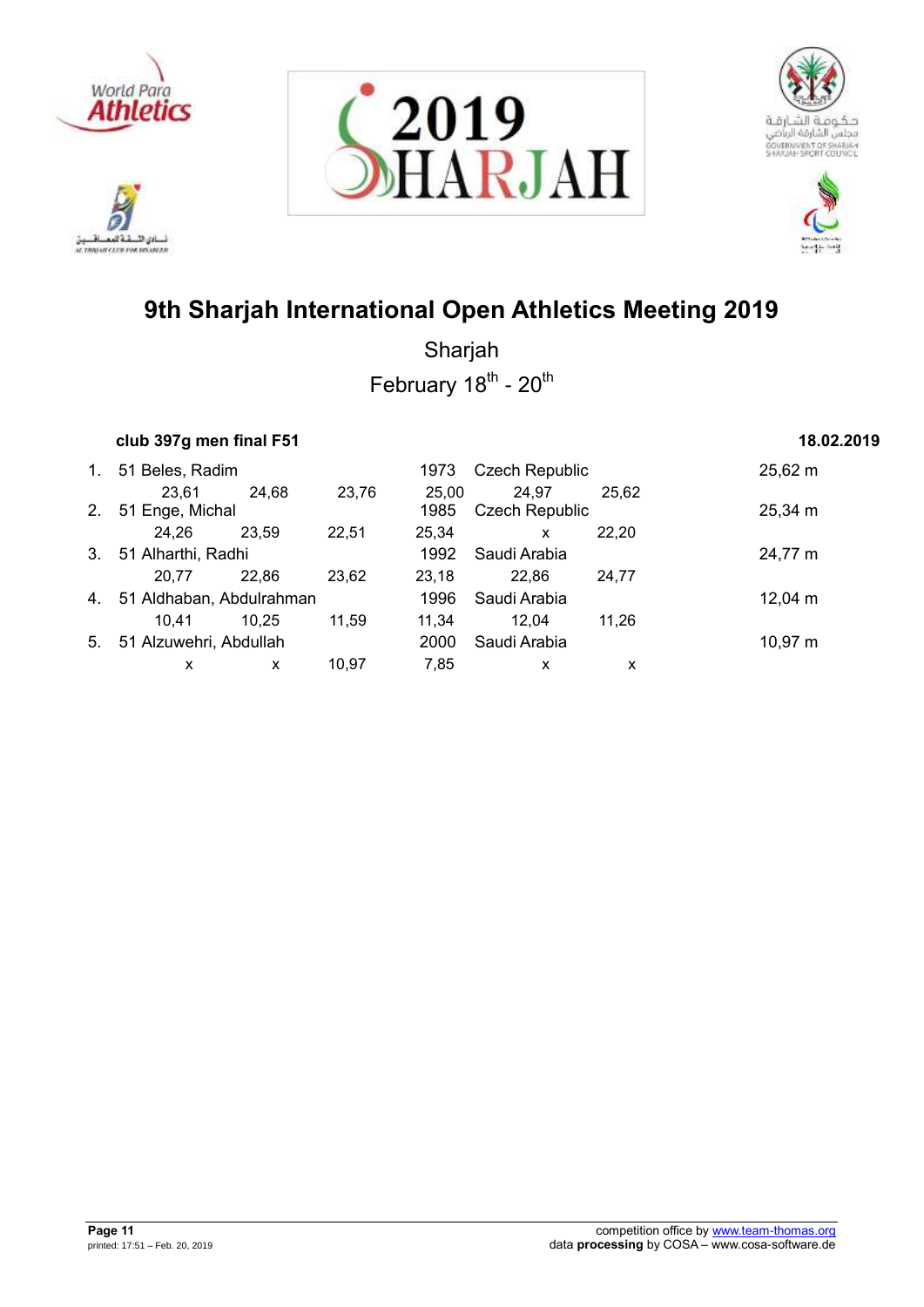# 9th Sharjah International Open Athletics Meeting 2019

Sharjah

February 18th - 20th

### club 397g men final F51 — 18.02.2019

| Rank | Class | Name | Year | Country | Result |
|---|---|---|---|---|---|
| 1. | 51 | Beles, Radim | 1973 | Czech Republic | 25,62 m |
| | | 23,61 / 24,68 / 23,76 / 25,00 / 24,97 / 25,62 | | | |
| 2. | 51 | Enge, Michal | 1985 | Czech Republic | 25,34 m |
| | | 24,26 / 23,59 / 22,51 / 25,34 / x / 22,20 | | | |
| 3. | 51 | Alharthi, Radhi | 1992 | Saudi Arabia | 24,77 m |
| | | 20,77 / 22,86 / 23,62 / 23,18 / 22,86 / 24,77 | | | |
| 4. | 51 | Aldhaban, Abdulrahman | 1996 | Saudi Arabia | 12,04 m |
| | | 10,41 / 10,25 / 11,59 / 11,34 / 12,04 / 11,26 | | | |
| 5. | 51 | Alzuwehri, Abdullah | 2000 | Saudi Arabia | 10,97 m |
| | | x / x / 10,97 / 7,85 / x / x | | | |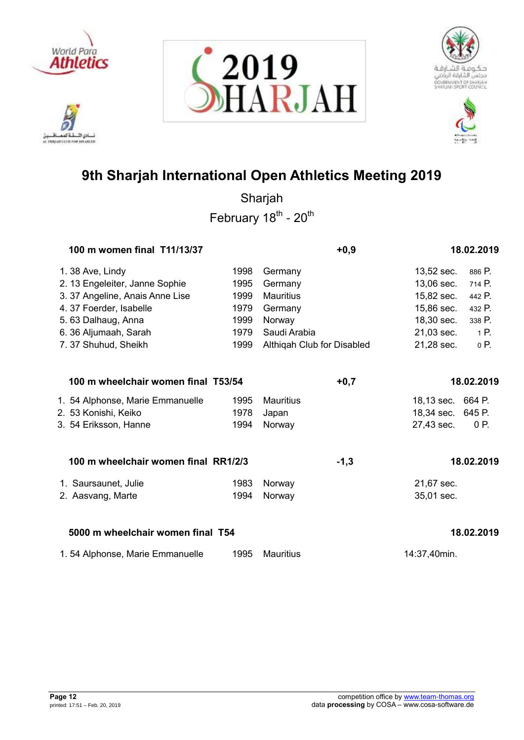# 9th Sharjah International Open Athletics Meeting 2019

Sharjah

February 18th - 20th

### 100 m women final T11/13/37 — +0,9 — 18.02.2019

| Rank | Class | Name | Year | Nation | Result | Points |
|---|---|---|---|---|---|---|
| 1. | 38 | Ave, Lindy | 1998 | Germany | 13,52 sec. | 886 P. |
| 2. | 13 | Engeleiter, Janne Sophie | 1995 | Germany | 13,06 sec. | 714 P. |
| 3. | 37 | Angeline, Anais Anne Lise | 1999 | Mauritius | 15,82 sec. | 442 P. |
| 4. | 37 | Foerder, Isabelle | 1979 | Germany | 15,86 sec. | 432 P. |
| 5. | 63 | Dalhaug, Anna | 1999 | Norway | 18,30 sec. | 338 P. |
| 6. | 36 | Aljumaah, Sarah | 1979 | Saudi Arabia | 21,03 sec. | 1 P. |
| 7. | 37 | Shuhud, Sheikh | 1999 | Althiqah Club for Disabled | 21,28 sec. | 0 P. |

### 100 m wheelchair women final T53/54 — +0,7 — 18.02.2019

| Rank | Class | Name | Year | Nation | Result | Points |
|---|---|---|---|---|---|---|
| 1. | 54 | Alphonse, Marie Emmanuelle | 1995 | Mauritius | 18,13 sec. | 664 P. |
| 2. | 53 | Konishi, Keiko | 1978 | Japan | 18,34 sec. | 645 P. |
| 3. | 54 | Eriksson, Hanne | 1994 | Norway | 27,43 sec. | 0 P. |

### 100 m wheelchair women final RR1/2/3 — -1,3 — 18.02.2019

| Rank | Name | Year | Nation | Result |
|---|---|---|---|---|
| 1. | Saursaunet, Julie | 1983 | Norway | 21,67 sec. |
| 2. | Aasvang, Marte | 1994 | Norway | 35,01 sec. |

### 5000 m wheelchair women final T54 — 18.02.2019

| Rank | Class | Name | Year | Nation | Result |
|---|---|---|---|---|---|
| 1. | 54 | Alphonse, Marie Emmanuelle | 1995 | Mauritius | 14:37,40min. |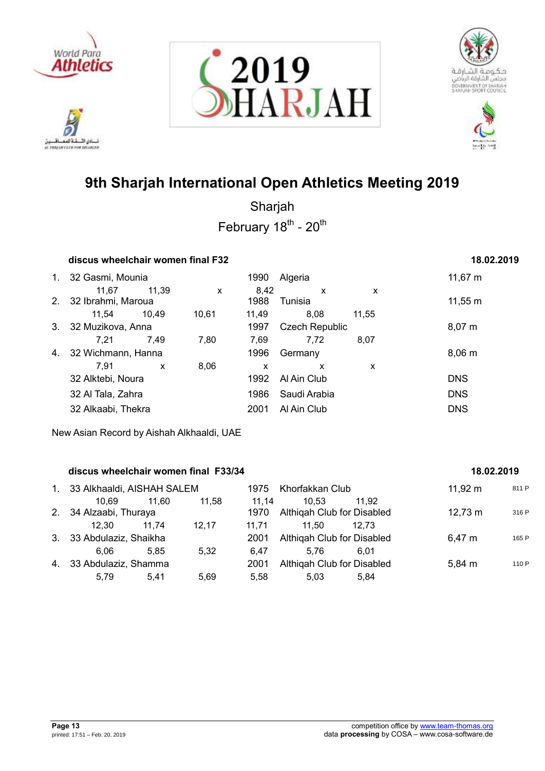# 9th Sharjah International Open Athletics Meeting 2019

Sharjah

February 18th - 20th

### discus wheelchair women final F32 — 18.02.2019

| Rank | Class | Name | Year | Country/Club | Result |
|---|---|---|---|---|---|
| 1. | 32 | Gasmi, Mounia | 1990 | Algeria | 11,67 m |
| | | 11,67 · 11,39 · x · 8,42 · x · x | | | |
| 2. | 32 | Ibrahmi, Maroua | 1988 | Tunisia | 11,55 m |
| | | 11,54 · 10,49 · 10,61 · 11,49 · 8,08 · 11,55 | | | |
| 3. | 32 | Muzikova, Anna | 1997 | Czech Republic | 8,07 m |
| | | 7,21 · 7,49 · 7,80 · 7,69 · 7,72 · 8,07 | | | |
| 4. | 32 | Wichmann, Hanna | 1996 | Germany | 8,06 m |
| | | 7,91 · x · 8,06 · x · x · x | | | |
| | 32 | Alktebi, Noura | 1992 | Al Ain Club | DNS |
| | 32 | Al Tala, Zahra | 1986 | Saudi Arabia | DNS |
| | 32 | Alkaabi, Thekra | 2001 | Al Ain Club | DNS |

New Asian Record by Aishah Alkhaaldi, UAE

### discus wheelchair women final F33/34 — 18.02.2019

| Rank | Class | Name | Year | Country/Club | Result | Points |
|---|---|---|---|---|---|---|
| 1. | 33 | Alkhaaldi, AISHAH SALEM | 1975 | Khorfakkan Club | 11,92 m | 811 P |
| | | 10,69 · 11,60 · 11,58 · 11,14 · 10,53 · 11,92 | | | | |
| 2. | 34 | Alzaabi, Thuraya | 1970 | Althiqah Club for Disabled | 12,73 m | 316 P |
| | | 12,30 · 11,74 · 12,17 · 11,71 · 11,50 · 12,73 | | | | |
| 3. | 33 | Abdulaziz, Shaikha | 2001 | Althiqah Club for Disabled | 6,47 m | 165 P |
| | | 6,06 · 5,85 · 5,32 · 6,47 · 5,76 · 6,01 | | | | |
| 4. | 33 | Abdulaziz, Shamma | 2001 | Althiqah Club for Disabled | 5,84 m | 110 P |
| | | 5,79 · 5,41 · 5,69 · 5,58 · 5,03 · 5,84 | | | | |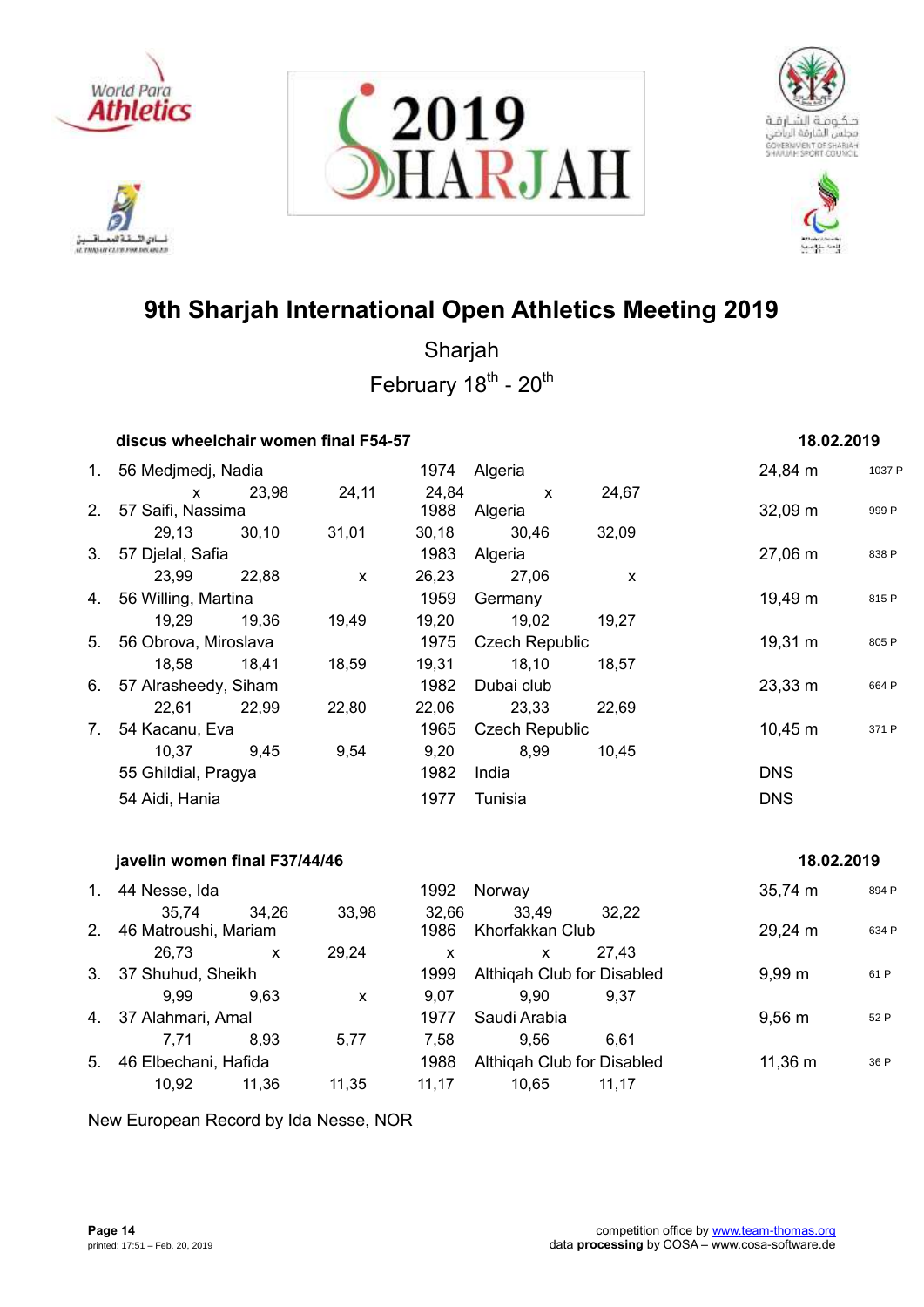# 9th Sharjah International Open Athletics Meeting 2019

Sharjah

February 18th - 20th

### discus wheelchair women final F54-57 — 18.02.2019

| Rank | Class | Name | Year | Country | Result | Points |
|---|---|---|---|---|---|---|
| 1. | 56 | Medjmedj, Nadia | 1974 | Algeria | 24,84 m | 1037 P |
| | | x 23,98 24,11 24,84 x 24,67 | | | | |
| 2. | 57 | Saifi, Nassima | 1988 | Algeria | 32,09 m | 999 P |
| | | 29,13 30,10 31,01 30,18 30,46 32,09 | | | | |
| 3. | 57 | Djelal, Safia | 1983 | Algeria | 27,06 m | 838 P |
| | | 23,99 22,88 x 26,23 27,06 x | | | | |
| 4. | 56 | Willing, Martina | 1959 | Germany | 19,49 m | 815 P |
| | | 19,29 19,36 19,49 19,20 19,02 19,27 | | | | |
| 5. | 56 | Obrova, Miroslava | 1975 | Czech Republic | 19,31 m | 805 P |
| | | 18,58 18,41 18,59 19,31 18,10 18,57 | | | | |
| 6. | 57 | Alrasheedy, Siham | 1982 | Dubai club | 23,33 m | 664 P |
| | | 22,61 22,99 22,80 22,06 23,33 22,69 | | | | |
| 7. | 54 | Kacanu, Eva | 1965 | Czech Republic | 10,45 m | 371 P |
| | | 10,37 9,45 9,54 9,20 8,99 10,45 | | | | |
| | 55 | Ghildial, Pragya | 1982 | India | DNS | |
| | 54 | Aidi, Hania | 1977 | Tunisia | DNS | |

### javelin women final F37/44/46 — 18.02.2019

| Rank | Class | Name | Year | Country | Result | Points |
|---|---|---|---|---|---|---|
| 1. | 44 | Nesse, Ida | 1992 | Norway | 35,74 m | 894 P |
| | | 35,74 34,26 33,98 32,66 33,49 32,22 | | | | |
| 2. | 46 | Matroushi, Mariam | 1986 | Khorfakkan Club | 29,24 m | 634 P |
| | | 26,73 x 29,24 x x 27,43 | | | | |
| 3. | 37 | Shuhud, Sheikh | 1999 | Althiqah Club for Disabled | 9,99 m | 61 P |
| | | 9,99 9,63 x 9,07 9,90 9,37 | | | | |
| 4. | 37 | Alahmari, Amal | 1977 | Saudi Arabia | 9,56 m | 52 P |
| | | 7,71 8,93 5,77 7,58 9,56 6,61 | | | | |
| 5. | 46 | Elbechani, Hafida | 1988 | Althiqah Club for Disabled | 11,36 m | 36 P |
| | | 10,92 11,36 11,35 11,17 10,65 11,17 | | | | |

New European Record by Ida Nesse, NOR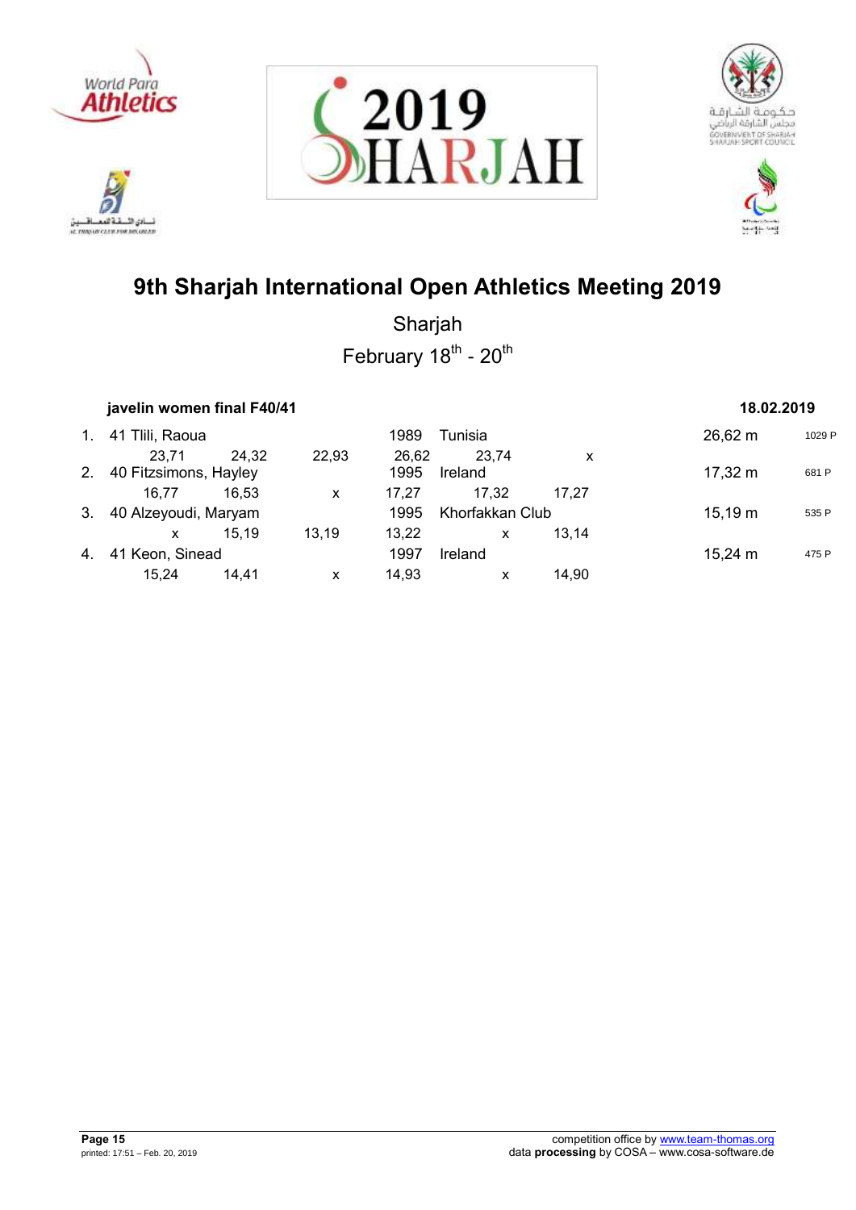# 9th Sharjah International Open Athletics Meeting 2019

Sharjah

February 18th - 20th

**javelin women final F40/41** **18.02.2019**

| Rank | Class | Name | | | Year | Country/Club | | Result | Points |
|---|---|---|---|---|---|---|---|---|---|
| 1. | 41 | Tlili, Raoua | | | 1989 | Tunisia | | 26,62 m | 1029 P |
| | 23,71 | 24,32 | 22,93 | | 26,62 | 23,74 | x | | |
| 2. | 40 | Fitzsimons, Hayley | | | 1995 | Ireland | | 17,32 m | 681 P |
| | 16,77 | 16,53 | x | | 17,27 | 17,32 | 17,27 | | |
| 3. | 40 | Alzeyoudi, Maryam | | | 1995 | Khorfakkan Club | | 15,19 m | 535 P |
| | x | 15,19 | 13,19 | | 13,22 | x | 13,14 | | |
| 4. | 41 | Keon, Sinead | | | 1997 | Ireland | | 15,24 m | 475 P |
| | 15,24 | 14,41 | x | | 14,93 | x | 14,90 | | |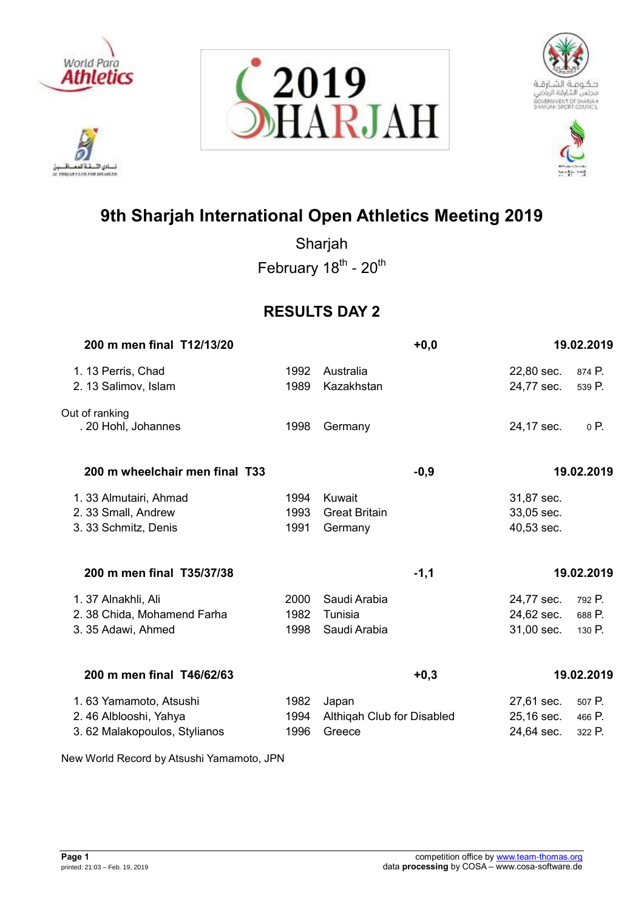# 9th Sharjah International Open Athletics Meeting 2019

Sharjah

February 18th - 20th

## RESULTS DAY 2

### 200 m men final T12/13/20 — +0,0 — 19.02.2019

| Rank | Class | Name | Year | Country | Result | Points |
|---|---|---|---|---|---|---|
| 1. | 13 | Perris, Chad | 1992 | Australia | 22,80 sec. | 874 P. |
| 2. | 13 | Salimov, Islam | 1989 | Kazakhstan | 24,77 sec. | 539 P. |

Out of ranking

| Rank | Class | Name | Year | Country | Result | Points |
|---|---|---|---|---|---|---|
| . | 20 | Hohl, Johannes | 1998 | Germany | 24,17 sec. | 0 P. |

### 200 m wheelchair men final T33 — -0,9 — 19.02.2019

| Rank | Class | Name | Year | Country | Result |
|---|---|---|---|---|---|
| 1. | 33 | Almutairi, Ahmad | 1994 | Kuwait | 31,87 sec. |
| 2. | 33 | Small, Andrew | 1993 | Great Britain | 33,05 sec. |
| 3. | 33 | Schmitz, Denis | 1991 | Germany | 40,53 sec. |

### 200 m men final T35/37/38 — -1,1 — 19.02.2019

| Rank | Class | Name | Year | Country | Result | Points |
|---|---|---|---|---|---|---|
| 1. | 37 | Alnakhli, Ali | 2000 | Saudi Arabia | 24,77 sec. | 792 P. |
| 2. | 38 | Chida, Mohamend Farha | 1982 | Tunisia | 24,62 sec. | 688 P. |
| 3. | 35 | Adawi, Ahmed | 1998 | Saudi Arabia | 31,00 sec. | 130 P. |

### 200 m men final T46/62/63 — +0,3 — 19.02.2019

| Rank | Class | Name | Year | Country | Result | Points |
|---|---|---|---|---|---|---|
| 1. | 63 | Yamamoto, Atsushi | 1982 | Japan | 27,61 sec. | 507 P. |
| 2. | 46 | Alblooshi, Yahya | 1994 | Althiqah Club for Disabled | 25,16 sec. | 466 P. |
| 3. | 62 | Malakopoulos, Stylianos | 1996 | Greece | 24,64 sec. | 322 P. |

New World Record by Atsushi Yamamoto, JPN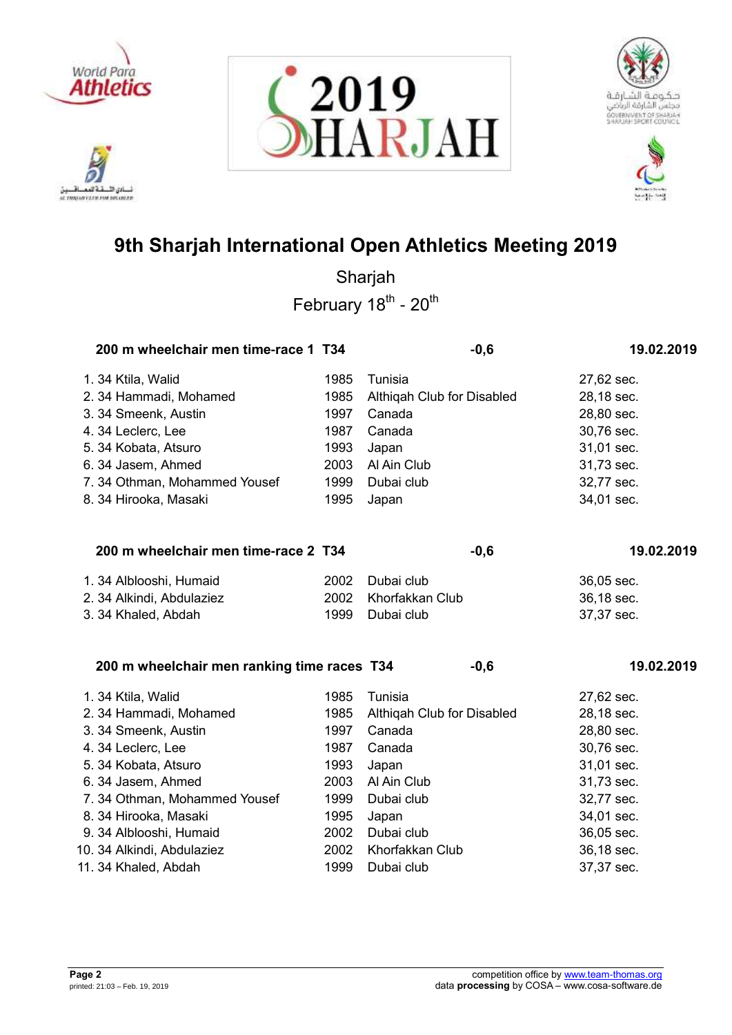# 9th Sharjah International Open Athletics Meeting 2019

Sharjah

February 18th - 20th

### 200 m wheelchair men time-race 1 T34 — -0,6 — 19.02.2019

| Rank | Class | Name | Year | Nation/Club | Result |
|---|---|---|---|---|---|
| 1. | 34 | Ktila, Walid | 1985 | Tunisia | 27,62 sec. |
| 2. | 34 | Hammadi, Mohamed | 1985 | Althiqah Club for Disabled | 28,18 sec. |
| 3. | 34 | Smeenk, Austin | 1997 | Canada | 28,80 sec. |
| 4. | 34 | Leclerc, Lee | 1987 | Canada | 30,76 sec. |
| 5. | 34 | Kobata, Atsuro | 1993 | Japan | 31,01 sec. |
| 6. | 34 | Jasem, Ahmed | 2003 | Al Ain Club | 31,73 sec. |
| 7. | 34 | Othman, Mohammed Yousef | 1999 | Dubai club | 32,77 sec. |
| 8. | 34 | Hirooka, Masaki | 1995 | Japan | 34,01 sec. |

### 200 m wheelchair men time-race 2 T34 — -0,6 — 19.02.2019

| Rank | Class | Name | Year | Nation/Club | Result |
|---|---|---|---|---|---|
| 1. | 34 | Alblooshi, Humaid | 2002 | Dubai club | 36,05 sec. |
| 2. | 34 | Alkindi, Abdulaziez | 2002 | Khorfakkan Club | 36,18 sec. |
| 3. | 34 | Khaled, Abdah | 1999 | Dubai club | 37,37 sec. |

### 200 m wheelchair men ranking time races T34 — -0,6 — 19.02.2019

| Rank | Class | Name | Year | Nation/Club | Result |
|---|---|---|---|---|---|
| 1. | 34 | Ktila, Walid | 1985 | Tunisia | 27,62 sec. |
| 2. | 34 | Hammadi, Mohamed | 1985 | Althiqah Club for Disabled | 28,18 sec. |
| 3. | 34 | Smeenk, Austin | 1997 | Canada | 28,80 sec. |
| 4. | 34 | Leclerc, Lee | 1987 | Canada | 30,76 sec. |
| 5. | 34 | Kobata, Atsuro | 1993 | Japan | 31,01 sec. |
| 6. | 34 | Jasem, Ahmed | 2003 | Al Ain Club | 31,73 sec. |
| 7. | 34 | Othman, Mohammed Yousef | 1999 | Dubai club | 32,77 sec. |
| 8. | 34 | Hirooka, Masaki | 1995 | Japan | 34,01 sec. |
| 9. | 34 | Alblooshi, Humaid | 2002 | Dubai club | 36,05 sec. |
| 10. | 34 | Alkindi, Abdulaziez | 2002 | Khorfakkan Club | 36,18 sec. |
| 11. | 34 | Khaled, Abdah | 1999 | Dubai club | 37,37 sec. |

competition office by www.team-thomas.org
data **processing** by COSA – www.cosa-software.de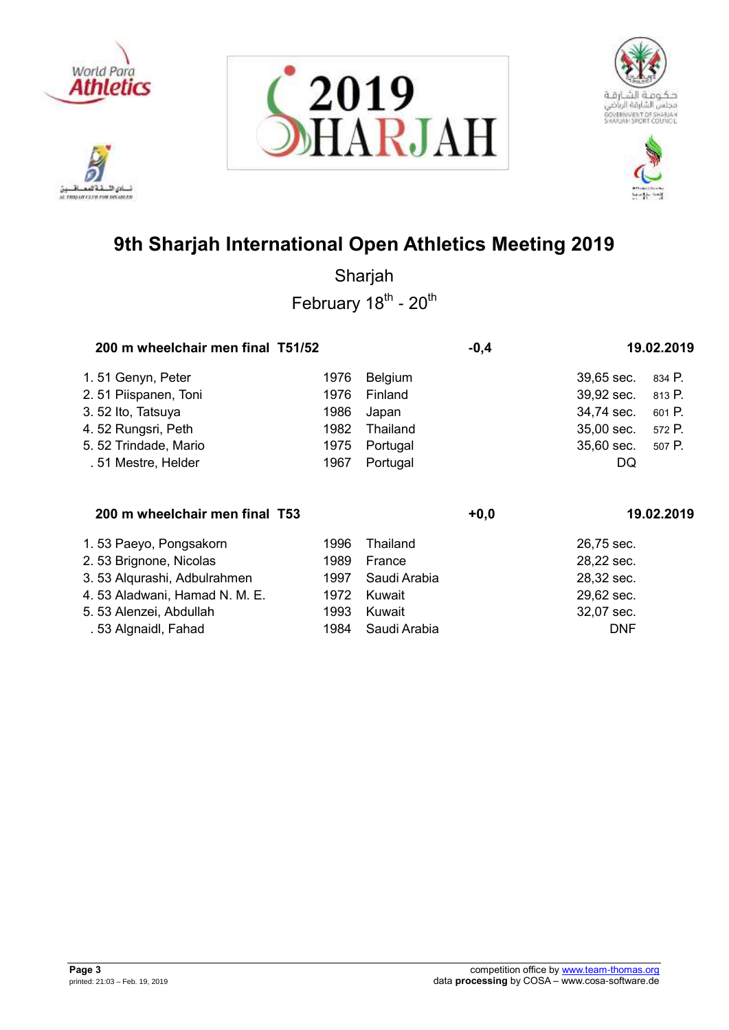# 9th Sharjah International Open Athletics Meeting 2019

Sharjah

February 18th - 20th

**200 m wheelchair men final T51/52** **-0,4** **19.02.2019**

| | Class | Name | Year | Country | Result | Points |
|---|---|---|---|---|---|---|
| 1. | 51 | Genyn, Peter | 1976 | Belgium | 39,65 sec. | 834 P. |
| 2. | 51 | Piispanen, Toni | 1976 | Finland | 39,92 sec. | 813 P. |
| 3. | 52 | Ito, Tatsuya | 1986 | Japan | 34,74 sec. | 601 P. |
| 4. | 52 | Rungsri, Peth | 1982 | Thailand | 35,00 sec. | 572 P. |
| 5. | 52 | Trindade, Mario | 1975 | Portugal | 35,60 sec. | 507 P. |
| . | 51 | Mestre, Helder | 1967 | Portugal | DQ | |

**200 m wheelchair men final T53** **+0,0** **19.02.2019**

| | Class | Name | Year | Country | Result |
|---|---|---|---|---|---|
| 1. | 53 | Paeyo, Pongsakorn | 1996 | Thailand | 26,75 sec. |
| 2. | 53 | Brignone, Nicolas | 1989 | France | 28,22 sec. |
| 3. | 53 | Alqurashi, Adbulrahmen | 1997 | Saudi Arabia | 28,32 sec. |
| 4. | 53 | Aladwani, Hamad N. M. E. | 1972 | Kuwait | 29,62 sec. |
| 5. | 53 | Alenzei, Abdullah | 1993 | Kuwait | 32,07 sec. |
| . | 53 | Algnaidl, Fahad | 1984 | Saudi Arabia | DNF |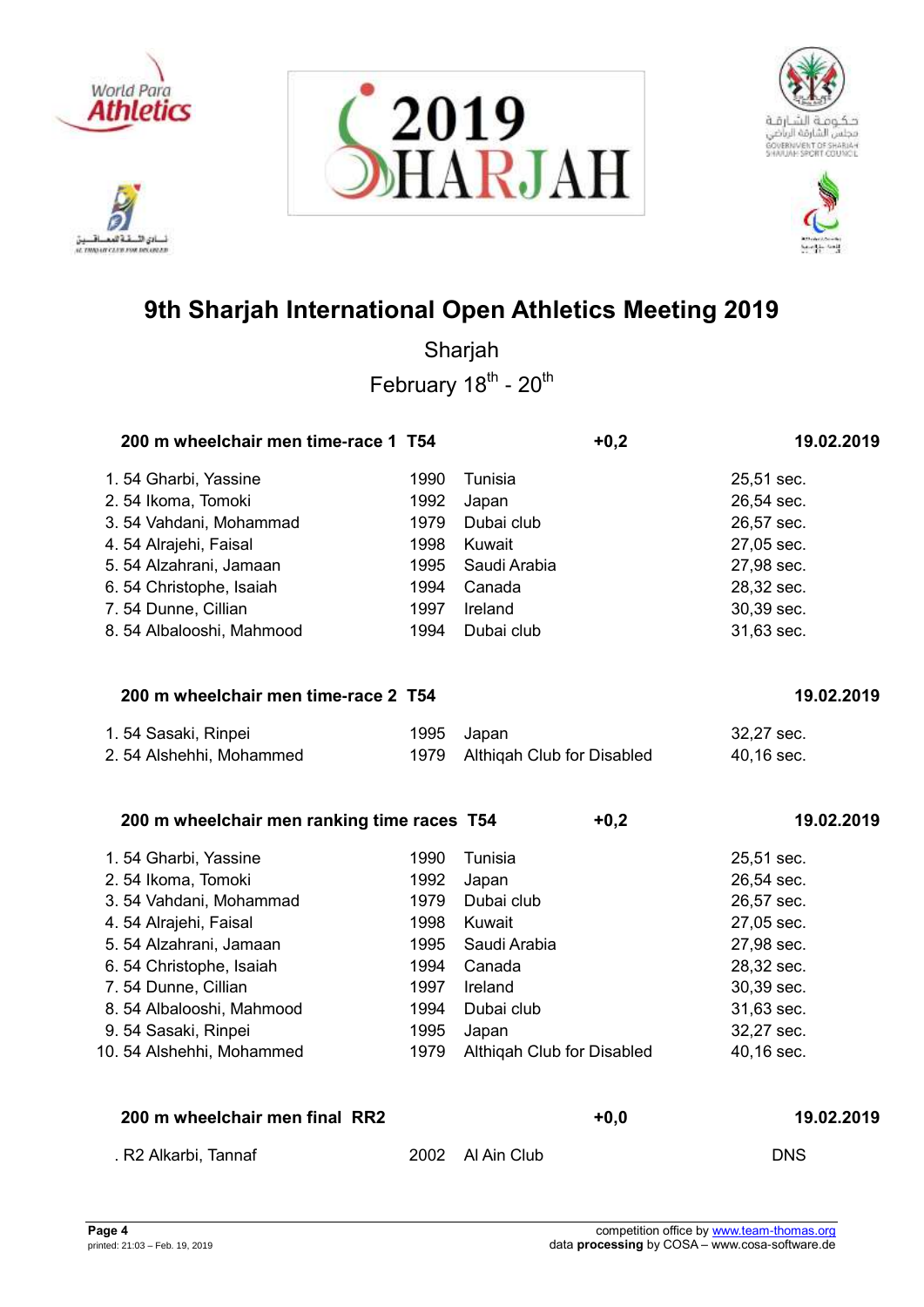# 9th Sharjah International Open Athletics Meeting 2019

Sharjah

February 18th - 20th

### 200 m wheelchair men time-race 1 T54 — +0,2 — 19.02.2019

| Rank | Class | Name | Year | Country/Club | Result |
|---|---|---|---|---|---|
| 1. | 54 | Gharbi, Yassine | 1990 | Tunisia | 25,51 sec. |
| 2. | 54 | Ikoma, Tomoki | 1992 | Japan | 26,54 sec. |
| 3. | 54 | Vahdani, Mohammad | 1979 | Dubai club | 26,57 sec. |
| 4. | 54 | Alrajehi, Faisal | 1998 | Kuwait | 27,05 sec. |
| 5. | 54 | Alzahrani, Jamaan | 1995 | Saudi Arabia | 27,98 sec. |
| 6. | 54 | Christophe, Isaiah | 1994 | Canada | 28,32 sec. |
| 7. | 54 | Dunne, Cillian | 1997 | Ireland | 30,39 sec. |
| 8. | 54 | Albalooshi, Mahmood | 1994 | Dubai club | 31,63 sec. |

### 200 m wheelchair men time-race 2 T54 — 19.02.2019

| Rank | Class | Name | Year | Country/Club | Result |
|---|---|---|---|---|---|
| 1. | 54 | Sasaki, Rinpei | 1995 | Japan | 32,27 sec. |
| 2. | 54 | Alshehhi, Mohammed | 1979 | Althiqah Club for Disabled | 40,16 sec. |

### 200 m wheelchair men ranking time races T54 — +0,2 — 19.02.2019

| Rank | Class | Name | Year | Country/Club | Result |
|---|---|---|---|---|---|
| 1. | 54 | Gharbi, Yassine | 1990 | Tunisia | 25,51 sec. |
| 2. | 54 | Ikoma, Tomoki | 1992 | Japan | 26,54 sec. |
| 3. | 54 | Vahdani, Mohammad | 1979 | Dubai club | 26,57 sec. |
| 4. | 54 | Alrajehi, Faisal | 1998 | Kuwait | 27,05 sec. |
| 5. | 54 | Alzahrani, Jamaan | 1995 | Saudi Arabia | 27,98 sec. |
| 6. | 54 | Christophe, Isaiah | 1994 | Canada | 28,32 sec. |
| 7. | 54 | Dunne, Cillian | 1997 | Ireland | 30,39 sec. |
| 8. | 54 | Albalooshi, Mahmood | 1994 | Dubai club | 31,63 sec. |
| 9. | 54 | Sasaki, Rinpei | 1995 | Japan | 32,27 sec. |
| 10. | 54 | Alshehhi, Mohammed | 1979 | Althiqah Club for Disabled | 40,16 sec. |

### 200 m wheelchair men final RR2 — +0,0 — 19.02.2019

| Rank | Class | Name | Year | Country/Club | Result |
|---|---|---|---|---|---|
| . | R2 | Alkarbi, Tannaf | 2002 | Al Ain Club | DNS |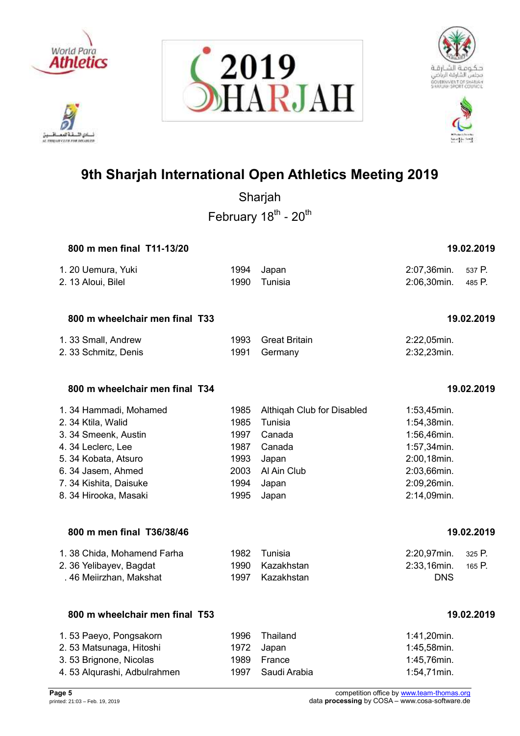# 9th Sharjah International Open Athletics Meeting 2019

Sharjah

February 18th - 20th

### 800 m men final T11-13/20 — 19.02.2019

| Rank | Class | Name | Year | Country | Result | Points |
|---|---|---|---|---|---|---|
| 1. | 20 | Uemura, Yuki | 1994 | Japan | 2:07,36min. | 537 P. |
| 2. | 13 | Aloui, Bilel | 1990 | Tunisia | 2:06,30min. | 485 P. |

### 800 m wheelchair men final T33 — 19.02.2019

| Rank | Class | Name | Year | Country | Result |
|---|---|---|---|---|---|
| 1. | 33 | Small, Andrew | 1993 | Great Britain | 2:22,05min. |
| 2. | 33 | Schmitz, Denis | 1991 | Germany | 2:32,23min. |

### 800 m wheelchair men final T34 — 19.02.2019

| Rank | Class | Name | Year | Country | Result |
|---|---|---|---|---|---|
| 1. | 34 | Hammadi, Mohamed | 1985 | Althiqah Club for Disabled | 1:53,45min. |
| 2. | 34 | Ktila, Walid | 1985 | Tunisia | 1:54,38min. |
| 3. | 34 | Smeenk, Austin | 1997 | Canada | 1:56,46min. |
| 4. | 34 | Leclerc, Lee | 1987 | Canada | 1:57,34min. |
| 5. | 34 | Kobata, Atsuro | 1993 | Japan | 2:00,18min. |
| 6. | 34 | Jasem, Ahmed | 2003 | Al Ain Club | 2:03,66min. |
| 7. | 34 | Kishita, Daisuke | 1994 | Japan | 2:09,26min. |
| 8. | 34 | Hirooka, Masaki | 1995 | Japan | 2:14,09min. |

### 800 m men final T36/38/46 — 19.02.2019

| Rank | Class | Name | Year | Country | Result | Points |
|---|---|---|---|---|---|---|
| 1. | 38 | Chida, Mohamend Farha | 1982 | Tunisia | 2:20,97min. | 325 P. |
| 2. | 36 | Yelibayev, Bagdat | 1990 | Kazakhstan | 2:33,16min. | 165 P. |
| . | 46 | Meiirzhan, Makshat | 1997 | Kazakhstan | DNS | |

### 800 m wheelchair men final T53 — 19.02.2019

| Rank | Class | Name | Year | Country | Result |
|---|---|---|---|---|---|
| 1. | 53 | Paeyo, Pongsakorn | 1996 | Thailand | 1:41,20min. |
| 2. | 53 | Matsunaga, Hitoshi | 1972 | Japan | 1:45,58min. |
| 3. | 53 | Brignone, Nicolas | 1989 | France | 1:45,76min. |
| 4. | 53 | Alqurashi, Adbulrahmen | 1997 | Saudi Arabia | 1:54,71min. |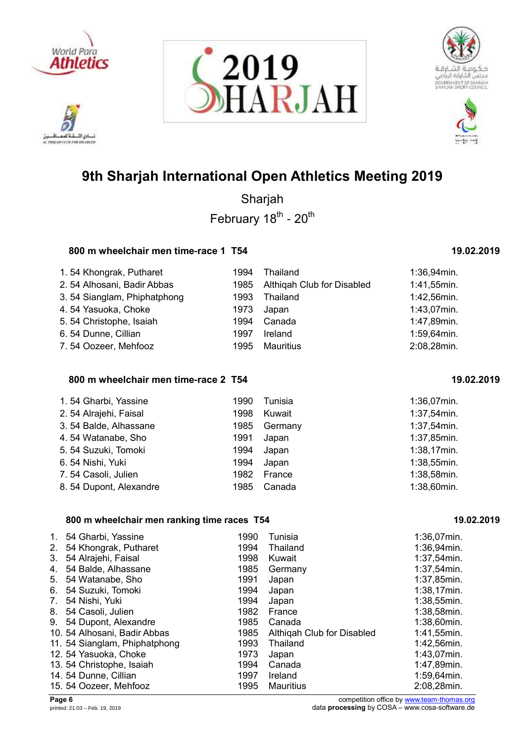# 9th Sharjah International Open Athletics Meeting 2019

Sharjah

February 18th - 20th

### 800 m wheelchair men time-race 1 T54 — 19.02.2019

| | | | | |
|---|---|---|---|---|
| 1. | 54 Khongrak, Putharet | 1994 | Thailand | 1:36,94min. |
| 2. | 54 Alhosani, Badir Abbas | 1985 | Althiqah Club for Disabled | 1:41,55min. |
| 3. | 54 Sianglam, Phiphatphong | 1993 | Thailand | 1:42,56min. |
| 4. | 54 Yasuoka, Choke | 1973 | Japan | 1:43,07min. |
| 5. | 54 Christophe, Isaiah | 1994 | Canada | 1:47,89min. |
| 6. | 54 Dunne, Cillian | 1997 | Ireland | 1:59,64min. |
| 7. | 54 Oozeer, Mehfooz | 1995 | Mauritius | 2:08,28min. |

### 800 m wheelchair men time-race 2 T54 — 19.02.2019

| | | | | |
|---|---|---|---|---|
| 1. | 54 Gharbi, Yassine | 1990 | Tunisia | 1:36,07min. |
| 2. | 54 Alrajehi, Faisal | 1998 | Kuwait | 1:37,54min. |
| 3. | 54 Balde, Alhassane | 1985 | Germany | 1:37,54min. |
| 4. | 54 Watanabe, Sho | 1991 | Japan | 1:37,85min. |
| 5. | 54 Suzuki, Tomoki | 1994 | Japan | 1:38,17min. |
| 6. | 54 Nishi, Yuki | 1994 | Japan | 1:38,55min. |
| 7. | 54 Casoli, Julien | 1982 | France | 1:38,58min. |
| 8. | 54 Dupont, Alexandre | 1985 | Canada | 1:38,60min. |

### 800 m wheelchair men ranking time races T54 — 19.02.2019

| | | | | |
|---|---|---|---|---|
| 1. | 54 Gharbi, Yassine | 1990 | Tunisia | 1:36,07min. |
| 2. | 54 Khongrak, Putharet | 1994 | Thailand | 1:36,94min. |
| 3. | 54 Alrajehi, Faisal | 1998 | Kuwait | 1:37,54min. |
| 4. | 54 Balde, Alhassane | 1985 | Germany | 1:37,54min. |
| 5. | 54 Watanabe, Sho | 1991 | Japan | 1:37,85min. |
| 6. | 54 Suzuki, Tomoki | 1994 | Japan | 1:38,17min. |
| 7. | 54 Nishi, Yuki | 1994 | Japan | 1:38,55min. |
| 8. | 54 Casoli, Julien | 1982 | France | 1:38,58min. |
| 9. | 54 Dupont, Alexandre | 1985 | Canada | 1:38,60min. |
| 10. | 54 Alhosani, Badir Abbas | 1985 | Althiqah Club for Disabled | 1:41,55min. |
| 11. | 54 Sianglam, Phiphatphong | 1993 | Thailand | 1:42,56min. |
| 12. | 54 Yasuoka, Choke | 1973 | Japan | 1:43,07min. |
| 13. | 54 Christophe, Isaiah | 1994 | Canada | 1:47,89min. |
| 14. | 54 Dunne, Cillian | 1997 | Ireland | 1:59,64min. |
| 15. | 54 Oozeer, Mehfooz | 1995 | Mauritius | 2:08,28min. |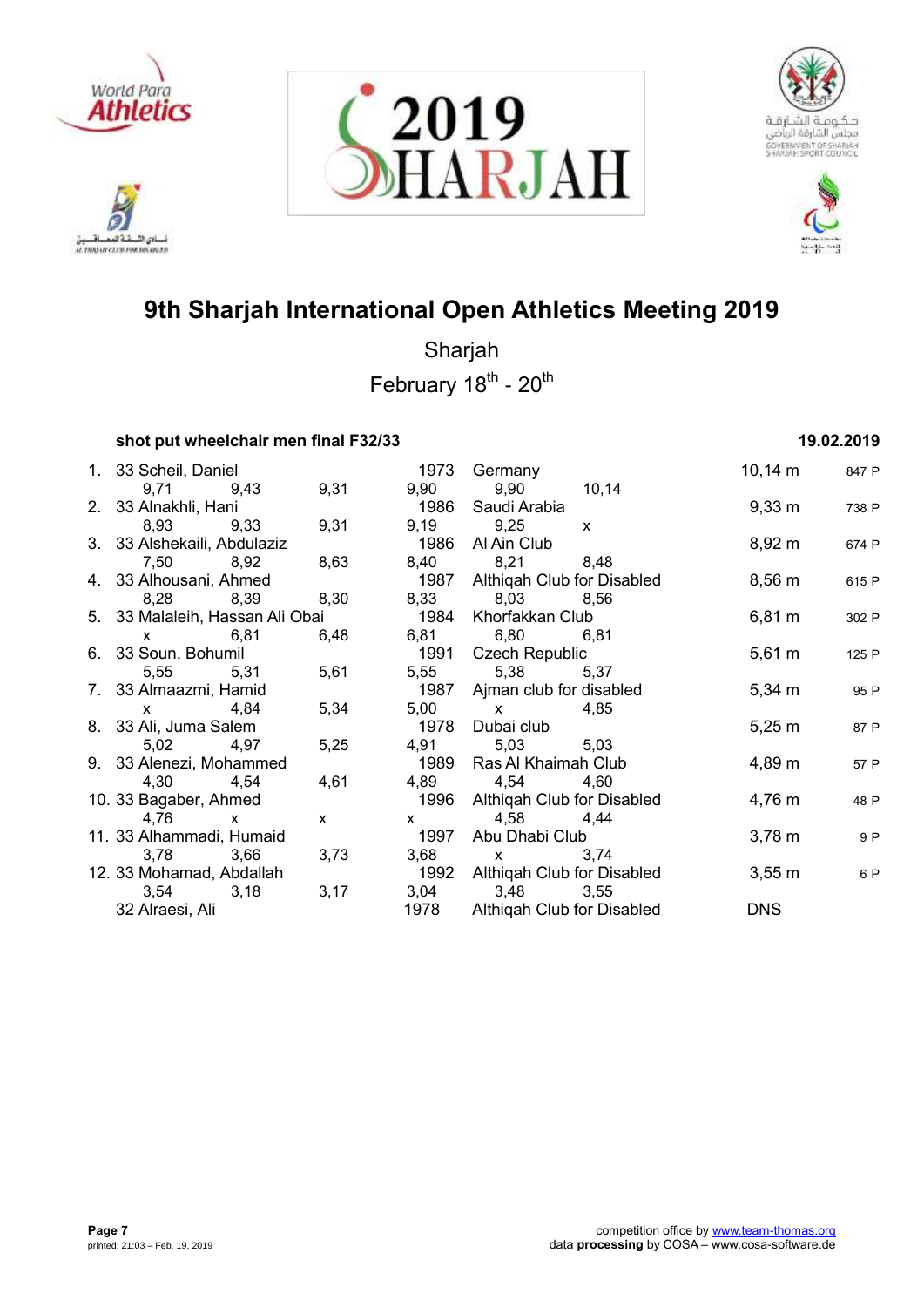# 9th Sharjah International Open Athletics Meeting 2019

Sharjah

February 18th - 20th

### shot put wheelchair men final F32/33 — 19.02.2019

| Rank | Class | Name | Year | Club/Country | Result | Points |
|---|---|---|---|---|---|---|
| 1. | 33 | Scheil, Daniel | 1973 | Germany | 10,14 m | 847 P |
| | | 9,71 / 9,43 / 9,31 / 9,90 / 9,90 / 10,14 | | | | |
| 2. | 33 | Alnakhli, Hani | 1986 | Saudi Arabia | 9,33 m | 738 P |
| | | 8,93 / 9,33 / 9,31 / 9,19 / 9,25 / x | | | | |
| 3. | 33 | Alshekaili, Abdulaziz | 1986 | Al Ain Club | 8,92 m | 674 P |
| | | 7,50 / 8,92 / 8,63 / 8,40 / 8,21 / 8,48 | | | | |
| 4. | 33 | Alhousani, Ahmed | 1987 | Althiqah Club for Disabled | 8,56 m | 615 P |
| | | 8,28 / 8,39 / 8,30 / 8,33 / 8,03 / 8,56 | | | | |
| 5. | 33 | Malaleih, Hassan Ali Obai | 1984 | Khorfakkan Club | 6,81 m | 302 P |
| | | x / 6,81 / 6,48 / 6,81 / 6,80 / 6,81 | | | | |
| 6. | 33 | Soun, Bohumil | 1991 | Czech Republic | 5,61 m | 125 P |
| | | 5,55 / 5,31 / 5,61 / 5,55 / 5,38 / 5,37 | | | | |
| 7. | 33 | Almaazmi, Hamid | 1987 | Ajman club for disabled | 5,34 m | 95 P |
| | | x / 4,84 / 5,34 / 5,00 / x / 4,85 | | | | |
| 8. | 33 | Ali, Juma Salem | 1978 | Dubai club | 5,25 m | 87 P |
| | | 5,02 / 4,97 / 5,25 / 4,91 / 5,03 / 5,03 | | | | |
| 9. | 33 | Alenezi, Mohammed | 1989 | Ras Al Khaimah Club | 4,89 m | 57 P |
| | | 4,30 / 4,54 / 4,61 / 4,89 / 4,54 / 4,60 | | | | |
| 10. | 33 | Bagaber, Ahmed | 1996 | Althiqah Club for Disabled | 4,76 m | 48 P |
| | | 4,76 / x / x / x / 4,58 / 4,44 | | | | |
| 11. | 33 | Alhammadi, Humaid | 1997 | Abu Dhabi Club | 3,78 m | 9 P |
| | | 3,78 / 3,66 / 3,73 / 3,68 / x / 3,74 | | | | |
| 12. | 33 | Mohamad, Abdallah | 1992 | Althiqah Club for Disabled | 3,55 m | 6 P |
| | | 3,54 / 3,18 / 3,17 / 3,04 / 3,48 / 3,55 | | | | |
| | 32 | Alraesi, Ali | 1978 | Althiqah Club for Disabled | DNS | |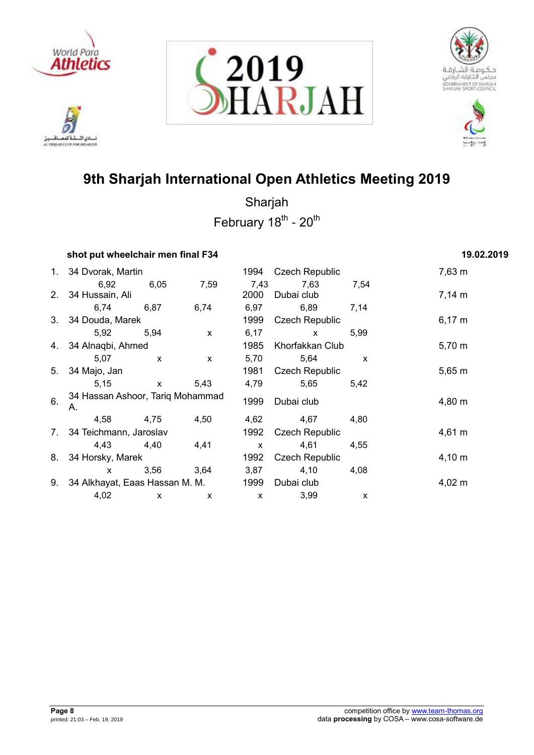# 9th Sharjah International Open Athletics Meeting 2019

Sharjah

February 18th - 20th

### shot put wheelchair men final F34 — 19.02.2019

| Rank | Class | Name | Year | Club/Country | Result |
|---|---|---|---|---|---|
| 1. | 34 | Dvorak, Martin | 1994 | Czech Republic | 7,63 m |
| | | 6,92 / 6,05 / 7,59 / 7,43 / 7,63 / 7,54 | | | |
| 2. | 34 | Hussain, Ali | 2000 | Dubai club | 7,14 m |
| | | 6,74 / 6,87 / 6,74 / 6,97 / 6,89 / 7,14 | | | |
| 3. | 34 | Douda, Marek | 1999 | Czech Republic | 6,17 m |
| | | 5,92 / 5,94 / x / 6,17 / x / 5,99 | | | |
| 4. | 34 | Alnaqbi, Ahmed | 1985 | Khorfakkan Club | 5,70 m |
| | | 5,07 / x / x / 5,70 / 5,64 / x | | | |
| 5. | 34 | Majo, Jan | 1981 | Czech Republic | 5,65 m |
| | | 5,15 / x / 5,43 / 4,79 / 5,65 / 5,42 | | | |
| 6. | 34 | Hassan Ashoor, Tariq Mohammad A. | 1999 | Dubai club | 4,80 m |
| | | 4,58 / 4,75 / 4,50 / 4,62 / 4,67 / 4,80 | | | |
| 7. | 34 | Teichmann, Jaroslav | 1992 | Czech Republic | 4,61 m |
| | | 4,43 / 4,40 / 4,41 / x / 4,61 / 4,55 | | | |
| 8. | 34 | Horsky, Marek | 1992 | Czech Republic | 4,10 m |
| | | x / 3,56 / 3,64 / 3,87 / 4,10 / 4,08 | | | |
| 9. | 34 | Alkhayat, Eaas Hassan M. M. | 1999 | Dubai club | 4,02 m |
| | | 4,02 / x / x / x / 3,99 / x | | | |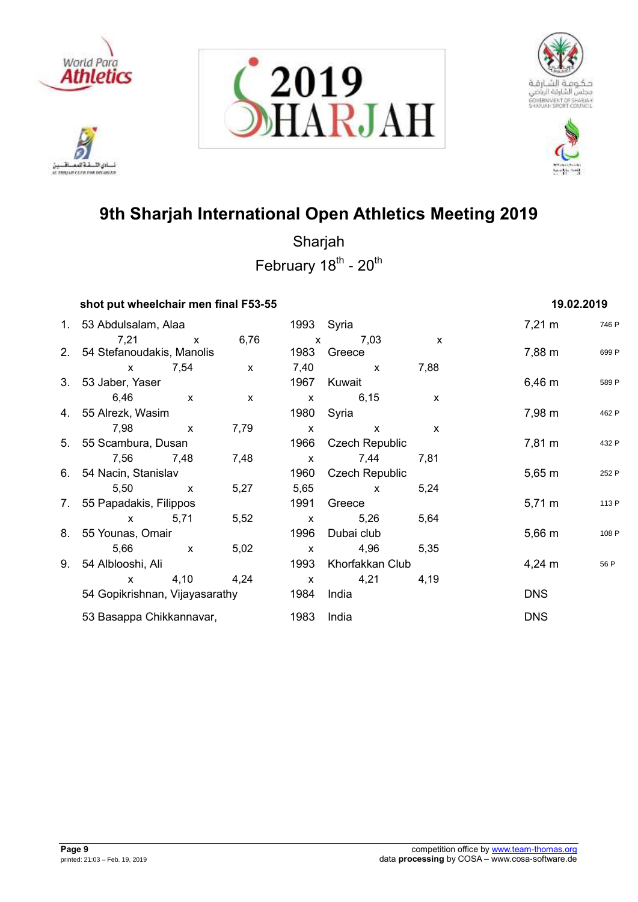# 9th Sharjah International Open Athletics Meeting 2019

Sharjah

February 18th - 20th

**shot put wheelchair men final F53-55** **19.02.2019**

| Rank | Athlete | Born | Country | Result | Points |
|---|---|---|---|---|---|
| 1. | 53 Abdulsalam, Alaa | 1993 | Syria | 7,21 m | 746 P |
| | 7,21 / x / 6,76 / x / 7,03 / x | | | | |
| 2. | 54 Stefanoudakis, Manolis | 1983 | Greece | 7,88 m | 699 P |
| | x / 7,54 / x / 7,40 / x / 7,88 | | | | |
| 3. | 53 Jaber, Yaser | 1967 | Kuwait | 6,46 m | 589 P |
| | 6,46 / x / x / x / 6,15 / x | | | | |
| 4. | 55 Alrezk, Wasim | 1980 | Syria | 7,98 m | 462 P |
| | 7,98 / x / 7,79 / x / x / x | | | | |
| 5. | 55 Scambura, Dusan | 1966 | Czech Republic | 7,81 m | 432 P |
| | 7,56 / 7,48 / 7,48 / x / 7,44 / 7,81 | | | | |
| 6. | 54 Nacin, Stanislav | 1960 | Czech Republic | 5,65 m | 252 P |
| | 5,50 / x / 5,27 / 5,65 / x / 5,24 | | | | |
| 7. | 55 Papadakis, Filippos | 1991 | Greece | 5,71 m | 113 P |
| | x / 5,71 / 5,52 / x / 5,26 / 5,64 | | | | |
| 8. | 55 Younas, Omair | 1996 | Dubai club | 5,66 m | 108 P |
| | 5,66 / x / 5,02 / x / 4,96 / 5,35 | | | | |
| 9. | 54 Alblooshi, Ali | 1993 | Khorfakkan Club | 4,24 m | 56 P |
| | x / 4,10 / 4,24 / x / 4,21 / 4,19 | | | | |
| | 54 Gopikrishnan, Vijayasarathy | 1984 | India | DNS | |
| | 53 Basappa Chikkannavar, | 1983 | India | DNS | |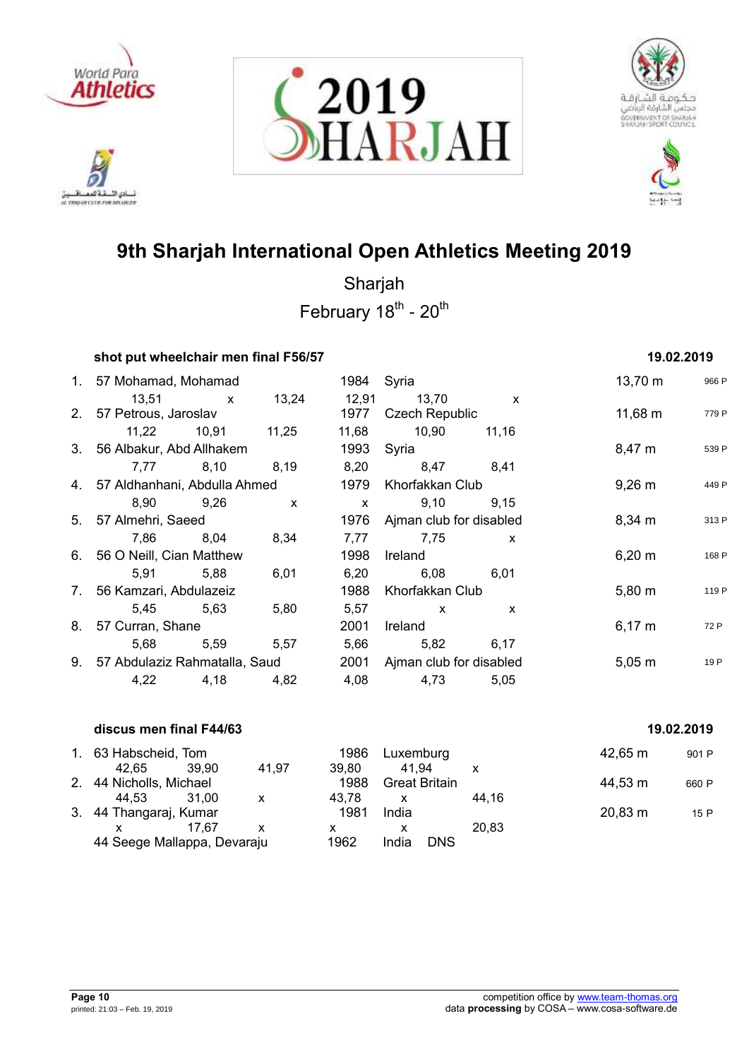# 9th Sharjah International Open Athletics Meeting 2019

Sharjah

February 18th - 20th

### shot put wheelchair men final F56/57

19.02.2019

| Rank | Class | Name | Year | Country/Club | Result | Points |
|---|---|---|---|---|---|---|
| 1. | 57 | Mohamad, Mohamad | 1984 | Syria | 13,70 m | 966 P |
| | | 13,51 x 13,24 | 12,91 | 13,70 x | | |
| 2. | 57 | Petrous, Jaroslav | 1977 | Czech Republic | 11,68 m | 779 P |
| | | 11,22 10,91 11,25 | 11,68 | 10,90 11,16 | | |
| 3. | 56 | Albakur, Abd Allhakem | 1993 | Syria | 8,47 m | 539 P |
| | | 7,77 8,10 8,19 | 8,20 | 8,47 8,41 | | |
| 4. | 57 | Aldhanhani, Abdulla Ahmed | 1979 | Khorfakkan Club | 9,26 m | 449 P |
| | | 8,90 9,26 x | x | 9,10 9,15 | | |
| 5. | 57 | Almehri, Saeed | 1976 | Ajman club for disabled | 8,34 m | 313 P |
| | | 7,86 8,04 8,34 | 7,77 | 7,75 x | | |
| 6. | 56 | O Neill, Cian Matthew | 1998 | Ireland | 6,20 m | 168 P |
| | | 5,91 5,88 6,01 | 6,20 | 6,08 6,01 | | |
| 7. | 56 | Kamzari, Abdulazeiz | 1988 | Khorfakkan Club | 5,80 m | 119 P |
| | | 5,45 5,63 5,80 | 5,57 | x x | | |
| 8. | 57 | Curran, Shane | 2001 | Ireland | 6,17 m | 72 P |
| | | 5,68 5,59 5,57 | 5,66 | 5,82 6,17 | | |
| 9. | 57 | Abdulaziz Rahmatalla, Saud | 2001 | Ajman club for disabled | 5,05 m | 19 P |
| | | 4,22 4,18 4,82 | 4,08 | 4,73 5,05 | | |

### discus men final F44/63

19.02.2019

| Rank | Class | Name | Year | Country/Club | Result | Points |
|---|---|---|---|---|---|---|
| 1. | 63 | Habscheid, Tom | 1986 | Luxemburg | 42,65 m | 901 P |
| | | 42,65 39,90 41,97 | 39,80 | 41,94 x | | |
| 2. | 44 | Nicholls, Michael | 1988 | Great Britain | 44,53 m | 660 P |
| | | 44,53 31,00 x | 43,78 | x 44,16 | | |
| 3. | 44 | Thangaraj, Kumar | 1981 | India | 20,83 m | 15 P |
| | | x 17,67 x | x | x 20,83 | | |
| | 44 | Seege Mallappa, Devaraju | 1962 | India DNS | | |

competition office by www.team-thomas.org
data **processing** by COSA – www.cosa-software.de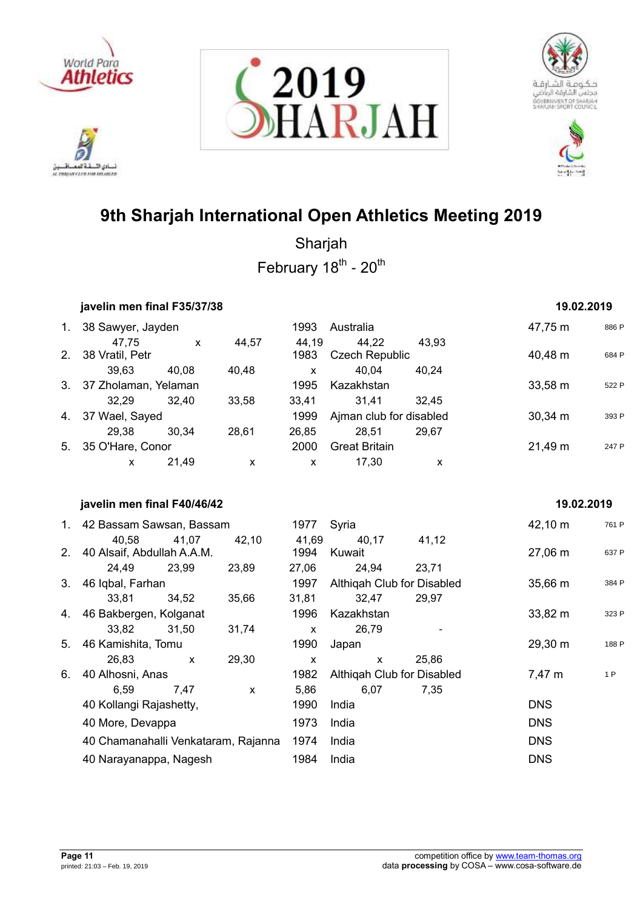# 9th Sharjah International Open Athletics Meeting 2019

Sharjah

February 18th - 20th

### javelin men final F35/37/38 — 19.02.2019

| Rank | Class | Name | Year | Country | Result | Points |
|---|---|---|---|---|---|---|
| 1. | 38 | Sawyer, Jayden | 1993 | Australia | 47,75 m | 886 P |
| | | 47,75 / x / 44,57 / 44,19 / 44,22 / 43,93 | | | | |
| 2. | 38 | Vratil, Petr | 1983 | Czech Republic | 40,48 m | 684 P |
| | | 39,63 / 40,08 / 40,48 / x / 40,04 / 40,24 | | | | |
| 3. | 37 | Zholaman, Yelaman | 1995 | Kazakhstan | 33,58 m | 522 P |
| | | 32,29 / 32,40 / 33,58 / 33,41 / 31,41 / 32,45 | | | | |
| 4. | 37 | Wael, Sayed | 1999 | Ajman club for disabled | 30,34 m | 393 P |
| | | 29,38 / 30,34 / 28,61 / 26,85 / 28,51 / 29,67 | | | | |
| 5. | 35 | O'Hare, Conor | 2000 | Great Britain | 21,49 m | 247 P |
| | | x / 21,49 / x / x / 17,30 / x | | | | |

### javelin men final F40/46/42 — 19.02.2019

| Rank | Class | Name | Year | Country | Result | Points |
|---|---|---|---|---|---|---|
| 1. | 42 | Bassam Sawsan, Bassam | 1977 | Syria | 42,10 m | 761 P |
| | | 40,58 / 41,07 / 42,10 / 41,69 / 40,17 / 41,12 | | | | |
| 2. | 40 | Alsaif, Abdullah A.A.M. | 1994 | Kuwait | 27,06 m | 637 P |
| | | 24,49 / 23,99 / 23,89 / 27,06 / 24,94 / 23,71 | | | | |
| 3. | 46 | Iqbal, Farhan | 1997 | Althiqah Club for Disabled | 35,66 m | 384 P |
| | | 33,81 / 34,52 / 35,66 / 31,81 / 32,47 / 29,97 | | | | |
| 4. | 46 | Bakbergen, Kolganat | 1996 | Kazakhstan | 33,82 m | 323 P |
| | | 33,82 / 31,50 / 31,74 / x / 26,79 / - | | | | |
| 5. | 46 | Kamishita, Tomu | 1990 | Japan | 29,30 m | 188 P |
| | | 26,83 / x / 29,30 / x / x / 25,86 | | | | |
| 6. | 40 | Alhosni, Anas | 1982 | Althiqah Club for Disabled | 7,47 m | 1 P |
| | | 6,59 / 7,47 / x / 5,86 / 6,07 / 7,35 | | | | |
| | 40 | Kollangi Rajashetty, | 1990 | India | DNS | |
| | 40 | More, Devappa | 1973 | India | DNS | |
| | 40 | Chamanahalli Venkataram, Rajanna | 1974 | India | DNS | |
| | 40 | Narayanappa, Nagesh | 1984 | India | DNS | |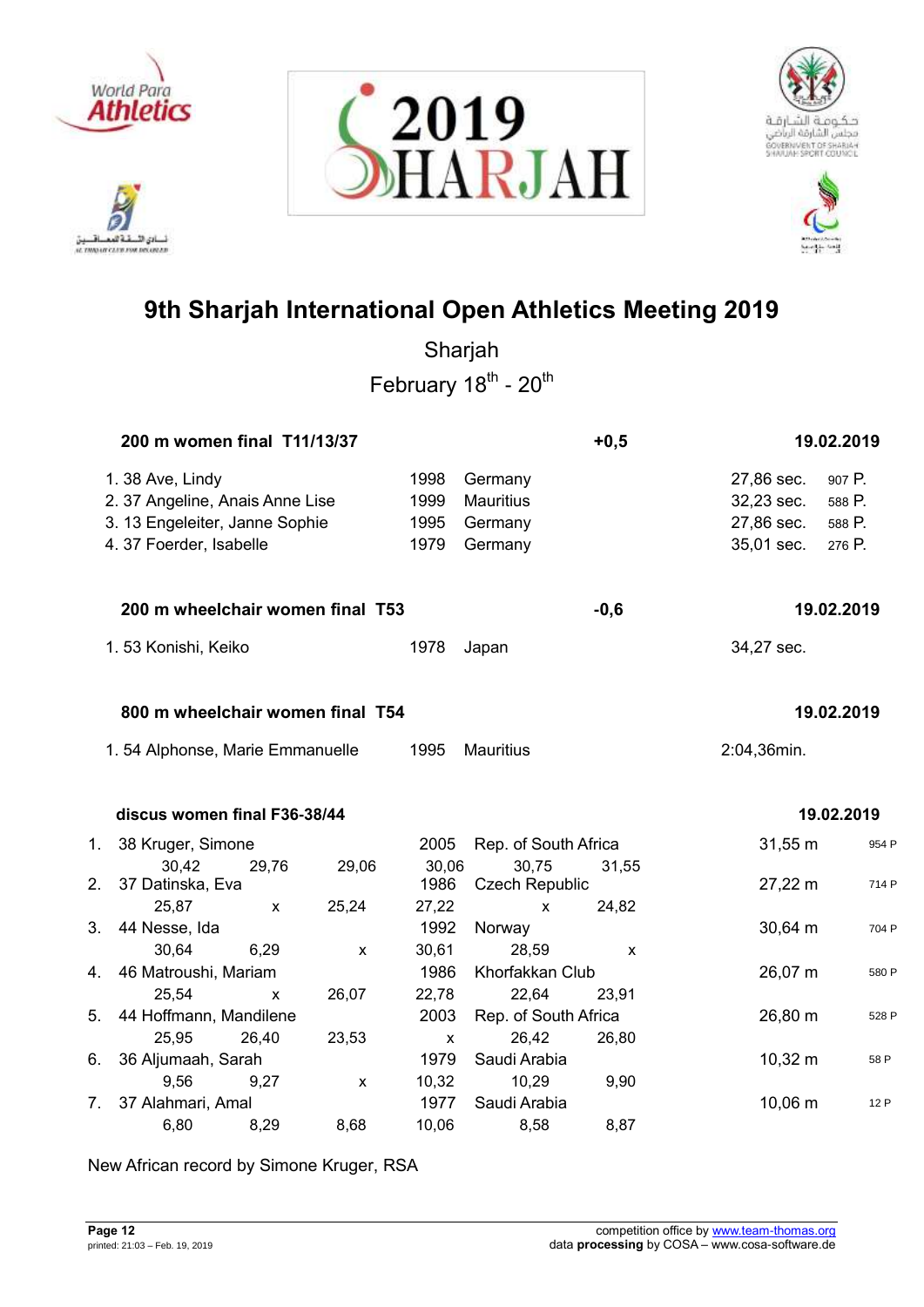# 9th Sharjah International Open Athletics Meeting 2019

Sharjah

February 18th - 20th

### 200 m women final T11/13/37 — +0,5 — 19.02.2019

| Rank | Athlete | Year | Country | Result | Points |
|---|---|---|---|---|---|
| 1. | 38 Ave, Lindy | 1998 | Germany | 27,86 sec. | 907 P. |
| 2. | 37 Angeline, Anais Anne Lise | 1999 | Mauritius | 32,23 sec. | 588 P. |
| 3. | 13 Engeleiter, Janne Sophie | 1995 | Germany | 27,86 sec. | 588 P. |
| 4. | 37 Foerder, Isabelle | 1979 | Germany | 35,01 sec. | 276 P. |

### 200 m wheelchair women final T53 — -0,6 — 19.02.2019

| Rank | Athlete | Year | Country | Result |
|---|---|---|---|---|
| 1. | 53 Konishi, Keiko | 1978 | Japan | 34,27 sec. |

### 800 m wheelchair women final T54 — 19.02.2019

| Rank | Athlete | Year | Country | Result |
|---|---|---|---|---|
| 1. | 54 Alphonse, Marie Emmanuelle | 1995 | Mauritius | 2:04,36min. |

### discus women final F36-38/44 — 19.02.2019

| Rank | Athlete | Year | Country | Result | Points |
|---|---|---|---|---|---|
| 1. | 38 Kruger, Simone | 2005 | Rep. of South Africa | 31,55 m | 954 P |
| | 30,42 / 29,76 / 29,06 / 30,06 / 30,75 / 31,55 | | | | |
| 2. | 37 Datinska, Eva | 1986 | Czech Republic | 27,22 m | 714 P |
| | 25,87 / x / 25,24 / 27,22 / x / 24,82 | | | | |
| 3. | 44 Nesse, Ida | 1992 | Norway | 30,64 m | 704 P |
| | 30,64 / 6,29 / x / 30,61 / 28,59 / x | | | | |
| 4. | 46 Matroushi, Mariam | 1986 | Khorfakkan Club | 26,07 m | 580 P |
| | 25,54 / x / 26,07 / 22,78 / 22,64 / 23,91 | | | | |
| 5. | 44 Hoffmann, Mandilene | 2003 | Rep. of South Africa | 26,80 m | 528 P |
| | 25,95 / 26,40 / 23,53 / x / 26,42 / 26,80 | | | | |
| 6. | 36 Aljumaah, Sarah | 1979 | Saudi Arabia | 10,32 m | 58 P |
| | 9,56 / 9,27 / x / 10,32 / 10,29 / 9,90 | | | | |
| 7. | 37 Alahmari, Amal | 1977 | Saudi Arabia | 10,06 m | 12 P |
| | 6,80 / 8,29 / 8,68 / 10,06 / 8,58 / 8,87 | | | | |

New African record by Simone Kruger, RSA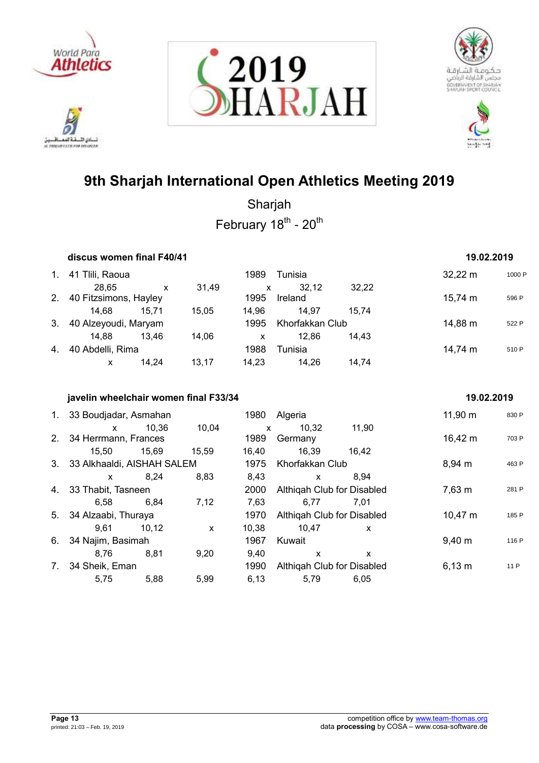# 9th Sharjah International Open Athletics Meeting 2019

Sharjah

February 18th - 20th

## discus women final F40/41 — 19.02.2019

| Rank | Class | Name | Year | Country/Club | Result | Points |
|---|---|---|---|---|---|---|
| 1. | 41 | Tlili, Raoua | 1989 | Tunisia | 32,22 m | 1000 P |
| | | 28,65 / x / 31,49 / x / 32,12 / 32,22 | | | | |
| 2. | 40 | Fitzsimons, Hayley | 1995 | Ireland | 15,74 m | 596 P |
| | | 14,68 / 15,71 / 15,05 / 14,96 / 14,97 / 15,74 | | | | |
| 3. | 40 | Alzeyoudi, Maryam | 1995 | Khorfakkan Club | 14,88 m | 522 P |
| | | 14,88 / 13,46 / 14,06 / x / 12,86 / 14,43 | | | | |
| 4. | 40 | Abdelli, Rima | 1988 | Tunisia | 14,74 m | 510 P |
| | | x / 14,24 / 13,17 / 14,23 / 14,26 / 14,74 | | | | |

## javelin wheelchair women final F33/34 — 19.02.2019

| Rank | Class | Name | Year | Country/Club | Result | Points |
|---|---|---|---|---|---|---|
| 1. | 33 | Boudjadar, Asmahan | 1980 | Algeria | 11,90 m | 830 P |
| | | x / 10,36 / 10,04 / x / 10,32 / 11,90 | | | | |
| 2. | 34 | Herrmann, Frances | 1989 | Germany | 16,42 m | 703 P |
| | | 15,50 / 15,69 / 15,59 / 16,40 / 16,39 / 16,42 | | | | |
| 3. | 33 | Alkhaaldi, AISHAH SALEM | 1975 | Khorfakkan Club | 8,94 m | 463 P |
| | | x / 8,24 / 8,83 / 8,43 / x / 8,94 | | | | |
| 4. | 33 | Thabit, Tasneen | 2000 | Althiqah Club for Disabled | 7,63 m | 281 P |
| | | 6,58 / 6,84 / 7,12 / 7,63 / 6,77 / 7,01 | | | | |
| 5. | 34 | Alzaabi, Thuraya | 1970 | Althiqah Club for Disabled | 10,47 m | 185 P |
| | | 9,61 / 10,12 / x / 10,38 / 10,47 / x | | | | |
| 6. | 34 | Najim, Basimah | 1967 | Kuwait | 9,40 m | 116 P |
| | | 8,76 / 8,81 / 9,20 / 9,40 / x / x | | | | |
| 7. | 34 | Sheik, Eman | 1990 | Althiqah Club for Disabled | 6,13 m | 11 P |
| | | 5,75 / 5,88 / 5,99 / 6,13 / 5,79 / 6,05 | | | | |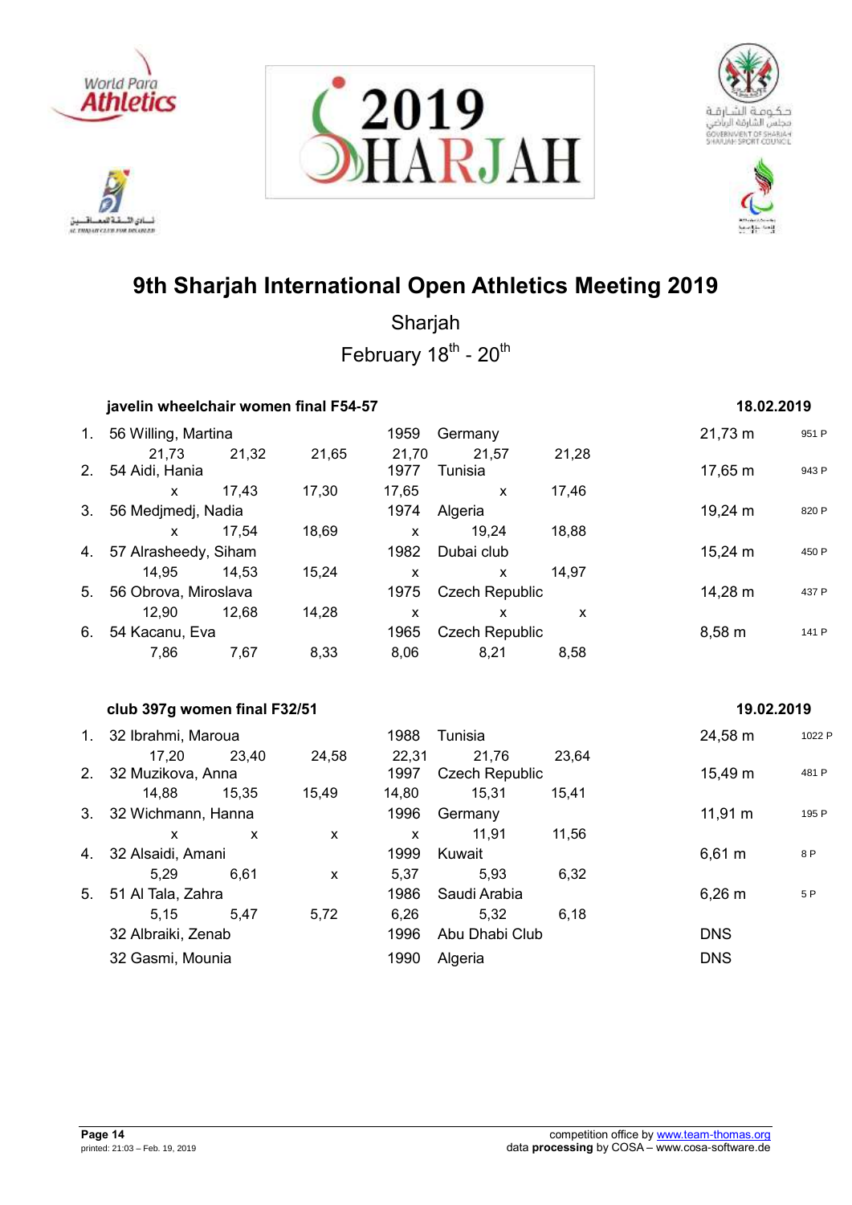# 9th Sharjah International Open Athletics Meeting 2019

Sharjah

February 18th - 20th

### javelin wheelchair women final F54-57 — 18.02.2019

| Rank | Class / Name | Year | Country | Result | Points |
|---|---|---|---|---|---|
| 1. | 56 Willing, Martina | 1959 | Germany | 21,73 m | 951 P |
| | 21,73 · 21,32 · 21,65 · 21,70 · 21,57 · 21,28 | | | | |
| 2. | 54 Aidi, Hania | 1977 | Tunisia | 17,65 m | 943 P |
| | x · 17,43 · 17,30 · 17,65 · x · 17,46 | | | | |
| 3. | 56 Medjmedj, Nadia | 1974 | Algeria | 19,24 m | 820 P |
| | x · 17,54 · 18,69 · x · 19,24 · 18,88 | | | | |
| 4. | 57 Alrasheedy, Siham | 1982 | Dubai club | 15,24 m | 450 P |
| | 14,95 · 14,53 · 15,24 · x · x · 14,97 | | | | |
| 5. | 56 Obrova, Miroslava | 1975 | Czech Republic | 14,28 m | 437 P |
| | 12,90 · 12,68 · 14,28 · x · x · x | | | | |
| 6. | 54 Kacanu, Eva | 1965 | Czech Republic | 8,58 m | 141 P |
| | 7,86 · 7,67 · 8,33 · 8,06 · 8,21 · 8,58 | | | | |

### club 397g women final F32/51 — 19.02.2019

| Rank | Class / Name | Year | Country | Result | Points |
|---|---|---|---|---|---|
| 1. | 32 Ibrahmi, Maroua | 1988 | Tunisia | 24,58 m | 1022 P |
| | 17,20 · 23,40 · 24,58 · 22,31 · 21,76 · 23,64 | | | | |
| 2. | 32 Muzikova, Anna | 1997 | Czech Republic | 15,49 m | 481 P |
| | 14,88 · 15,35 · 15,49 · 14,80 · 15,31 · 15,41 | | | | |
| 3. | 32 Wichmann, Hanna | 1996 | Germany | 11,91 m | 195 P |
| | x · x · x · x · 11,91 · 11,56 | | | | |
| 4. | 32 Alsaidi, Amani | 1999 | Kuwait | 6,61 m | 8 P |
| | 5,29 · 6,61 · x · 5,37 · 5,93 · 6,32 | | | | |
| 5. | 51 Al Tala, Zahra | 1986 | Saudi Arabia | 6,26 m | 5 P |
| | 5,15 · 5,47 · 5,72 · 6,26 · 5,32 · 6,18 | | | | |
| | 32 Albraiki, Zenab | 1996 | Abu Dhabi Club | DNS | |
| | 32 Gasmi, Mounia | 1990 | Algeria | DNS | |

competition office by www.team-thomas.org
data **processing** by COSA – www.cosa-software.de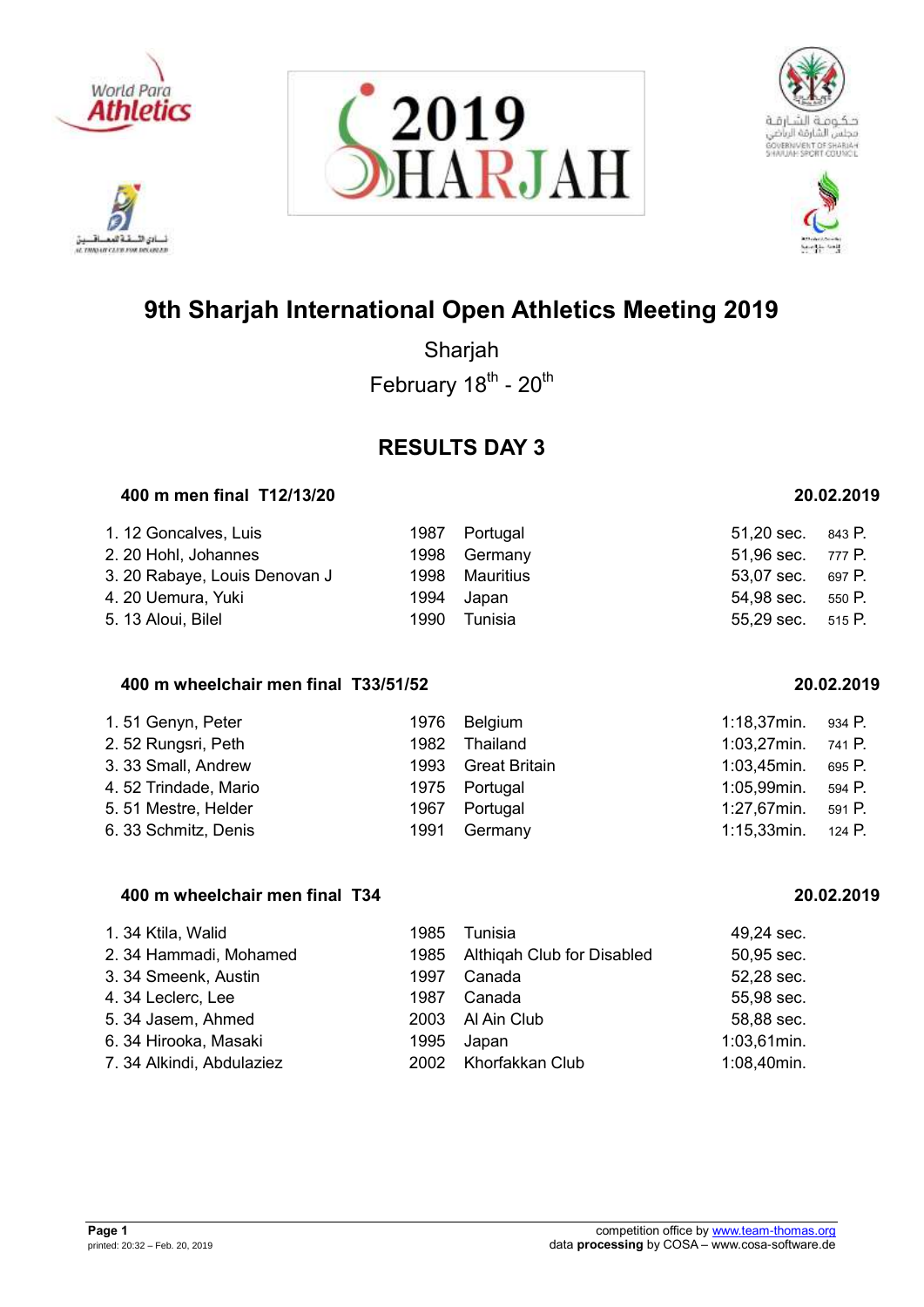# 9th Sharjah International Open Athletics Meeting 2019

Sharjah

February 18th - 20th

## RESULTS DAY 3

### 400 m men final T12/13/20 — 20.02.2019

| | | | | | |
|---|---|---|---|---|---|
| 1. 12 | Goncalves, Luis | 1987 | Portugal | 51,20 sec. | 843 P. |
| 2. 20 | Hohl, Johannes | 1998 | Germany | 51,96 sec. | 777 P. |
| 3. 20 | Rabaye, Louis Denovan J | 1998 | Mauritius | 53,07 sec. | 697 P. |
| 4. 20 | Uemura, Yuki | 1994 | Japan | 54,98 sec. | 550 P. |
| 5. 13 | Aloui, Bilel | 1990 | Tunisia | 55,29 sec. | 515 P. |

### 400 m wheelchair men final T33/51/52 — 20.02.2019

| | | | | | |
|---|---|---|---|---|---|
| 1. 51 | Genyn, Peter | 1976 | Belgium | 1:18,37min. | 934 P. |
| 2. 52 | Rungsri, Peth | 1982 | Thailand | 1:03,27min. | 741 P. |
| 3. 33 | Small, Andrew | 1993 | Great Britain | 1:03,45min. | 695 P. |
| 4. 52 | Trindade, Mario | 1975 | Portugal | 1:05,99min. | 594 P. |
| 5. 51 | Mestre, Helder | 1967 | Portugal | 1:27,67min. | 591 P. |
| 6. 33 | Schmitz, Denis | 1991 | Germany | 1:15,33min. | 124 P. |

### 400 m wheelchair men final T34 — 20.02.2019

| | | | | |
|---|---|---|---|---|
| 1. 34 | Ktila, Walid | 1985 | Tunisia | 49,24 sec. |
| 2. 34 | Hammadi, Mohamed | 1985 | Althiqah Club for Disabled | 50,95 sec. |
| 3. 34 | Smeenk, Austin | 1997 | Canada | 52,28 sec. |
| 4. 34 | Leclerc, Lee | 1987 | Canada | 55,98 sec. |
| 5. 34 | Jasem, Ahmed | 2003 | Al Ain Club | 58,88 sec. |
| 6. 34 | Hirooka, Masaki | 1995 | Japan | 1:03,61min. |
| 7. 34 | Alkindi, Abdulaziez | 2002 | Khorfakkan Club | 1:08,40min. |

competition office by www.team-thomas.org
data **processing** by COSA – www.cosa-software.de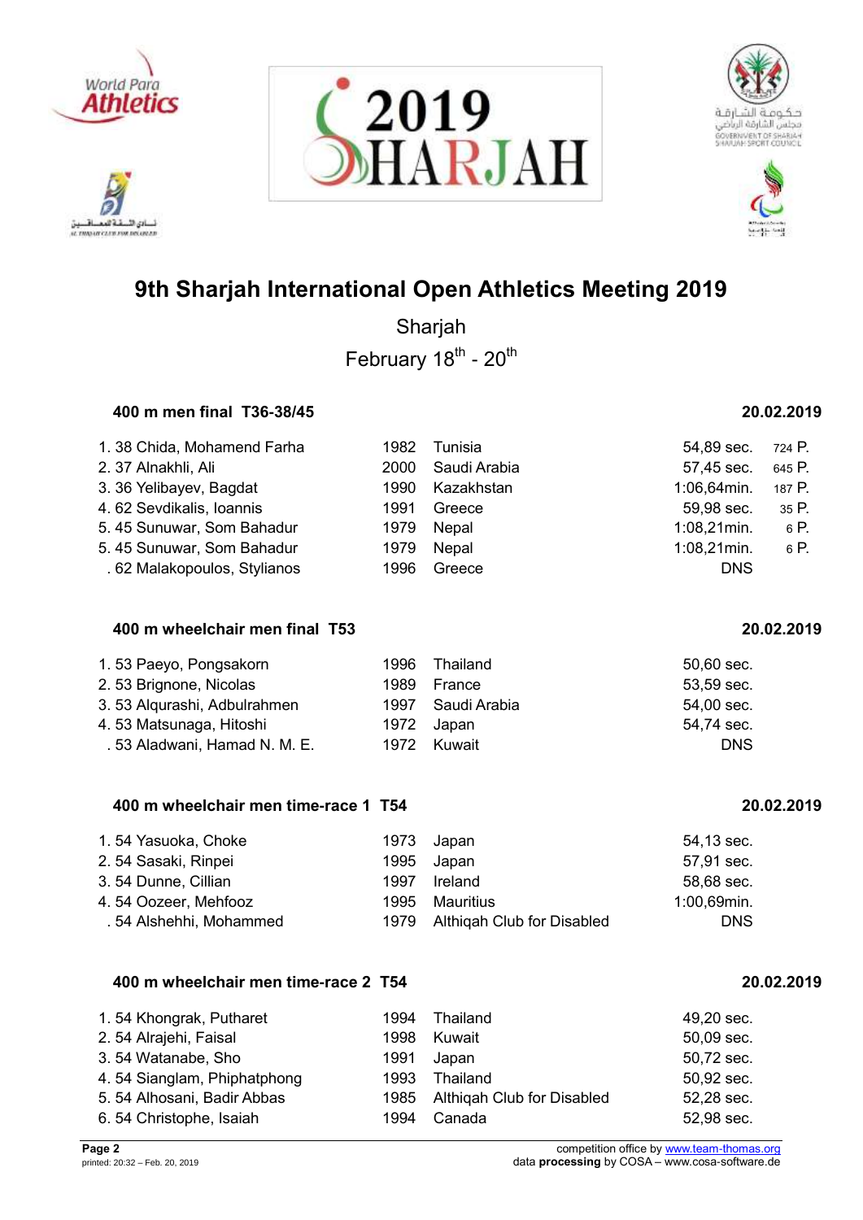# 9th Sharjah International Open Athletics Meeting 2019

Sharjah

February 18th - 20th

### 400 m men final T36-38/45 — 20.02.2019

| Rank | Class | Name | Year | Nation | Result | Points |
|---|---|---|---|---|---|---|
| 1. | 38 | Chida, Mohamend Farha | 1982 | Tunisia | 54,89 sec. | 724 P. |
| 2. | 37 | Alnakhli, Ali | 2000 | Saudi Arabia | 57,45 sec. | 645 P. |
| 3. | 36 | Yelibayev, Bagdat | 1990 | Kazakhstan | 1:06,64min. | 187 P. |
| 4. | 62 | Sevdikalis, Ioannis | 1991 | Greece | 59,98 sec. | 35 P. |
| 5. | 45 | Sunuwar, Som Bahadur | 1979 | Nepal | 1:08,21min. | 6 P. |
| 5. | 45 | Sunuwar, Som Bahadur | 1979 | Nepal | 1:08,21min. | 6 P. |
| . | 62 | Malakopoulos, Stylianos | 1996 | Greece | DNS | |

### 400 m wheelchair men final T53 — 20.02.2019

| Rank | Class | Name | Year | Nation | Result |
|---|---|---|---|---|---|
| 1. | 53 | Paeyo, Pongsakorn | 1996 | Thailand | 50,60 sec. |
| 2. | 53 | Brignone, Nicolas | 1989 | France | 53,59 sec. |
| 3. | 53 | Alqurashi, Adbulrahmen | 1997 | Saudi Arabia | 54,00 sec. |
| 4. | 53 | Matsunaga, Hitoshi | 1972 | Japan | 54,74 sec. |
| . | 53 | Aladwani, Hamad N. M. E. | 1972 | Kuwait | DNS |

### 400 m wheelchair men time-race 1 T54 — 20.02.2019

| Rank | Class | Name | Year | Nation | Result |
|---|---|---|---|---|---|
| 1. | 54 | Yasuoka, Choke | 1973 | Japan | 54,13 sec. |
| 2. | 54 | Sasaki, Rinpei | 1995 | Japan | 57,91 sec. |
| 3. | 54 | Dunne, Cillian | 1997 | Ireland | 58,68 sec. |
| 4. | 54 | Oozeer, Mehfooz | 1995 | Mauritius | 1:00,69min. |
| . | 54 | Alshehhi, Mohammed | 1979 | Althiqah Club for Disabled | DNS |

### 400 m wheelchair men time-race 2 T54 — 20.02.2019

| Rank | Class | Name | Year | Nation | Result |
|---|---|---|---|---|---|
| 1. | 54 | Khongrak, Putharet | 1994 | Thailand | 49,20 sec. |
| 2. | 54 | Alrajehi, Faisal | 1998 | Kuwait | 50,09 sec. |
| 3. | 54 | Watanabe, Sho | 1991 | Japan | 50,72 sec. |
| 4. | 54 | Sianglam, Phiphatphong | 1993 | Thailand | 50,92 sec. |
| 5. | 54 | Alhosani, Badir Abbas | 1985 | Althiqah Club for Disabled | 52,28 sec. |
| 6. | 54 | Christophe, Isaiah | 1994 | Canada | 52,98 sec. |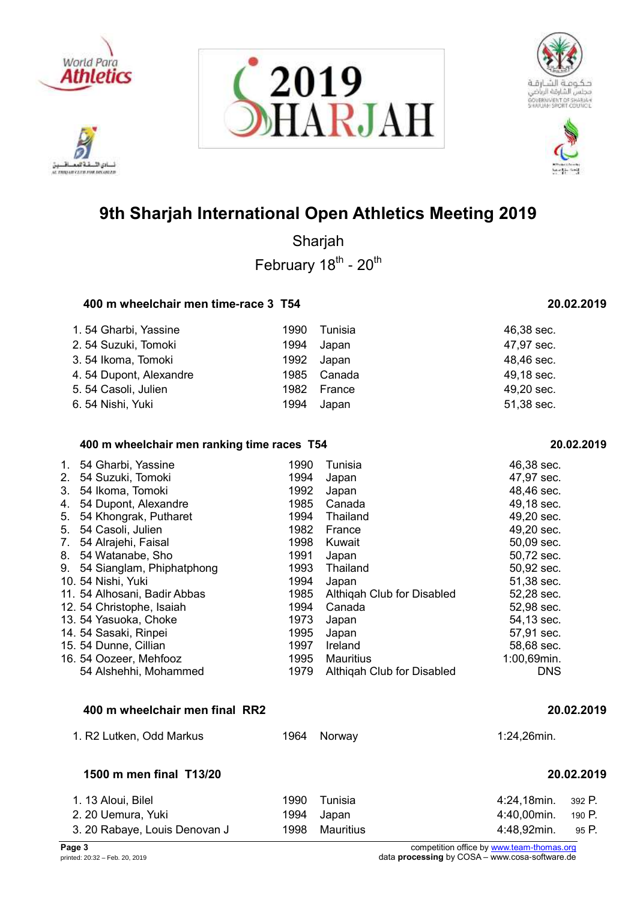# 9th Sharjah International Open Athletics Meeting 2019

Sharjah

February 18th - 20th

### 400 m wheelchair men time-race 3 T54 — 20.02.2019

| Pl. | Class | Name | Year | Nation | Result |
|---|---|---|---|---|---|
| 1. | 54 | Gharbi, Yassine | 1990 | Tunisia | 46,38 sec. |
| 2. | 54 | Suzuki, Tomoki | 1994 | Japan | 47,97 sec. |
| 3. | 54 | Ikoma, Tomoki | 1992 | Japan | 48,46 sec. |
| 4. | 54 | Dupont, Alexandre | 1985 | Canada | 49,18 sec. |
| 5. | 54 | Casoli, Julien | 1982 | France | 49,20 sec. |
| 6. | 54 | Nishi, Yuki | 1994 | Japan | 51,38 sec. |

### 400 m wheelchair men ranking time races T54 — 20.02.2019

| Pl. | Class | Name | Year | Nation | Result |
|---|---|---|---|---|---|
| 1. | 54 | Gharbi, Yassine | 1990 | Tunisia | 46,38 sec. |
| 2. | 54 | Suzuki, Tomoki | 1994 | Japan | 47,97 sec. |
| 3. | 54 | Ikoma, Tomoki | 1992 | Japan | 48,46 sec. |
| 4. | 54 | Dupont, Alexandre | 1985 | Canada | 49,18 sec. |
| 5. | 54 | Khongrak, Putharet | 1994 | Thailand | 49,20 sec. |
| 5. | 54 | Casoli, Julien | 1982 | France | 49,20 sec. |
| 7. | 54 | Alrajehi, Faisal | 1998 | Kuwait | 50,09 sec. |
| 8. | 54 | Watanabe, Sho | 1991 | Japan | 50,72 sec. |
| 9. | 54 | Sianglam, Phiphatphong | 1993 | Thailand | 50,92 sec. |
| 10. | 54 | Nishi, Yuki | 1994 | Japan | 51,38 sec. |
| 11. | 54 | Alhosani, Badir Abbas | 1985 | Althiqah Club for Disabled | 52,28 sec. |
| 12. | 54 | Christophe, Isaiah | 1994 | Canada | 52,98 sec. |
| 13. | 54 | Yasuoka, Choke | 1973 | Japan | 54,13 sec. |
| 14. | 54 | Sasaki, Rinpei | 1995 | Japan | 57,91 sec. |
| 15. | 54 | Dunne, Cillian | 1997 | Ireland | 58,68 sec. |
| 16. | 54 | Oozeer, Mehfooz | 1995 | Mauritius | 1:00,69min. |
| | 54 | Alshehhi, Mohammed | 1979 | Althiqah Club for Disabled | DNS |

### 400 m wheelchair men final RR2 — 20.02.2019

| Pl. | Class | Name | Year | Nation | Result |
|---|---|---|---|---|---|
| 1. | R2 | Lutken, Odd Markus | 1964 | Norway | 1:24,26min. |

### 1500 m men final T13/20 — 20.02.2019

| Pl. | Class | Name | Year | Nation | Result | Points |
|---|---|---|---|---|---|---|
| 1. | 13 | Aloui, Bilel | 1990 | Tunisia | 4:24,18min. | 392 P. |
| 2. | 20 | Uemura, Yuki | 1994 | Japan | 4:40,00min. | 190 P. |
| 3. | 20 | Rabaye, Louis Denovan J | 1998 | Mauritius | 4:48,92min. | 95 P. |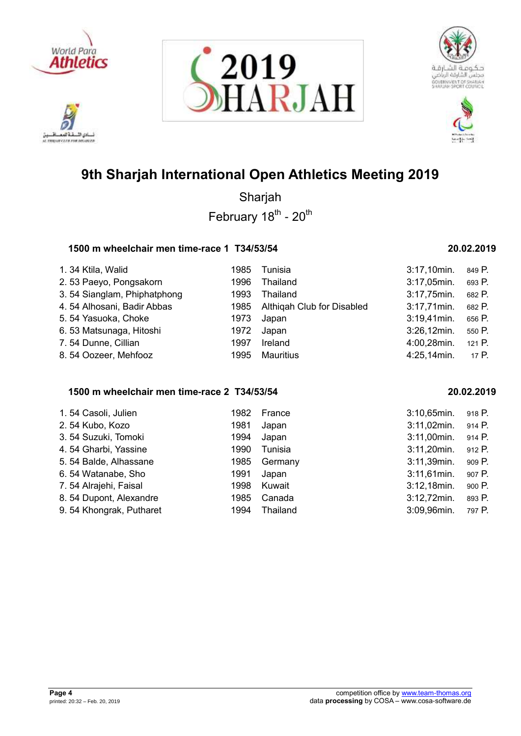# 9th Sharjah International Open Athletics Meeting 2019

Sharjah

February 18th - 20th

### 1500 m wheelchair men time-race 1 T34/53/54 — 20.02.2019

| Rank | Class | Name | Year | Country | Time | Points |
|---|---|---|---|---|---|---|
| 1. | 34 | Ktila, Walid | 1985 | Tunisia | 3:17,10min. | 849 P. |
| 2. | 53 | Paeyo, Pongsakorn | 1996 | Thailand | 3:17,05min. | 693 P. |
| 3. | 54 | Sianglam, Phiphatphong | 1993 | Thailand | 3:17,75min. | 682 P. |
| 4. | 54 | Alhosani, Badir Abbas | 1985 | Althiqah Club for Disabled | 3:17,71min. | 682 P. |
| 5. | 54 | Yasuoka, Choke | 1973 | Japan | 3:19,41min. | 656 P. |
| 6. | 53 | Matsunaga, Hitoshi | 1972 | Japan | 3:26,12min. | 550 P. |
| 7. | 54 | Dunne, Cillian | 1997 | Ireland | 4:00,28min. | 121 P. |
| 8. | 54 | Oozeer, Mehfooz | 1995 | Mauritius | 4:25,14min. | 17 P. |

### 1500 m wheelchair men time-race 2 T34/53/54 — 20.02.2019

| Rank | Class | Name | Year | Country | Time | Points |
|---|---|---|---|---|---|---|
| 1. | 54 | Casoli, Julien | 1982 | France | 3:10,65min. | 918 P. |
| 2. | 54 | Kubo, Kozo | 1981 | Japan | 3:11,02min. | 914 P. |
| 3. | 54 | Suzuki, Tomoki | 1994 | Japan | 3:11,00min. | 914 P. |
| 4. | 54 | Gharbi, Yassine | 1990 | Tunisia | 3:11,20min. | 912 P. |
| 5. | 54 | Balde, Alhassane | 1985 | Germany | 3:11,39min. | 909 P. |
| 6. | 54 | Watanabe, Sho | 1991 | Japan | 3:11,61min. | 907 P. |
| 7. | 54 | Alrajehi, Faisal | 1998 | Kuwait | 3:12,18min. | 900 P. |
| 8. | 54 | Dupont, Alexandre | 1985 | Canada | 3:12,72min. | 893 P. |
| 9. | 54 | Khongrak, Putharet | 1994 | Thailand | 3:09,96min. | 797 P. |

printed: 20:32 – Feb. 20, 2019

competition office by www.team-thomas.org
data **processing** by COSA – www.cosa-software.de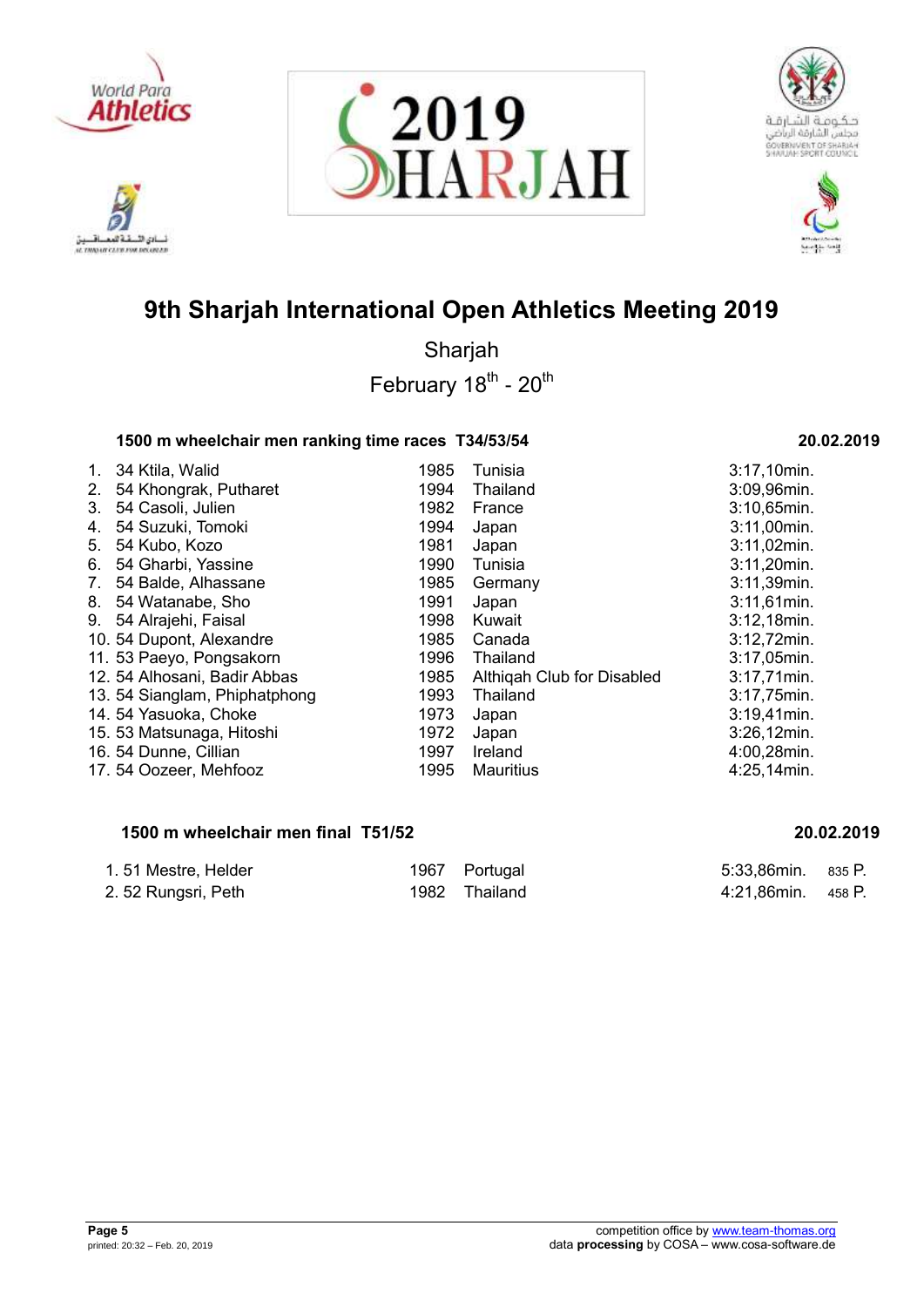# 9th Sharjah International Open Athletics Meeting 2019

Sharjah

February 18th - 20th

### 1500 m wheelchair men ranking time races T34/53/54 — 20.02.2019

| Rank | Class | Name | Year | Country | Time |
|---|---|---|---|---|---|
| 1. | 34 | Ktila, Walid | 1985 | Tunisia | 3:17,10min. |
| 2. | 54 | Khongrak, Putharet | 1994 | Thailand | 3:09,96min. |
| 3. | 54 | Casoli, Julien | 1982 | France | 3:10,65min. |
| 4. | 54 | Suzuki, Tomoki | 1994 | Japan | 3:11,00min. |
| 5. | 54 | Kubo, Kozo | 1981 | Japan | 3:11,02min. |
| 6. | 54 | Gharbi, Yassine | 1990 | Tunisia | 3:11,20min. |
| 7. | 54 | Balde, Alhassane | 1985 | Germany | 3:11,39min. |
| 8. | 54 | Watanabe, Sho | 1991 | Japan | 3:11,61min. |
| 9. | 54 | Alrajehi, Faisal | 1998 | Kuwait | 3:12,18min. |
| 10. | 54 | Dupont, Alexandre | 1985 | Canada | 3:12,72min. |
| 11. | 53 | Paeyo, Pongsakorn | 1996 | Thailand | 3:17,05min. |
| 12. | 54 | Alhosani, Badir Abbas | 1985 | Althiqah Club for Disabled | 3:17,71min. |
| 13. | 54 | Sianglam, Phiphatphong | 1993 | Thailand | 3:17,75min. |
| 14. | 54 | Yasuoka, Choke | 1973 | Japan | 3:19,41min. |
| 15. | 53 | Matsunaga, Hitoshi | 1972 | Japan | 3:26,12min. |
| 16. | 54 | Dunne, Cillian | 1997 | Ireland | 4:00,28min. |
| 17. | 54 | Oozeer, Mehfooz | 1995 | Mauritius | 4:25,14min. |

### 1500 m wheelchair men final T51/52 — 20.02.2019

| Rank | Class | Name | Year | Country | Time | Points |
|---|---|---|---|---|---|---|
| 1. | 51 | Mestre, Helder | 1967 | Portugal | 5:33,86min. | 835 P. |
| 2. | 52 | Rungsri, Peth | 1982 | Thailand | 4:21,86min. | 458 P. |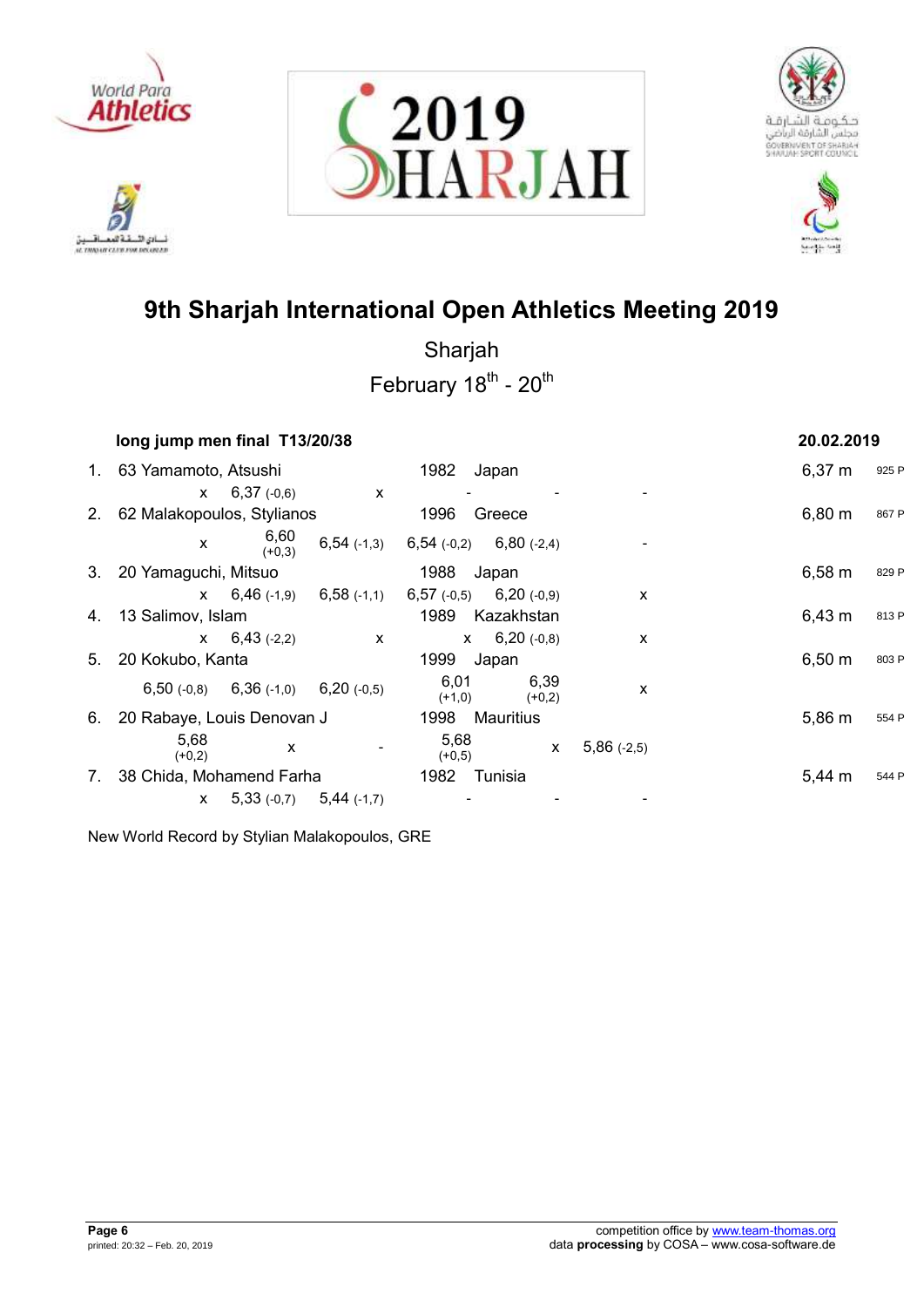# 9th Sharjah International Open Athletics Meeting 2019

Sharjah

February 18th - 20th

**long jump men final T13/20/38** **20.02.2019**

| Rank | Athlete | Year | Country | Result | Points |
|---|---|---|---|---|---|
| 1. | 63 Yamamoto, Atsushi | 1982 | Japan | 6,37 m | 925 P |
| | x / 6,37 (-0,6) / x / - / - / - | | | | |
| 2. | 62 Malakopoulos, Stylianos | 1996 | Greece | 6,80 m | 867 P |
| | x / 6,60 (+0,3) / 6,54 (-1,3) / 6,54 (-0,2) / 6,80 (-2,4) / - | | | | |
| 3. | 20 Yamaguchi, Mitsuo | 1988 | Japan | 6,58 m | 829 P |
| | x / 6,46 (-1,9) / 6,58 (-1,1) / 6,57 (-0,5) / 6,20 (-0,9) / x | | | | |
| 4. | 13 Salimov, Islam | 1989 | Kazakhstan | 6,43 m | 813 P |
| | x / 6,43 (-2,2) / x / x / 6,20 (-0,8) / x | | | | |
| 5. | 20 Kokubo, Kanta | 1999 | Japan | 6,50 m | 803 P |
| | 6,50 (-0,8) / 6,36 (-1,0) / 6,20 (-0,5) / 6,01 (+1,0) / 6,39 (+0,2) / x | | | | |
| 6. | 20 Rabaye, Louis Denovan J | 1998 | Mauritius | 5,86 m | 554 P |
| | 5,68 (+0,2) / x / - / 5,68 (+0,5) / x / 5,86 (-2,5) | | | | |
| 7. | 38 Chida, Mohamend Farha | 1982 | Tunisia | 5,44 m | 544 P |
| | x / 5,33 (-0,7) / 5,44 (-1,7) / - / - / - | | | | |

New World Record by Stylian Malakopoulos, GRE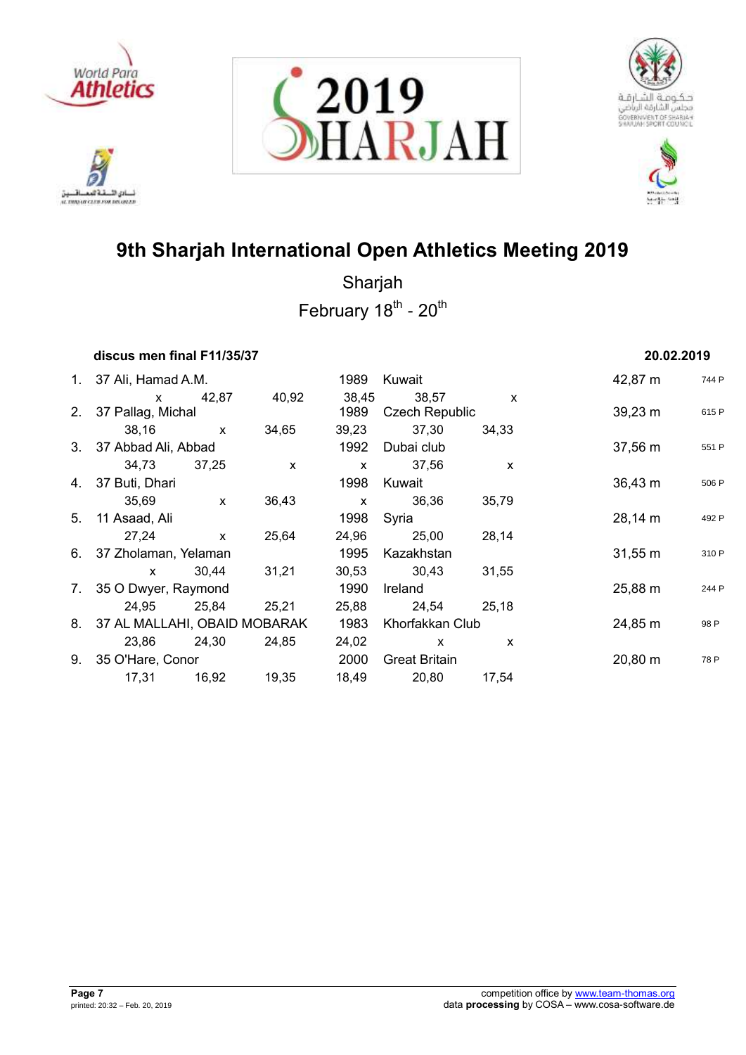# 9th Sharjah International Open Athletics Meeting 2019

Sharjah

February 18th - 20th

### discus men final F11/35/37 — 20.02.2019

| Rank | Class | Name | Year | Country/Club | Result | Points |
|---|---|---|---|---|---|---|
| 1. | 37 | Ali, Hamad A.M. | 1989 | Kuwait | 42,87 m | 744 P |
| | | x / 42,87 / 40,92 / 38,45 / 38,57 / x | | | | |
| 2. | 37 | Pallag, Michal | 1989 | Czech Republic | 39,23 m | 615 P |
| | | 38,16 / x / 34,65 / 39,23 / 37,30 / 34,33 | | | | |
| 3. | 37 | Abbad Ali, Abbad | 1992 | Dubai club | 37,56 m | 551 P |
| | | 34,73 / 37,25 / x / x / 37,56 / x | | | | |
| 4. | 37 | Buti, Dhari | 1998 | Kuwait | 36,43 m | 506 P |
| | | 35,69 / x / 36,43 / x / 36,36 / 35,79 | | | | |
| 5. | 11 | Asaad, Ali | 1998 | Syria | 28,14 m | 492 P |
| | | 27,24 / x / 25,64 / 24,96 / 25,00 / 28,14 | | | | |
| 6. | 37 | Zholaman, Yelaman | 1995 | Kazakhstan | 31,55 m | 310 P |
| | | x / 30,44 / 31,21 / 30,53 / 30,43 / 31,55 | | | | |
| 7. | 35 | O Dwyer, Raymond | 1990 | Ireland | 25,88 m | 244 P |
| | | 24,95 / 25,84 / 25,21 / 25,88 / 24,54 / 25,18 | | | | |
| 8. | 37 | AL MALLAHI, OBAID MOBARAK | 1983 | Khorfakkan Club | 24,85 m | 98 P |
| | | 23,86 / 24,30 / 24,85 / 24,02 / x / x | | | | |
| 9. | 35 | O'Hare, Conor | 2000 | Great Britain | 20,80 m | 78 P |
| | | 17,31 / 16,92 / 19,35 / 18,49 / 20,80 / 17,54 | | | | |

competition office by www.team-thomas.org
data **processing** by COSA – www.cosa-software.de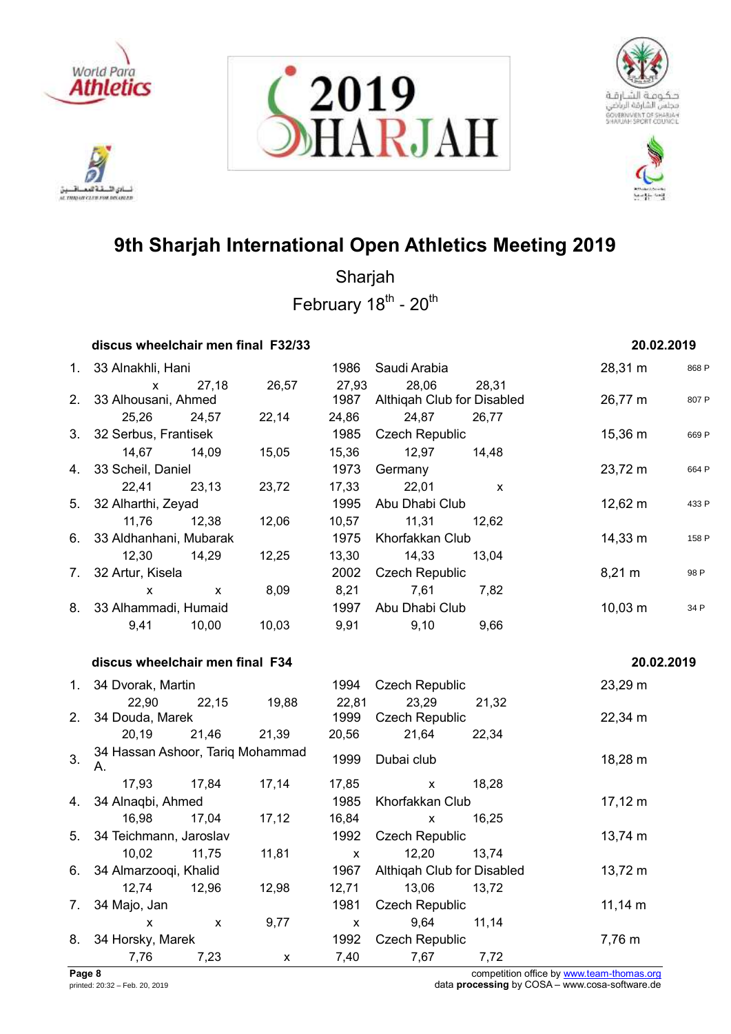# 9th Sharjah International Open Athletics Meeting 2019

Sharjah

February 18th - 20th

### discus wheelchair men final F32/33 — 20.02.2019

| Rank | Name | Year | Team | Result | Points |
|---|---|---|---|---|---|
| 1. | 33 Alnakhli, Hani | 1986 | Saudi Arabia | 28,31 m | 868 P |
| | x · 27,18 · 26,57 · 27,93 · 28,06 · 28,31 | | | | |
| 2. | 33 Alhousani, Ahmed | 1987 | Althiqah Club for Disabled | 26,77 m | 807 P |
| | 25,26 · 24,57 · 22,14 · 24,86 · 24,87 · 26,77 | | | | |
| 3. | 32 Serbus, Frantisek | 1985 | Czech Republic | 15,36 m | 669 P |
| | 14,67 · 14,09 · 15,05 · 15,36 · 12,97 · 14,48 | | | | |
| 4. | 33 Scheil, Daniel | 1973 | Germany | 23,72 m | 664 P |
| | 22,41 · 23,13 · 23,72 · 17,33 · 22,01 · x | | | | |
| 5. | 32 Alharthi, Zeyad | 1995 | Abu Dhabi Club | 12,62 m | 433 P |
| | 11,76 · 12,38 · 12,06 · 10,57 · 11,31 · 12,62 | | | | |
| 6. | 33 Aldhanhani, Mubarak | 1975 | Khorfakkan Club | 14,33 m | 158 P |
| | 12,30 · 14,29 · 12,25 · 13,30 · 14,33 · 13,04 | | | | |
| 7. | 32 Artur, Kisela | 2002 | Czech Republic | 8,21 m | 98 P |
| | x · x · 8,09 · 8,21 · 7,61 · 7,82 | | | | |
| 8. | 33 Alhammadi, Humaid | 1997 | Abu Dhabi Club | 10,03 m | 34 P |
| | 9,41 · 10,00 · 10,03 · 9,91 · 9,10 · 9,66 | | | | |

### discus wheelchair men final F34 — 20.02.2019

| Rank | Name | Year | Team | Result |
|---|---|---|---|---|
| 1. | 34 Dvorak, Martin | 1994 | Czech Republic | 23,29 m |
| | 22,90 · 22,15 · 19,88 · 22,81 · 23,29 · 21,32 | | | |
| 2. | 34 Douda, Marek | 1999 | Czech Republic | 22,34 m |
| | 20,19 · 21,46 · 21,39 · 20,56 · 21,64 · 22,34 | | | |
| 3. | 34 Hassan Ashoor, Tariq Mohammad A. | 1999 | Dubai club | 18,28 m |
| | 17,93 · 17,84 · 17,14 · 17,85 · x · 18,28 | | | |
| 4. | 34 Alnaqbi, Ahmed | 1985 | Khorfakkan Club | 17,12 m |
| | 16,98 · 17,04 · 17,12 · 16,84 · x · 16,25 | | | |
| 5. | 34 Teichmann, Jaroslav | 1992 | Czech Republic | 13,74 m |
| | 10,02 · 11,75 · 11,81 · x · 12,20 · 13,74 | | | |
| 6. | 34 Almarzooqi, Khalid | 1967 | Althiqah Club for Disabled | 13,72 m |
| | 12,74 · 12,96 · 12,98 · 12,71 · 13,06 · 13,72 | | | |
| 7. | 34 Majo, Jan | 1981 | Czech Republic | 11,14 m |
| | x · x · 9,77 · x · 9,64 · 11,14 | | | |
| 8. | 34 Horsky, Marek | 1992 | Czech Republic | 7,76 m |
| | 7,76 · 7,23 · x · 7,40 · 7,67 · 7,72 | | | |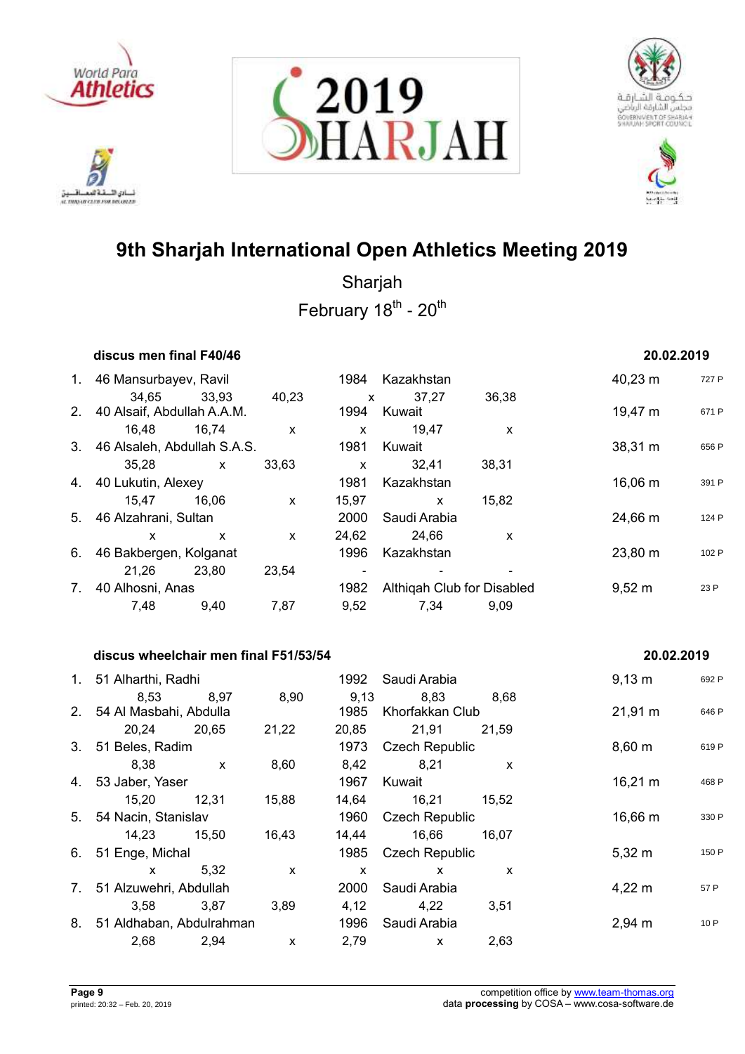# 9th Sharjah International Open Athletics Meeting 2019

Sharjah

February 18th - 20th

### discus men final F40/46 — 20.02.2019

| Rank | Class | Name | Year | Country/Club | Result | Points |
|---|---|---|---|---|---|---|
| 1. | 46 | Mansurbayev, Ravil | 1984 | Kazakhstan | 40,23 m | 727 P |
| | | 34,65 · 33,93 · 40,23 · x · 37,27 · 36,38 | | | | |
| 2. | 40 | Alsaif, Abdullah A.A.M. | 1994 | Kuwait | 19,47 m | 671 P |
| | | 16,48 · 16,74 · x · x · 19,47 · x | | | | |
| 3. | 46 | Alsaleh, Abdullah S.A.S. | 1981 | Kuwait | 38,31 m | 656 P |
| | | 35,28 · x · 33,63 · x · 32,41 · 38,31 | | | | |
| 4. | 40 | Lukutin, Alexey | 1981 | Kazakhstan | 16,06 m | 391 P |
| | | 15,47 · 16,06 · x · 15,97 · x · 15,82 | | | | |
| 5. | 46 | Alzahrani, Sultan | 2000 | Saudi Arabia | 24,66 m | 124 P |
| | | x · x · x · 24,62 · 24,66 · x | | | | |
| 6. | 46 | Bakbergen, Kolganat | 1996 | Kazakhstan | 23,80 m | 102 P |
| | | 21,26 · 23,80 · 23,54 · - · - · - | | | | |
| 7. | 40 | Alhosni, Anas | 1982 | Althiqah Club for Disabled | 9,52 m | 23 P |
| | | 7,48 · 9,40 · 7,87 · 9,52 · 7,34 · 9,09 | | | | |

### discus wheelchair men final F51/53/54 — 20.02.2019

| Rank | Class | Name | Year | Country/Club | Result | Points |
|---|---|---|---|---|---|---|
| 1. | 51 | Alharthi, Radhi | 1992 | Saudi Arabia | 9,13 m | 692 P |
| | | 8,53 · 8,97 · 8,90 · 9,13 · 8,83 · 8,68 | | | | |
| 2. | 54 | Al Masbahi, Abdulla | 1985 | Khorfakkan Club | 21,91 m | 646 P |
| | | 20,24 · 20,65 · 21,22 · 20,85 · 21,91 · 21,59 | | | | |
| 3. | 51 | Beles, Radim | 1973 | Czech Republic | 8,60 m | 619 P |
| | | 8,38 · x · 8,60 · 8,42 · 8,21 · x | | | | |
| 4. | 53 | Jaber, Yaser | 1967 | Kuwait | 16,21 m | 468 P |
| | | 15,20 · 12,31 · 15,88 · 14,64 · 16,21 · 15,52 | | | | |
| 5. | 54 | Nacin, Stanislav | 1960 | Czech Republic | 16,66 m | 330 P |
| | | 14,23 · 15,50 · 16,43 · 14,44 · 16,66 · 16,07 | | | | |
| 6. | 51 | Enge, Michal | 1985 | Czech Republic | 5,32 m | 150 P |
| | | x · 5,32 · x · x · x · x | | | | |
| 7. | 51 | Alzuwehri, Abdullah | 2000 | Saudi Arabia | 4,22 m | 57 P |
| | | 3,58 · 3,87 · 3,89 · 4,12 · 4,22 · 3,51 | | | | |
| 8. | 51 | Aldhaban, Abdulrahman | 1996 | Saudi Arabia | 2,94 m | 10 P |
| | | 2,68 · 2,94 · x · 2,79 · x · 2,63 | | | | |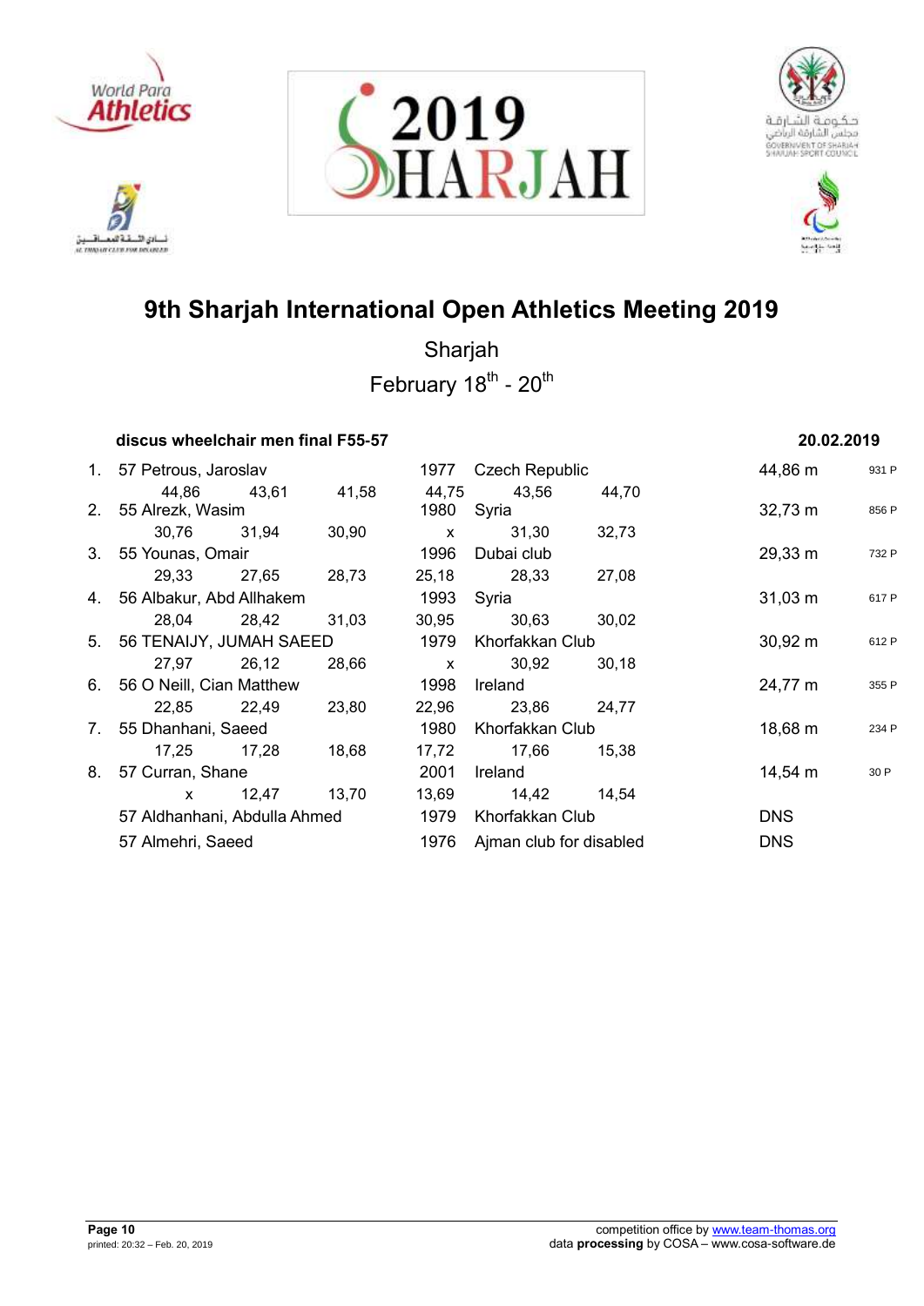# 9th Sharjah International Open Athletics Meeting 2019

Sharjah

February 18th - 20th

### discus wheelchair men final F55-57 — 20.02.2019

| Rank | Name | Year | Club/Country | Result | Points |
|---|---|---|---|---|---|
| 1. | 57 Petrous, Jaroslav | 1977 | Czech Republic | 44,86 m | 931 P |
| | 44,86 &nbsp; 43,61 &nbsp; 41,58 &nbsp; 44,75 &nbsp; 43,56 &nbsp; 44,70 | | | | |
| 2. | 55 Alrezk, Wasim | 1980 | Syria | 32,73 m | 856 P |
| | 30,76 &nbsp; 31,94 &nbsp; 30,90 &nbsp; x &nbsp; 31,30 &nbsp; 32,73 | | | | |
| 3. | 55 Younas, Omair | 1996 | Dubai club | 29,33 m | 732 P |
| | 29,33 &nbsp; 27,65 &nbsp; 28,73 &nbsp; 25,18 &nbsp; 28,33 &nbsp; 27,08 | | | | |
| 4. | 56 Albakur, Abd Allhakem | 1993 | Syria | 31,03 m | 617 P |
| | 28,04 &nbsp; 28,42 &nbsp; 31,03 &nbsp; 30,95 &nbsp; 30,63 &nbsp; 30,02 | | | | |
| 5. | 56 TENAIJY, JUMAH SAEED | 1979 | Khorfakkan Club | 30,92 m | 612 P |
| | 27,97 &nbsp; 26,12 &nbsp; 28,66 &nbsp; x &nbsp; 30,92 &nbsp; 30,18 | | | | |
| 6. | 56 O Neill, Cian Matthew | 1998 | Ireland | 24,77 m | 355 P |
| | 22,85 &nbsp; 22,49 &nbsp; 23,80 &nbsp; 22,96 &nbsp; 23,86 &nbsp; 24,77 | | | | |
| 7. | 55 Dhanhani, Saeed | 1980 | Khorfakkan Club | 18,68 m | 234 P |
| | 17,25 &nbsp; 17,28 &nbsp; 18,68 &nbsp; 17,72 &nbsp; 17,66 &nbsp; 15,38 | | | | |
| 8. | 57 Curran, Shane | 2001 | Ireland | 14,54 m | 30 P |
| | x &nbsp; 12,47 &nbsp; 13,70 &nbsp; 13,69 &nbsp; 14,42 &nbsp; 14,54 | | | | |
| | 57 Aldhanhani, Abdulla Ahmed | 1979 | Khorfakkan Club | DNS | |
| | 57 Almehri, Saeed | 1976 | Ajman club for disabled | DNS | |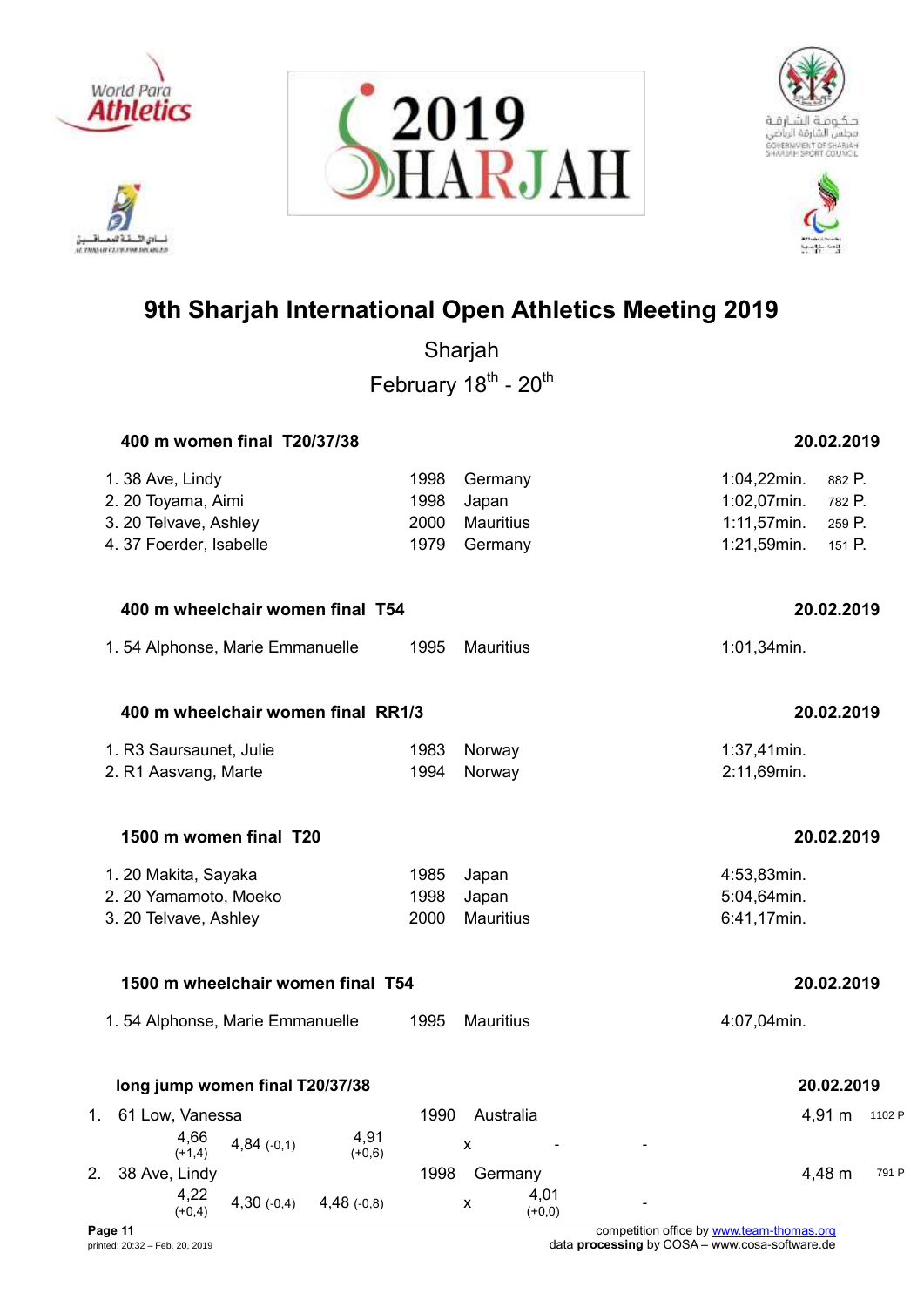# 9th Sharjah International Open Athletics Meeting 2019

Sharjah

February 18th - 20th

### 400 m women final T20/37/38 — 20.02.2019

| | | | | |
|---|---|---|---|---|
| 1. 38 Ave, Lindy | 1998 | Germany | 1:04,22min. | 882 P. |
| 2. 20 Toyama, Aimi | 1998 | Japan | 1:02,07min. | 782 P. |
| 3. 20 Telvave, Ashley | 2000 | Mauritius | 1:11,57min. | 259 P. |
| 4. 37 Foerder, Isabelle | 1979 | Germany | 1:21,59min. | 151 P. |

### 400 m wheelchair women final T54 — 20.02.2019

| | | | |
|---|---|---|---|
| 1. 54 Alphonse, Marie Emmanuelle | 1995 | Mauritius | 1:01,34min. |

### 400 m wheelchair women final RR1/3 — 20.02.2019

| | | | |
|---|---|---|---|
| 1. R3 Saursaunet, Julie | 1983 | Norway | 1:37,41min. |
| 2. R1 Aasvang, Marte | 1994 | Norway | 2:11,69min. |

### 1500 m women final T20 — 20.02.2019

| | | | |
|---|---|---|---|
| 1. 20 Makita, Sayaka | 1985 | Japan | 4:53,83min. |
| 2. 20 Yamamoto, Moeko | 1998 | Japan | 5:04,64min. |
| 3. 20 Telvave, Ashley | 2000 | Mauritius | 6:41,17min. |

### 1500 m wheelchair women final T54 — 20.02.2019

| | | | |
|---|---|---|---|
| 1. 54 Alphonse, Marie Emmanuelle | 1995 | Mauritius | 4:07,04min. |

### long jump women final T20/37/38 — 20.02.2019

| | | | | | | | |
|---|---|---|---|---|---|---|---|
| 1. 61 Low, Vanessa | | | 1990 | Australia | | 4,91 m | 1102 P |
| 4,66 (+1,4) | 4,84 (-0,1) | 4,91 (+0,6) | x | - | - | | |
| 2. 38 Ave, Lindy | | | 1998 | Germany | | 4,48 m | 791 P |
| 4,22 (+0,4) | 4,30 (-0,4) | 4,48 (-0,8) | x | 4,01 (+0,0) | - | | |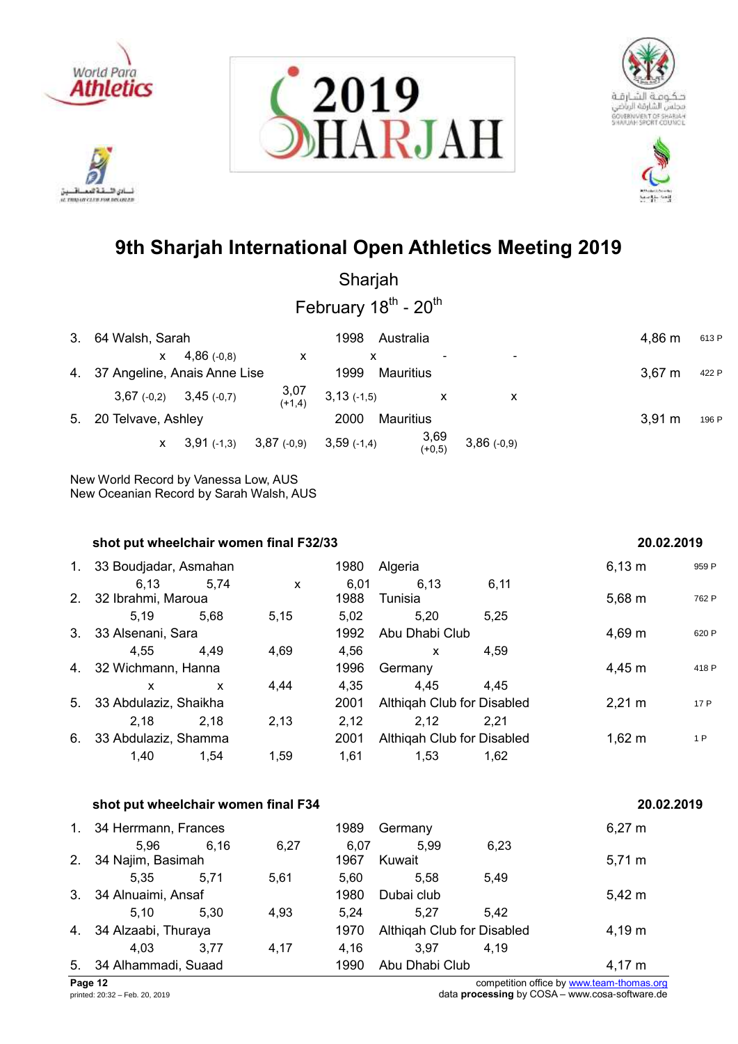# 9th Sharjah International Open Athletics Meeting 2019

Sharjah

February 18th - 20th

| Rank | Athlete | | | | Year | Country | | Result | Points |
|---|---|---|---|---|---|---|---|---|---|
| 3. | 64 Walsh, Sarah | | | | 1998 | Australia | | 4,86 m | 613 P |
| | x | 4,86 (-0,8) | x | x | - | - | | | |
| 4. | 37 Angeline, Anais Anne Lise | | | | 1999 | Mauritius | | 3,67 m | 422 P |
| | 3,67 (-0,2) | 3,45 (-0,7) | 3,07 (+1,4) | 3,13 (-1,5) | x | x | | | |
| 5. | 20 Telvave, Ashley | | | | 2000 | Mauritius | | 3,91 m | 196 P |
| | x | 3,91 (-1,3) | 3,87 (-0,9) | 3,59 (-1,4) | 3,69 (+0,5) | 3,86 (-0,9) | | | |

New World Record by Vanessa Low, AUS
New Oceanian Record by Sarah Walsh, AUS

### shot put wheelchair women final F32/33 — 20.02.2019

| Rank | Athlete | | | | Year | Country | | Result | Points |
|---|---|---|---|---|---|---|---|---|---|
| 1. | 33 Boudjadar, Asmahan | | | | 1980 | Algeria | | 6,13 m | 959 P |
| | 6,13 | 5,74 | x | 6,01 | 6,13 | 6,11 | | | |
| 2. | 32 Ibrahmi, Maroua | | | | 1988 | Tunisia | | 5,68 m | 762 P |
| | 5,19 | 5,68 | 5,15 | 5,02 | 5,20 | 5,25 | | | |
| 3. | 33 Alsenani, Sara | | | | 1992 | Abu Dhabi Club | | 4,69 m | 620 P |
| | 4,55 | 4,49 | 4,69 | 4,56 | x | 4,59 | | | |
| 4. | 32 Wichmann, Hanna | | | | 1996 | Germany | | 4,45 m | 418 P |
| | x | x | 4,44 | 4,35 | 4,45 | 4,45 | | | |
| 5. | 33 Abdulaziz, Shaikha | | | | 2001 | Althiqah Club for Disabled | | 2,21 m | 17 P |
| | 2,18 | 2,18 | 2,13 | 2,12 | 2,12 | 2,21 | | | |
| 6. | 33 Abdulaziz, Shamma | | | | 2001 | Althiqah Club for Disabled | | 1,62 m | 1 P |
| | 1,40 | 1,54 | 1,59 | 1,61 | 1,53 | 1,62 | | | |

### shot put wheelchair women final F34 — 20.02.2019

| Rank | Athlete | | | | Year | Country | | Result |
|---|---|---|---|---|---|---|---|---|
| 1. | 34 Herrmann, Frances | | | | 1989 | Germany | | 6,27 m |
| | 5,96 | 6,16 | 6,27 | 6,07 | 5,99 | 6,23 | | |
| 2. | 34 Najim, Basimah | | | | 1967 | Kuwait | | 5,71 m |
| | 5,35 | 5,71 | 5,61 | 5,60 | 5,58 | 5,49 | | |
| 3. | 34 Alnuaimi, Ansaf | | | | 1980 | Dubai club | | 5,42 m |
| | 5,10 | 5,30 | 4,93 | 5,24 | 5,27 | 5,42 | | |
| 4. | 34 Alzaabi, Thuraya | | | | 1970 | Althiqah Club for Disabled | | 4,19 m |
| | 4,03 | 3,77 | 4,17 | 4,16 | 3,97 | 4,19 | | |
| 5. | 34 Alhammadi, Suaad | | | | 1990 | Abu Dhabi Club | | 4,17 m |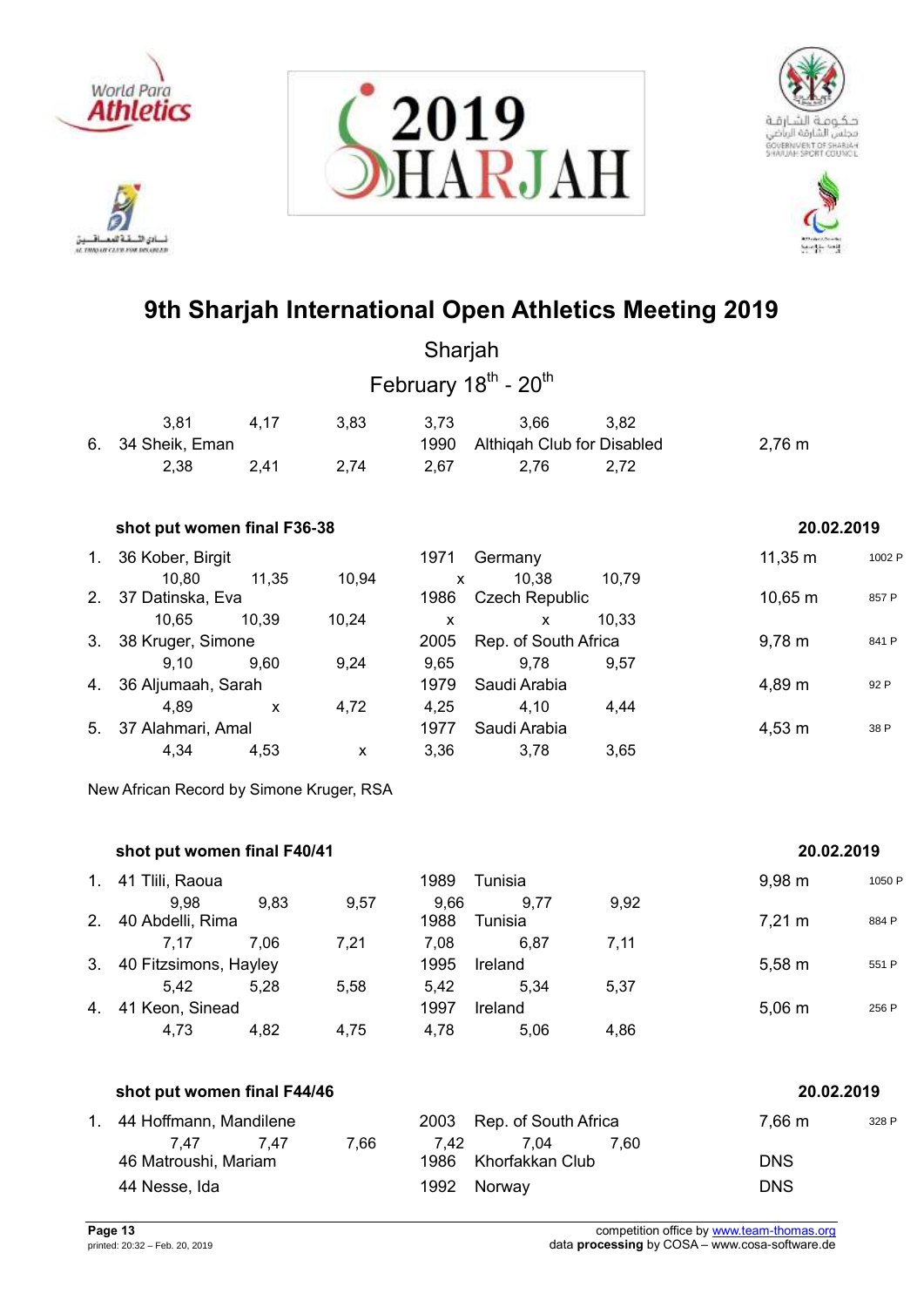# 9th Sharjah International Open Athletics Meeting 2019

Sharjah

February 18th - 20th

| | | | | | | |
|---|---|---|---|---|---|---|
| 3,81 | 4,17 | 3,83 | 3,73 | 3,66 | 3,82 | |

| Rank | Athlete | Born | Nation/Club | Result | Points |
|---|---|---|---|---|---|
| 6. | 34 Sheik, Eman | 1990 | Althiqah Club for Disabled | 2,76 m | |
| | 2,38 · 2,41 · 2,74 · 2,67 · 2,76 · 2,72 | | | | |

**shot put women final F36-38** — 20.02.2019

| Rank | Athlete | Born | Nation | Result | Points |
|---|---|---|---|---|---|
| 1. | 36 Kober, Birgit | 1971 | Germany | 11,35 m | 1002 P |
| | 10,80 · 11,35 · 10,94 · x · 10,38 · 10,79 | | | | |
| 2. | 37 Datinska, Eva | 1986 | Czech Republic | 10,65 m | 857 P |
| | 10,65 · 10,39 · 10,24 · x · x · 10,33 | | | | |
| 3. | 38 Kruger, Simone | 2005 | Rep. of South Africa | 9,78 m | 841 P |
| | 9,10 · 9,60 · 9,24 · 9,65 · 9,78 · 9,57 | | | | |
| 4. | 36 Aljumaah, Sarah | 1979 | Saudi Arabia | 4,89 m | 92 P |
| | 4,89 · x · 4,72 · 4,25 · 4,10 · 4,44 | | | | |
| 5. | 37 Alahmari, Amal | 1977 | Saudi Arabia | 4,53 m | 38 P |
| | 4,34 · 4,53 · x · 3,36 · 3,78 · 3,65 | | | | |

New African Record by Simone Kruger, RSA

**shot put women final F40/41** — 20.02.2019

| Rank | Athlete | Born | Nation | Result | Points |
|---|---|---|---|---|---|
| 1. | 41 Tlili, Raoua | 1989 | Tunisia | 9,98 m | 1050 P |
| | 9,98 · 9,83 · 9,57 · 9,66 · 9,77 · 9,92 | | | | |
| 2. | 40 Abdelli, Rima | 1988 | Tunisia | 7,21 m | 884 P |
| | 7,17 · 7,06 · 7,21 · 7,08 · 6,87 · 7,11 | | | | |
| 3. | 40 Fitzsimons, Hayley | 1995 | Ireland | 5,58 m | 551 P |
| | 5,42 · 5,28 · 5,58 · 5,42 · 5,34 · 5,37 | | | | |
| 4. | 41 Keon, Sinead | 1997 | Ireland | 5,06 m | 256 P |
| | 4,73 · 4,82 · 4,75 · 4,78 · 5,06 · 4,86 | | | | |

**shot put women final F44/46** — 20.02.2019

| Rank | Athlete | Born | Nation/Club | Result | Points |
|---|---|---|---|---|---|
| 1. | 44 Hoffmann, Mandilene | 2003 | Rep. of South Africa | 7,66 m | 328 P |
| | 7,47 · 7,47 · 7,66 · 7,42 · 7,04 · 7,60 | | | | |
| | 46 Matroushi, Mariam | 1986 | Khorfakkan Club | DNS | |
| | 44 Nesse, Ida | 1992 | Norway | DNS | |

competition office by www.team-thomas.org
data **processing** by COSA – www.cosa-software.de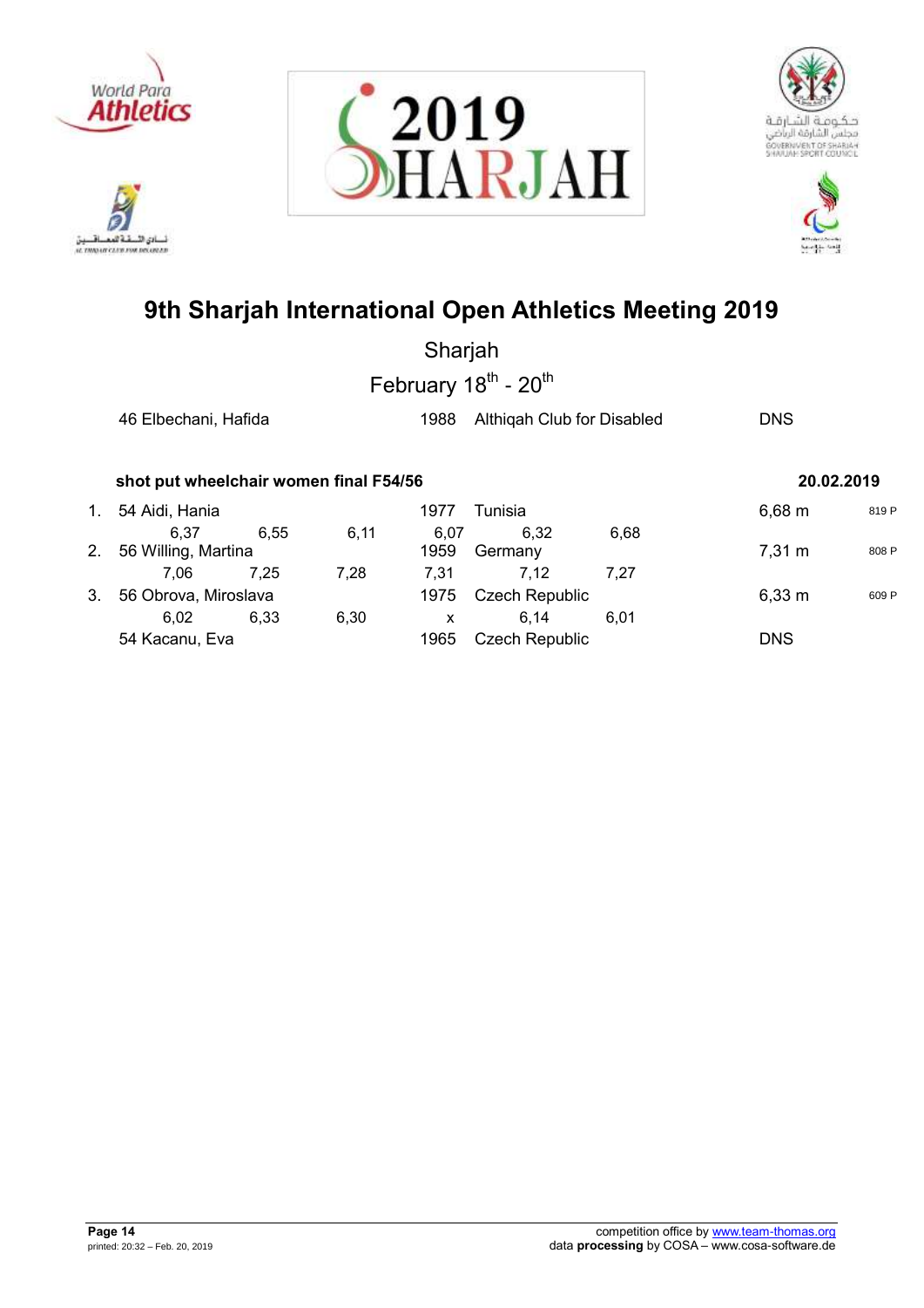# 9th Sharjah International Open Athletics Meeting 2019

Sharjah

February 18th - 20th

| | | | | | | | | | |
|---|---|---|---|---|---|---|---|---|---|
| | 46 Elbechani, Hafida | | | 1988 | Althiqah Club for Disabled | | | DNS | |

**shot put wheelchair women final F54/56** — **20.02.2019**

| | | | | | | | | | |
|---|---|---|---|---|---|---|---|---|---|
| 1. | 54 Aidi, Hania | | | 1977 | Tunisia | | | 6,68 m | 819 P |
| | 6,37 | 6,55 | 6,11 | 6,07 | 6,32 | 6,68 | | | |
| 2. | 56 Willing, Martina | | | 1959 | Germany | | | 7,31 m | 808 P |
| | 7,06 | 7,25 | 7,28 | 7,31 | 7,12 | 7,27 | | | |
| 3. | 56 Obrova, Miroslava | | | 1975 | Czech Republic | | | 6,33 m | 609 P |
| | 6,02 | 6,33 | 6,30 | x | 6,14 | 6,01 | | | |
| | 54 Kacanu, Eva | | | 1965 | Czech Republic | | | DNS | |

competition office by www.team-thomas.org
data **processing** by COSA – www.cosa-software.de